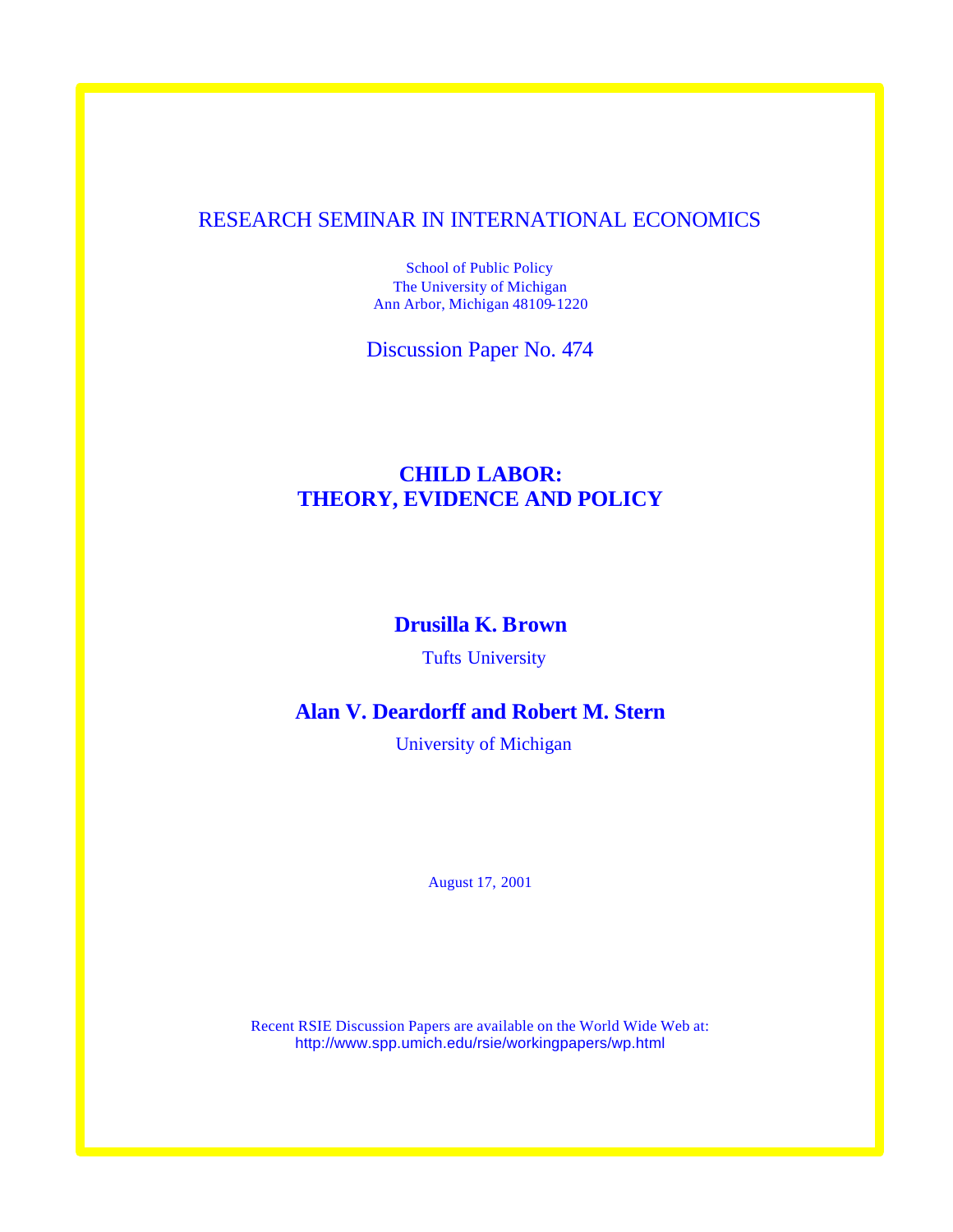RESEARCH SEMINAR IN INTERNATIONAL ECONOMICS

School of Public Policy
The University of Michigan
Ann Arbor, Michigan 48109-1220

Discussion Paper No. 474

# CHILD LABOR: THEORY, EVIDENCE AND POLICY

**Drusilla K. Brown**

Tufts University

**Alan V. Deardorff and Robert M. Stern**

University of Michigan

August 17, 2001

Recent RSIE Discussion Papers are available on the World Wide Web at:
http://www.spp.umich.edu/rsie/workingpapers/wp.html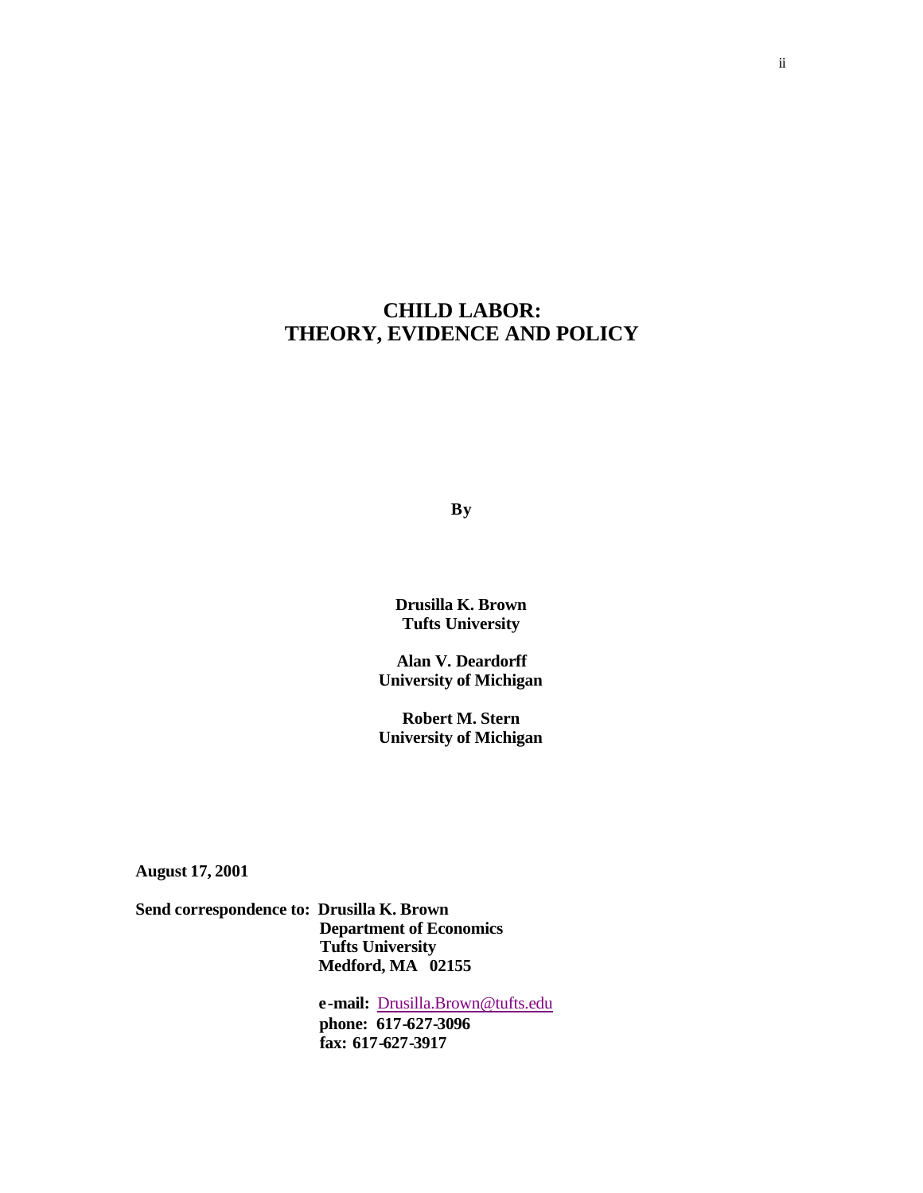# CHILD LABOR:
# THEORY, EVIDENCE AND POLICY

**By**

**Drusilla K. Brown**
**Tufts University**

**Alan V. Deardorff**
**University of Michigan**

**Robert M. Stern**
**University of Michigan**

**August 17, 2001**

**Send correspondence to: Drusilla K. Brown**
**Department of Economics**
**Tufts University**
**Medford, MA 02155**

**e-mail:** Drusilla.Brown@tufts.edu
**phone: 617-627-3096**
**fax: 617-627-3917**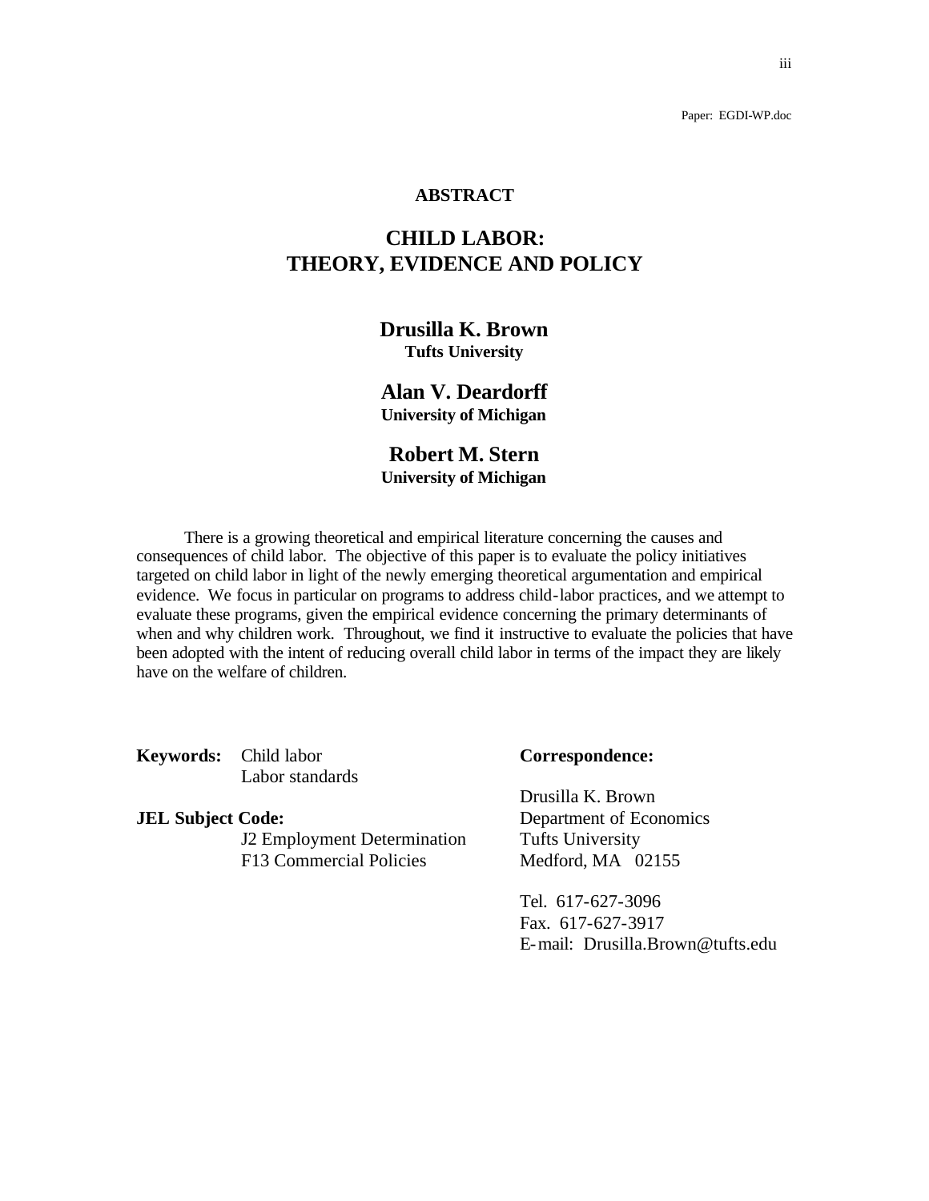Paper: EGDI-WP.doc

**ABSTRACT**

# CHILD LABOR: THEORY, EVIDENCE AND POLICY

**Drusilla K. Brown**
**Tufts University**

**Alan V. Deardorff**
**University of Michigan**

**Robert M. Stern**
**University of Michigan**

There is a growing theoretical and empirical literature concerning the causes and consequences of child labor. The objective of this paper is to evaluate the policy initiatives targeted on child labor in light of the newly emerging theoretical argumentation and empirical evidence. We focus in particular on programs to address child-labor practices, and we attempt to evaluate these programs, given the empirical evidence concerning the primary determinants of when and why children work. Throughout, we find it instructive to evaluate the policies that have been adopted with the intent of reducing overall child labor in terms of the impact they are likely have on the welfare of children.

**Keywords:** Child labor
Labor standards

**JEL Subject Code:**
J2 Employment Determination
F13 Commercial Policies

**Correspondence:**

Drusilla K. Brown
Department of Economics
Tufts University
Medford, MA 02155

Tel. 617-627-3096
Fax. 617-627-3917
E-mail: Drusilla.Brown@tufts.edu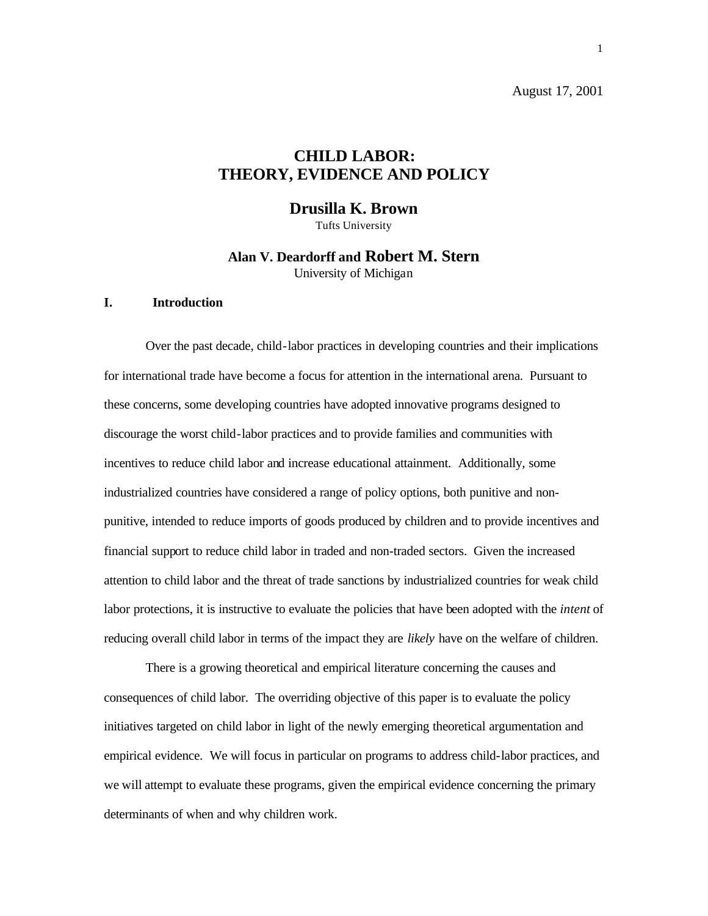August 17, 2001

# CHILD LABOR: THEORY, EVIDENCE AND POLICY

**Drusilla K. Brown**
Tufts University

**Alan V. Deardorff and Robert M. Stern**
University of Michigan

## I. Introduction

Over the past decade, child-labor practices in developing countries and their implications for international trade have become a focus for attention in the international arena. Pursuant to these concerns, some developing countries have adopted innovative programs designed to discourage the worst child-labor practices and to provide families and communities with incentives to reduce child labor and increase educational attainment. Additionally, some industrialized countries have considered a range of policy options, both punitive and non-punitive, intended to reduce imports of goods produced by children and to provide incentives and financial support to reduce child labor in traded and non-traded sectors. Given the increased attention to child labor and the threat of trade sanctions by industrialized countries for weak child labor protections, it is instructive to evaluate the policies that have been adopted with the *intent* of reducing overall child labor in terms of the impact they are *likely* have on the welfare of children.

There is a growing theoretical and empirical literature concerning the causes and consequences of child labor. The overriding objective of this paper is to evaluate the policy initiatives targeted on child labor in light of the newly emerging theoretical argumentation and empirical evidence. We will focus in particular on programs to address child-labor practices, and we will attempt to evaluate these programs, given the empirical evidence concerning the primary determinants of when and why children work.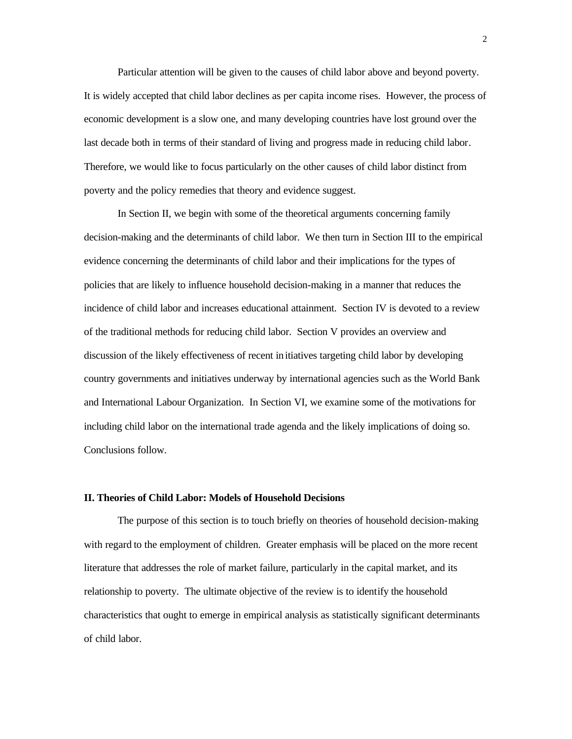Particular attention will be given to the causes of child labor above and beyond poverty. It is widely accepted that child labor declines as per capita income rises. However, the process of economic development is a slow one, and many developing countries have lost ground over the last decade both in terms of their standard of living and progress made in reducing child labor. Therefore, we would like to focus particularly on the other causes of child labor distinct from poverty and the policy remedies that theory and evidence suggest.

In Section II, we begin with some of the theoretical arguments concerning family decision-making and the determinants of child labor. We then turn in Section III to the empirical evidence concerning the determinants of child labor and their implications for the types of policies that are likely to influence household decision-making in a manner that reduces the incidence of child labor and increases educational attainment. Section IV is devoted to a review of the traditional methods for reducing child labor. Section V provides an overview and discussion of the likely effectiveness of recent initiatives targeting child labor by developing country governments and initiatives underway by international agencies such as the World Bank and International Labour Organization. In Section VI, we examine some of the motivations for including child labor on the international trade agenda and the likely implications of doing so. Conclusions follow.

## II. Theories of Child Labor: Models of Household Decisions

The purpose of this section is to touch briefly on theories of household decision-making with regard to the employment of children. Greater emphasis will be placed on the more recent literature that addresses the role of market failure, particularly in the capital market, and its relationship to poverty. The ultimate objective of the review is to identify the household characteristics that ought to emerge in empirical analysis as statistically significant determinants of child labor.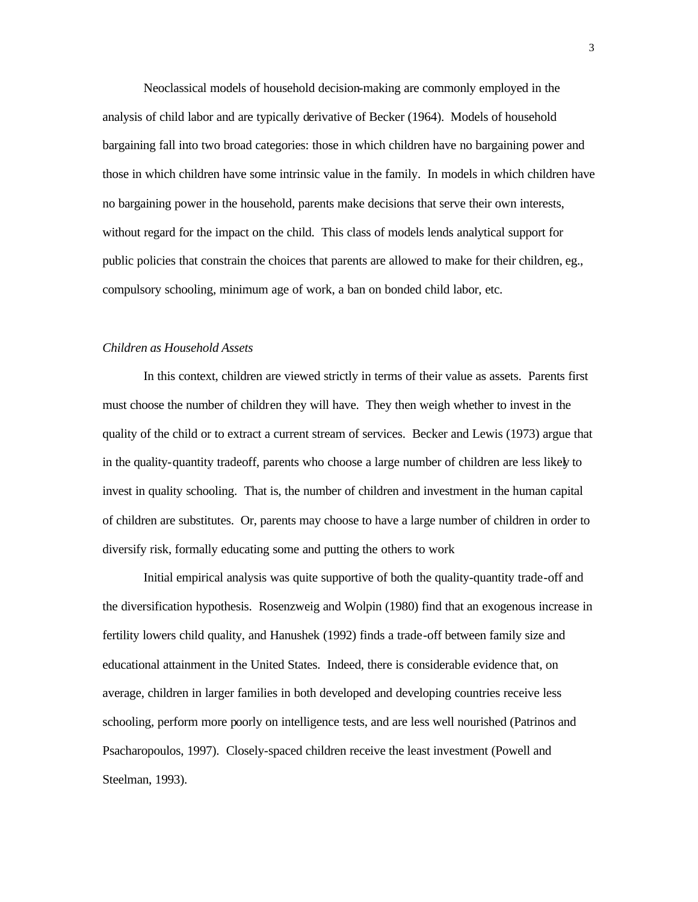Neoclassical models of household decision-making are commonly employed in the analysis of child labor and are typically derivative of Becker (1964). Models of household bargaining fall into two broad categories: those in which children have no bargaining power and those in which children have some intrinsic value in the family. In models in which children have no bargaining power in the household, parents make decisions that serve their own interests, without regard for the impact on the child. This class of models lends analytical support for public policies that constrain the choices that parents are allowed to make for their children, eg., compulsory schooling, minimum age of work, a ban on bonded child labor, etc.

*Children as Household Assets*

In this context, children are viewed strictly in terms of their value as assets. Parents first must choose the number of children they will have. They then weigh whether to invest in the quality of the child or to extract a current stream of services. Becker and Lewis (1973) argue that in the quality-quantity tradeoff, parents who choose a large number of children are less likely to invest in quality schooling. That is, the number of children and investment in the human capital of children are substitutes. Or, parents may choose to have a large number of children in order to diversify risk, formally educating some and putting the others to work

Initial empirical analysis was quite supportive of both the quality-quantity trade-off and the diversification hypothesis. Rosenzweig and Wolpin (1980) find that an exogenous increase in fertility lowers child quality, and Hanushek (1992) finds a trade-off between family size and educational attainment in the United States. Indeed, there is considerable evidence that, on average, children in larger families in both developed and developing countries receive less schooling, perform more poorly on intelligence tests, and are less well nourished (Patrinos and Psacharopoulos, 1997). Closely-spaced children receive the least investment (Powell and Steelman, 1993).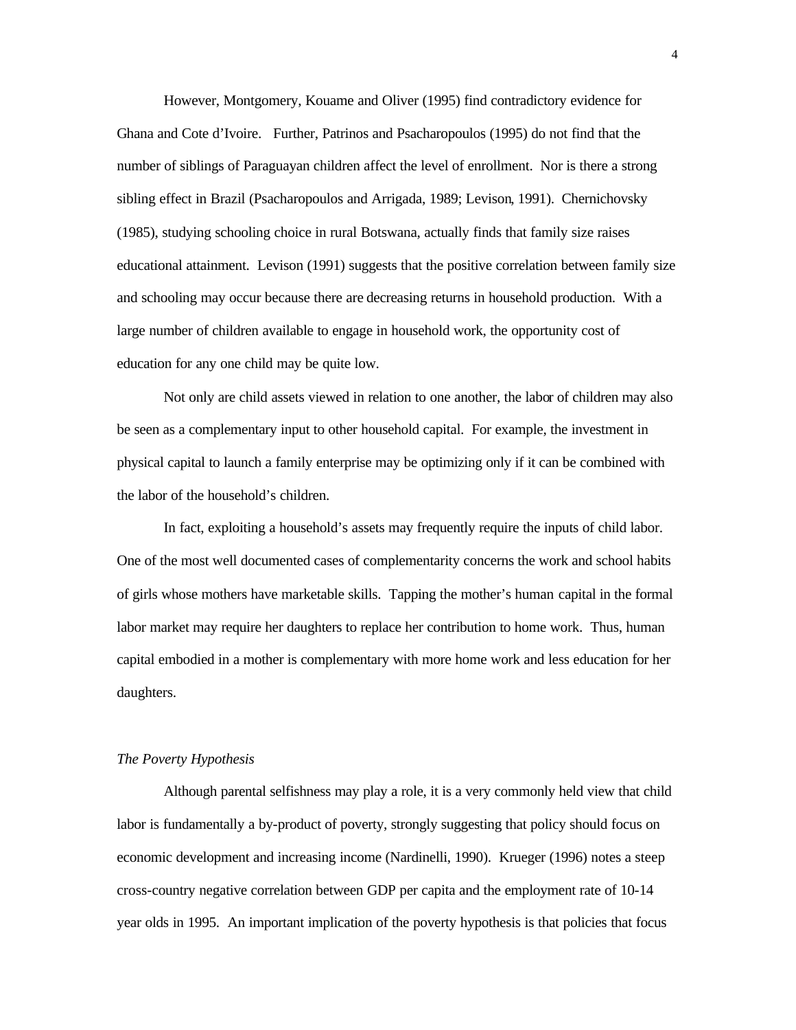However, Montgomery, Kouame and Oliver (1995) find contradictory evidence for Ghana and Cote d'Ivoire.  Further, Patrinos and Psacharopoulos (1995) do not find that the number of siblings of Paraguayan children affect the level of enrollment.  Nor is there a strong sibling effect in Brazil (Psacharopoulos and Arrigada, 1989; Levison, 1991).  Chernichovsky (1985), studying schooling choice in rural Botswana, actually finds that family size raises educational attainment.  Levison (1991) suggests that the positive correlation between family size and schooling may occur because there are decreasing returns in household production.  With a large number of children available to engage in household work, the opportunity cost of education for any one child may be quite low.

Not only are child assets viewed in relation to one another, the labor of children may also be seen as a complementary input to other household capital.  For example, the investment in physical capital to launch a family enterprise may be optimizing only if it can be combined with the labor of the household's children.

In fact, exploiting a household's assets may frequently require the inputs of child labor. One of the most well documented cases of complementarity concerns the work and school habits of girls whose mothers have marketable skills.  Tapping the mother's human capital in the formal labor market may require her daughters to replace her contribution to home work.  Thus, human capital embodied in a mother is complementary with more home work and less education for her daughters.

*The Poverty Hypothesis*

Although parental selfishness may play a role, it is a very commonly held view that child labor is fundamentally a by-product of poverty, strongly suggesting that policy should focus on economic development and increasing income (Nardinelli, 1990).  Krueger (1996) notes a steep cross-country negative correlation between GDP per capita and the employment rate of 10-14 year olds in 1995.  An important implication of the poverty hypothesis is that policies that focus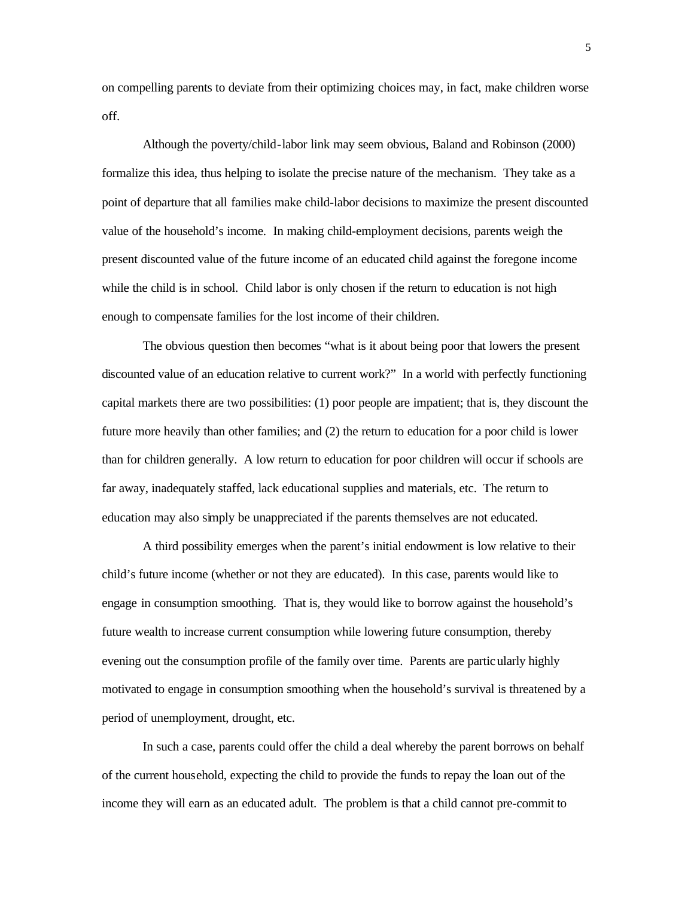on compelling parents to deviate from their optimizing choices may, in fact, make children worse off.

Although the poverty/child-labor link may seem obvious, Baland and Robinson (2000) formalize this idea, thus helping to isolate the precise nature of the mechanism. They take as a point of departure that all families make child-labor decisions to maximize the present discounted value of the household's income. In making child-employment decisions, parents weigh the present discounted value of the future income of an educated child against the foregone income while the child is in school. Child labor is only chosen if the return to education is not high enough to compensate families for the lost income of their children.

The obvious question then becomes "what is it about being poor that lowers the present discounted value of an education relative to current work?" In a world with perfectly functioning capital markets there are two possibilities: (1) poor people are impatient; that is, they discount the future more heavily than other families; and (2) the return to education for a poor child is lower than for children generally. A low return to education for poor children will occur if schools are far away, inadequately staffed, lack educational supplies and materials, etc. The return to education may also simply be unappreciated if the parents themselves are not educated.

A third possibility emerges when the parent's initial endowment is low relative to their child's future income (whether or not they are educated). In this case, parents would like to engage in consumption smoothing. That is, they would like to borrow against the household's future wealth to increase current consumption while lowering future consumption, thereby evening out the consumption profile of the family over time. Parents are particularly highly motivated to engage in consumption smoothing when the household's survival is threatened by a period of unemployment, drought, etc.

In such a case, parents could offer the child a deal whereby the parent borrows on behalf of the current household, expecting the child to provide the funds to repay the loan out of the income they will earn as an educated adult. The problem is that a child cannot pre-commit to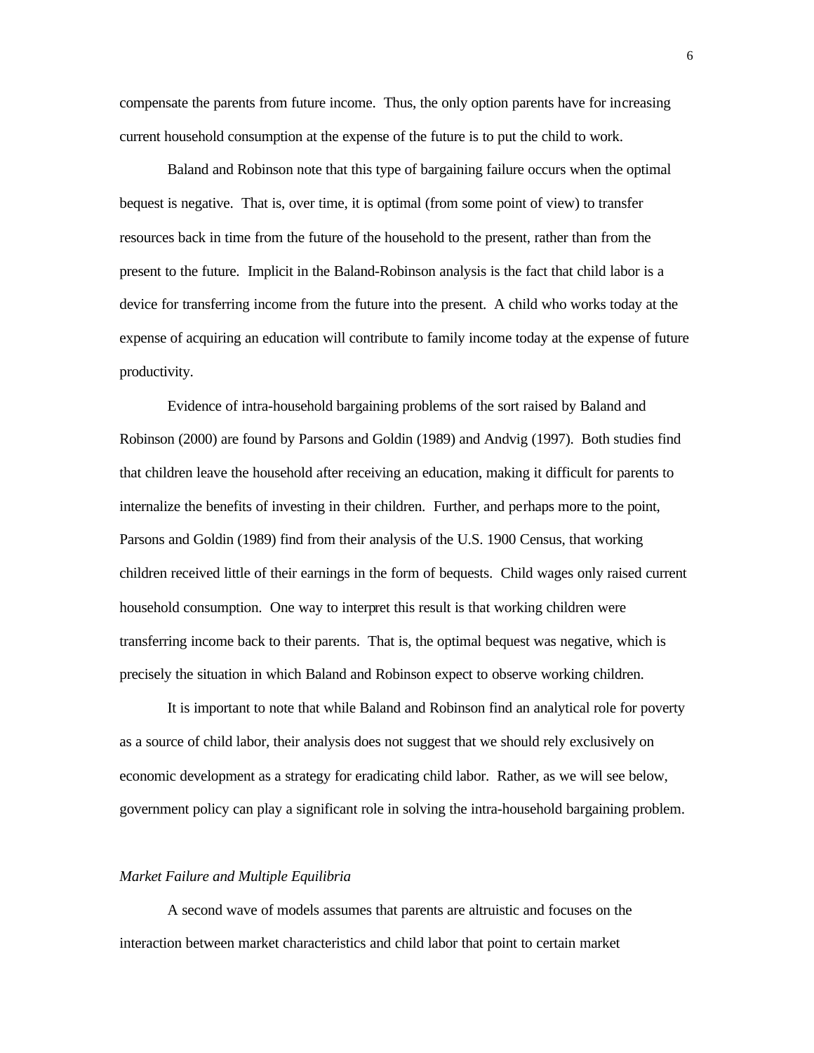compensate the parents from future income. Thus, the only option parents have for increasing current household consumption at the expense of the future is to put the child to work.

Baland and Robinson note that this type of bargaining failure occurs when the optimal bequest is negative. That is, over time, it is optimal (from some point of view) to transfer resources back in time from the future of the household to the present, rather than from the present to the future. Implicit in the Baland-Robinson analysis is the fact that child labor is a device for transferring income from the future into the present. A child who works today at the expense of acquiring an education will contribute to family income today at the expense of future productivity.

Evidence of intra-household bargaining problems of the sort raised by Baland and Robinson (2000) are found by Parsons and Goldin (1989) and Andvig (1997). Both studies find that children leave the household after receiving an education, making it difficult for parents to internalize the benefits of investing in their children. Further, and perhaps more to the point, Parsons and Goldin (1989) find from their analysis of the U.S. 1900 Census, that working children received little of their earnings in the form of bequests. Child wages only raised current household consumption. One way to interpret this result is that working children were transferring income back to their parents. That is, the optimal bequest was negative, which is precisely the situation in which Baland and Robinson expect to observe working children.

It is important to note that while Baland and Robinson find an analytical role for poverty as a source of child labor, their analysis does not suggest that we should rely exclusively on economic development as a strategy for eradicating child labor. Rather, as we will see below, government policy can play a significant role in solving the intra-household bargaining problem.

*Market Failure and Multiple Equilibria*

A second wave of models assumes that parents are altruistic and focuses on the interaction between market characteristics and child labor that point to certain market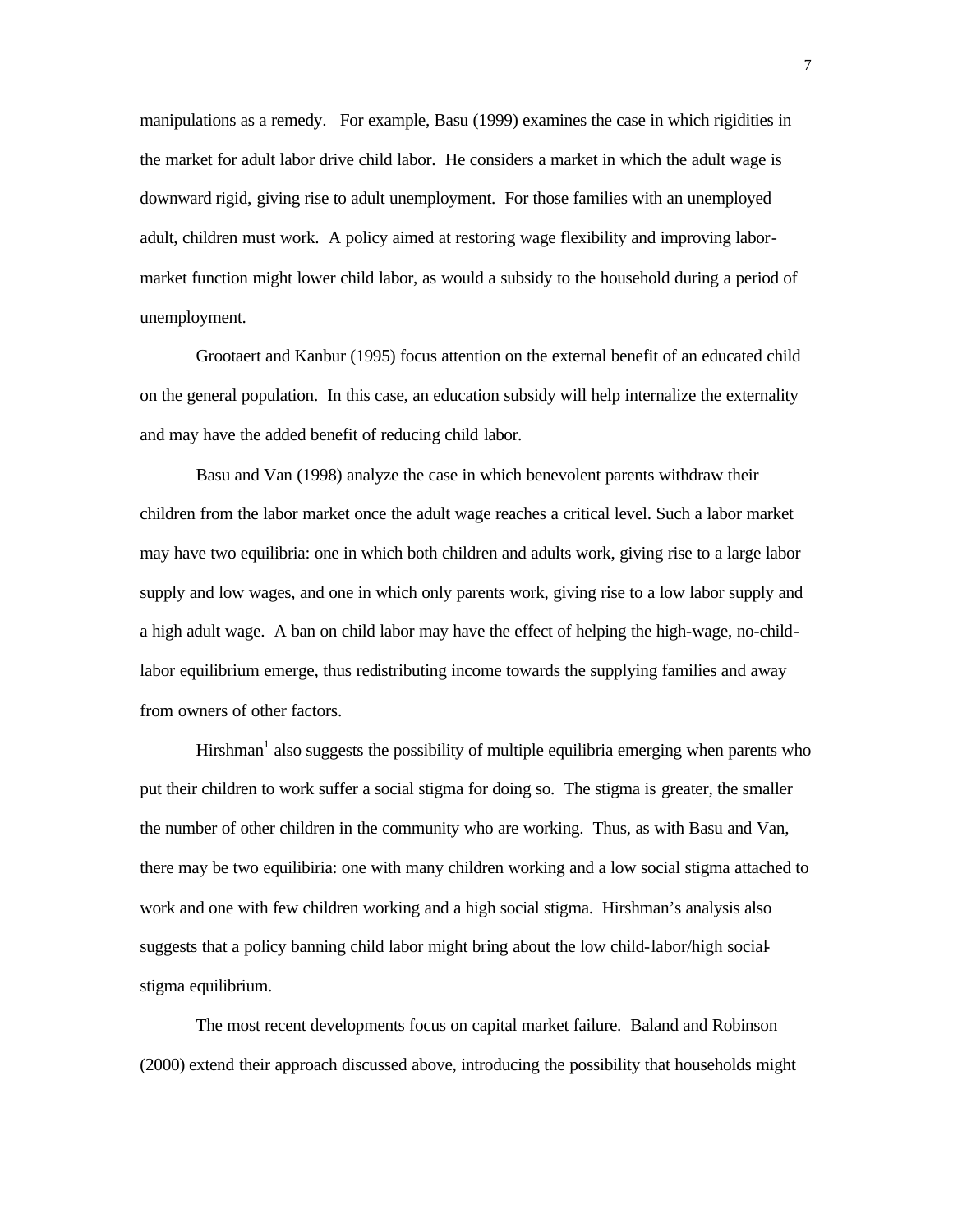manipulations as a remedy. For example, Basu (1999) examines the case in which rigidities in the market for adult labor drive child labor. He considers a market in which the adult wage is downward rigid, giving rise to adult unemployment. For those families with an unemployed adult, children must work. A policy aimed at restoring wage flexibility and improving labor-market function might lower child labor, as would a subsidy to the household during a period of unemployment.

Grootaert and Kanbur (1995) focus attention on the external benefit of an educated child on the general population. In this case, an education subsidy will help internalize the externality and may have the added benefit of reducing child labor.

Basu and Van (1998) analyze the case in which benevolent parents withdraw their children from the labor market once the adult wage reaches a critical level. Such a labor market may have two equilibria: one in which both children and adults work, giving rise to a large labor supply and low wages, and one in which only parents work, giving rise to a low labor supply and a high adult wage. A ban on child labor may have the effect of helping the high-wage, no-child-labor equilibrium emerge, thus redistributing income towards the supplying families and away from owners of other factors.

Hirshman[1] also suggests the possibility of multiple equilibria emerging when parents who put their children to work suffer a social stigma for doing so. The stigma is greater, the smaller the number of other children in the community who are working. Thus, as with Basu and Van, there may be two equilibiria: one with many children working and a low social stigma attached to work and one with few children working and a high social stigma. Hirshman's analysis also suggests that a policy banning child labor might bring about the low child-labor/high social-stigma equilibrium.

The most recent developments focus on capital market failure. Baland and Robinson (2000) extend their approach discussed above, introducing the possibility that households might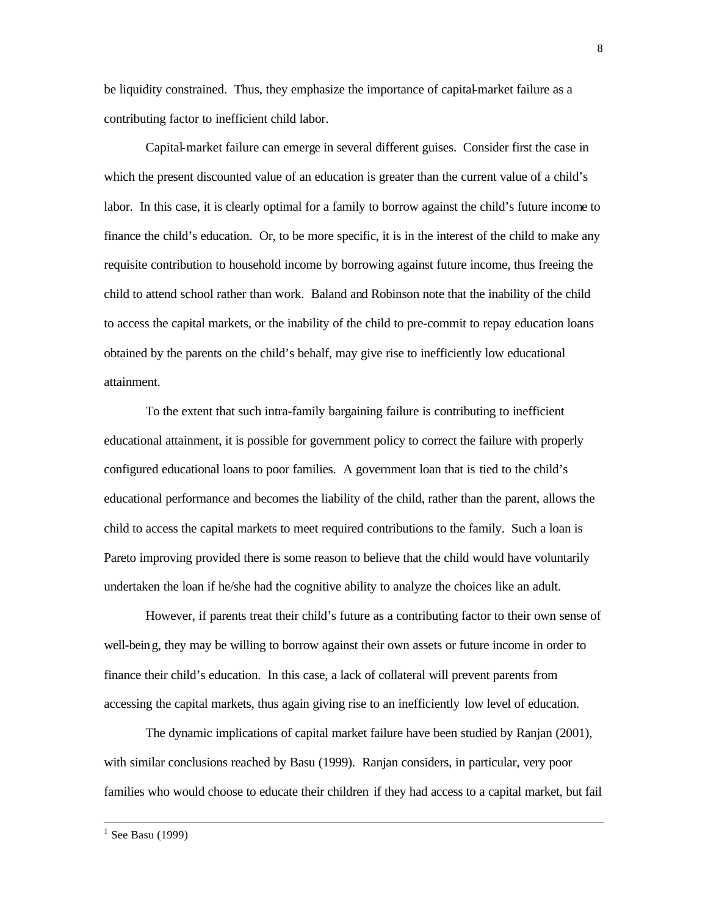be liquidity constrained. Thus, they emphasize the importance of capital-market failure as a contributing factor to inefficient child labor.

Capital-market failure can emerge in several different guises. Consider first the case in which the present discounted value of an education is greater than the current value of a child's labor. In this case, it is clearly optimal for a family to borrow against the child's future income to finance the child's education. Or, to be more specific, it is in the interest of the child to make any requisite contribution to household income by borrowing against future income, thus freeing the child to attend school rather than work. Baland and Robinson note that the inability of the child to access the capital markets, or the inability of the child to pre-commit to repay education loans obtained by the parents on the child's behalf, may give rise to inefficiently low educational attainment.

To the extent that such intra-family bargaining failure is contributing to inefficient educational attainment, it is possible for government policy to correct the failure with properly configured educational loans to poor families. A government loan that is tied to the child's educational performance and becomes the liability of the child, rather than the parent, allows the child to access the capital markets to meet required contributions to the family. Such a loan is Pareto improving provided there is some reason to believe that the child would have voluntarily undertaken the loan if he/she had the cognitive ability to analyze the choices like an adult.

However, if parents treat their child's future as a contributing factor to their own sense of well-being, they may be willing to borrow against their own assets or future income in order to finance their child's education. In this case, a lack of collateral will prevent parents from accessing the capital markets, thus again giving rise to an inefficiently low level of education.

The dynamic implications of capital market failure have been studied by Ranjan (2001), with similar conclusions reached by Basu (1999). Ranjan considers, in particular, very poor families who would choose to educate their children if they had access to a capital market, but fail

[1] See Basu (1999)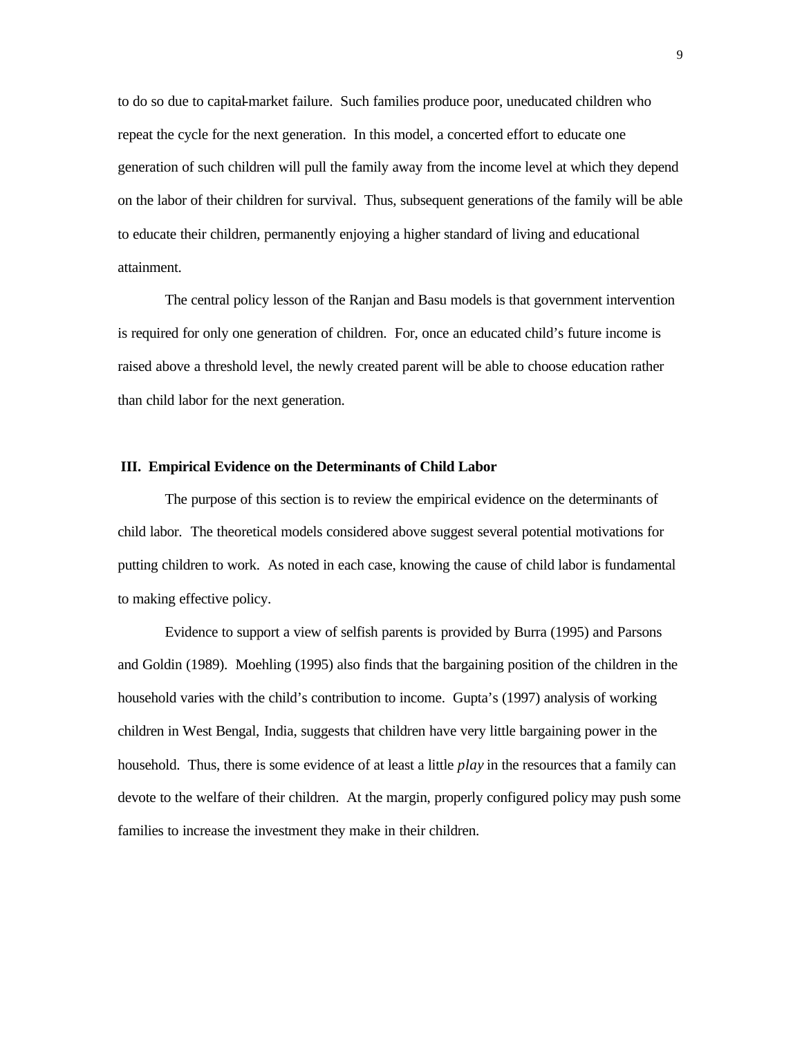to do so due to capital-market failure. Such families produce poor, uneducated children who repeat the cycle for the next generation. In this model, a concerted effort to educate one generation of such children will pull the family away from the income level at which they depend on the labor of their children for survival. Thus, subsequent generations of the family will be able to educate their children, permanently enjoying a higher standard of living and educational attainment.

The central policy lesson of the Ranjan and Basu models is that government intervention is required for only one generation of children. For, once an educated child's future income is raised above a threshold level, the newly created parent will be able to choose education rather than child labor for the next generation.

## III. Empirical Evidence on the Determinants of Child Labor

The purpose of this section is to review the empirical evidence on the determinants of child labor. The theoretical models considered above suggest several potential motivations for putting children to work. As noted in each case, knowing the cause of child labor is fundamental to making effective policy.

Evidence to support a view of selfish parents is provided by Burra (1995) and Parsons and Goldin (1989). Moehling (1995) also finds that the bargaining position of the children in the household varies with the child's contribution to income. Gupta's (1997) analysis of working children in West Bengal, India, suggests that children have very little bargaining power in the household. Thus, there is some evidence of at least a little *play* in the resources that a family can devote to the welfare of their children. At the margin, properly configured policy may push some families to increase the investment they make in their children.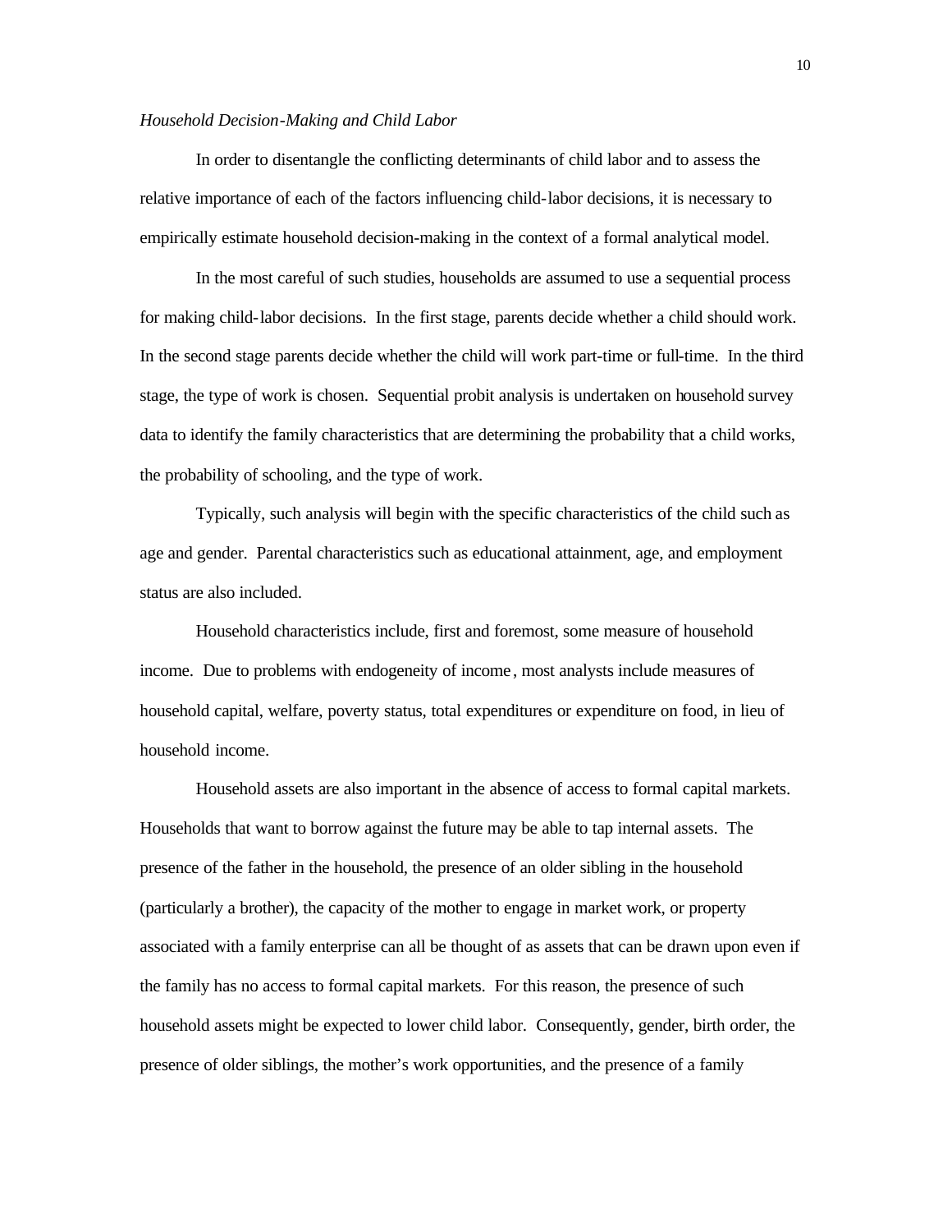*Household Decision-Making and Child Labor*

In order to disentangle the conflicting determinants of child labor and to assess the relative importance of each of the factors influencing child-labor decisions, it is necessary to empirically estimate household decision-making in the context of a formal analytical model.

In the most careful of such studies, households are assumed to use a sequential process for making child-labor decisions. In the first stage, parents decide whether a child should work. In the second stage parents decide whether the child will work part-time or full-time. In the third stage, the type of work is chosen. Sequential probit analysis is undertaken on household survey data to identify the family characteristics that are determining the probability that a child works, the probability of schooling, and the type of work.

Typically, such analysis will begin with the specific characteristics of the child such as age and gender. Parental characteristics such as educational attainment, age, and employment status are also included.

Household characteristics include, first and foremost, some measure of household income. Due to problems with endogeneity of income, most analysts include measures of household capital, welfare, poverty status, total expenditures or expenditure on food, in lieu of household income.

Household assets are also important in the absence of access to formal capital markets. Households that want to borrow against the future may be able to tap internal assets. The presence of the father in the household, the presence of an older sibling in the household (particularly a brother), the capacity of the mother to engage in market work, or property associated with a family enterprise can all be thought of as assets that can be drawn upon even if the family has no access to formal capital markets. For this reason, the presence of such household assets might be expected to lower child labor. Consequently, gender, birth order, the presence of older siblings, the mother's work opportunities, and the presence of a family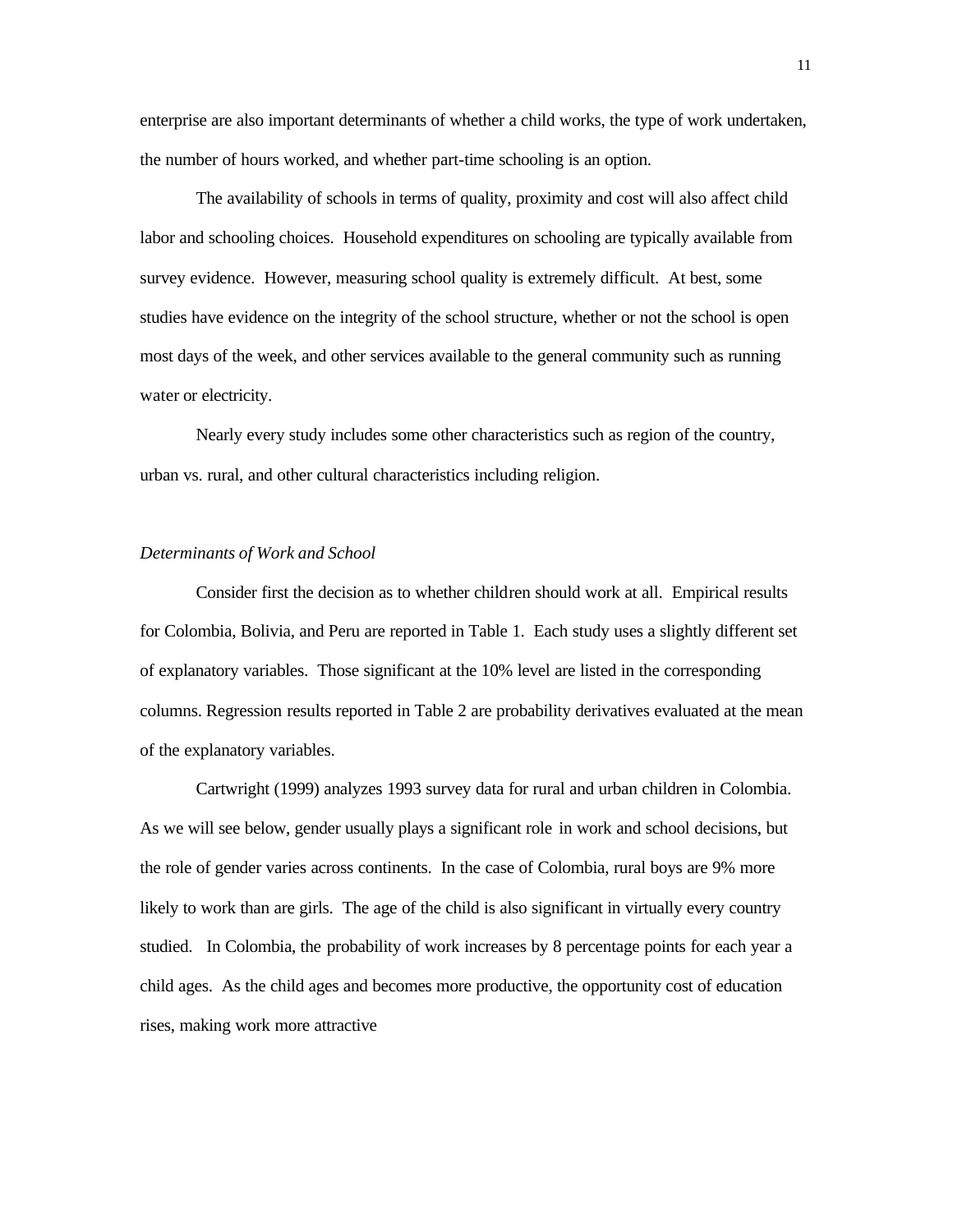enterprise are also important determinants of whether a child works, the type of work undertaken, the number of hours worked, and whether part-time schooling is an option.

The availability of schools in terms of quality, proximity and cost will also affect child labor and schooling choices. Household expenditures on schooling are typically available from survey evidence. However, measuring school quality is extremely difficult. At best, some studies have evidence on the integrity of the school structure, whether or not the school is open most days of the week, and other services available to the general community such as running water or electricity.

Nearly every study includes some other characteristics such as region of the country, urban vs. rural, and other cultural characteristics including religion.

*Determinants of Work and School*

Consider first the decision as to whether children should work at all. Empirical results for Colombia, Bolivia, and Peru are reported in Table 1. Each study uses a slightly different set of explanatory variables. Those significant at the 10% level are listed in the corresponding columns. Regression results reported in Table 2 are probability derivatives evaluated at the mean of the explanatory variables.

Cartwright (1999) analyzes 1993 survey data for rural and urban children in Colombia. As we will see below, gender usually plays a significant role in work and school decisions, but the role of gender varies across continents. In the case of Colombia, rural boys are 9% more likely to work than are girls. The age of the child is also significant in virtually every country studied. In Colombia, the probability of work increases by 8 percentage points for each year a child ages. As the child ages and becomes more productive, the opportunity cost of education rises, making work more attractive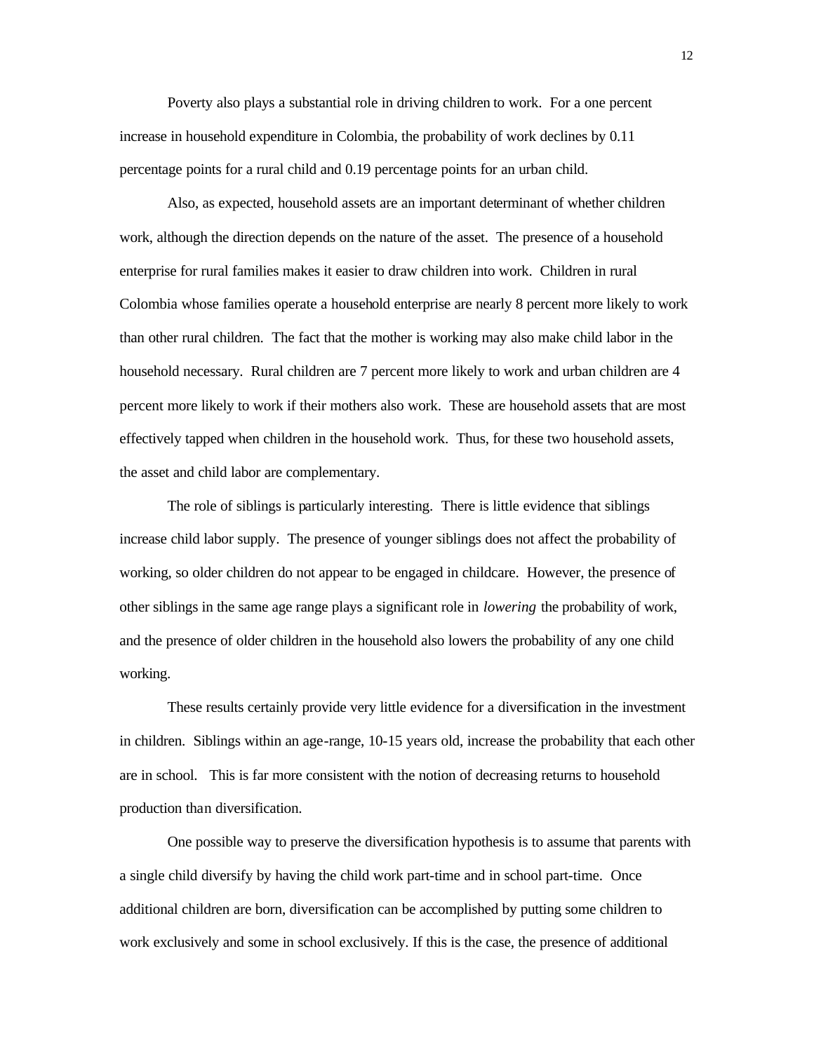Poverty also plays a substantial role in driving children to work. For a one percent increase in household expenditure in Colombia, the probability of work declines by 0.11 percentage points for a rural child and 0.19 percentage points for an urban child.

Also, as expected, household assets are an important determinant of whether children work, although the direction depends on the nature of the asset. The presence of a household enterprise for rural families makes it easier to draw children into work. Children in rural Colombia whose families operate a household enterprise are nearly 8 percent more likely to work than other rural children. The fact that the mother is working may also make child labor in the household necessary. Rural children are 7 percent more likely to work and urban children are 4 percent more likely to work if their mothers also work. These are household assets that are most effectively tapped when children in the household work. Thus, for these two household assets, the asset and child labor are complementary.

The role of siblings is particularly interesting. There is little evidence that siblings increase child labor supply. The presence of younger siblings does not affect the probability of working, so older children do not appear to be engaged in childcare. However, the presence of other siblings in the same age range plays a significant role in *lowering* the probability of work, and the presence of older children in the household also lowers the probability of any one child working.

These results certainly provide very little evidence for a diversification in the investment in children. Siblings within an age-range, 10-15 years old, increase the probability that each other are in school. This is far more consistent with the notion of decreasing returns to household production than diversification.

One possible way to preserve the diversification hypothesis is to assume that parents with a single child diversify by having the child work part-time and in school part-time. Once additional children are born, diversification can be accomplished by putting some children to work exclusively and some in school exclusively. If this is the case, the presence of additional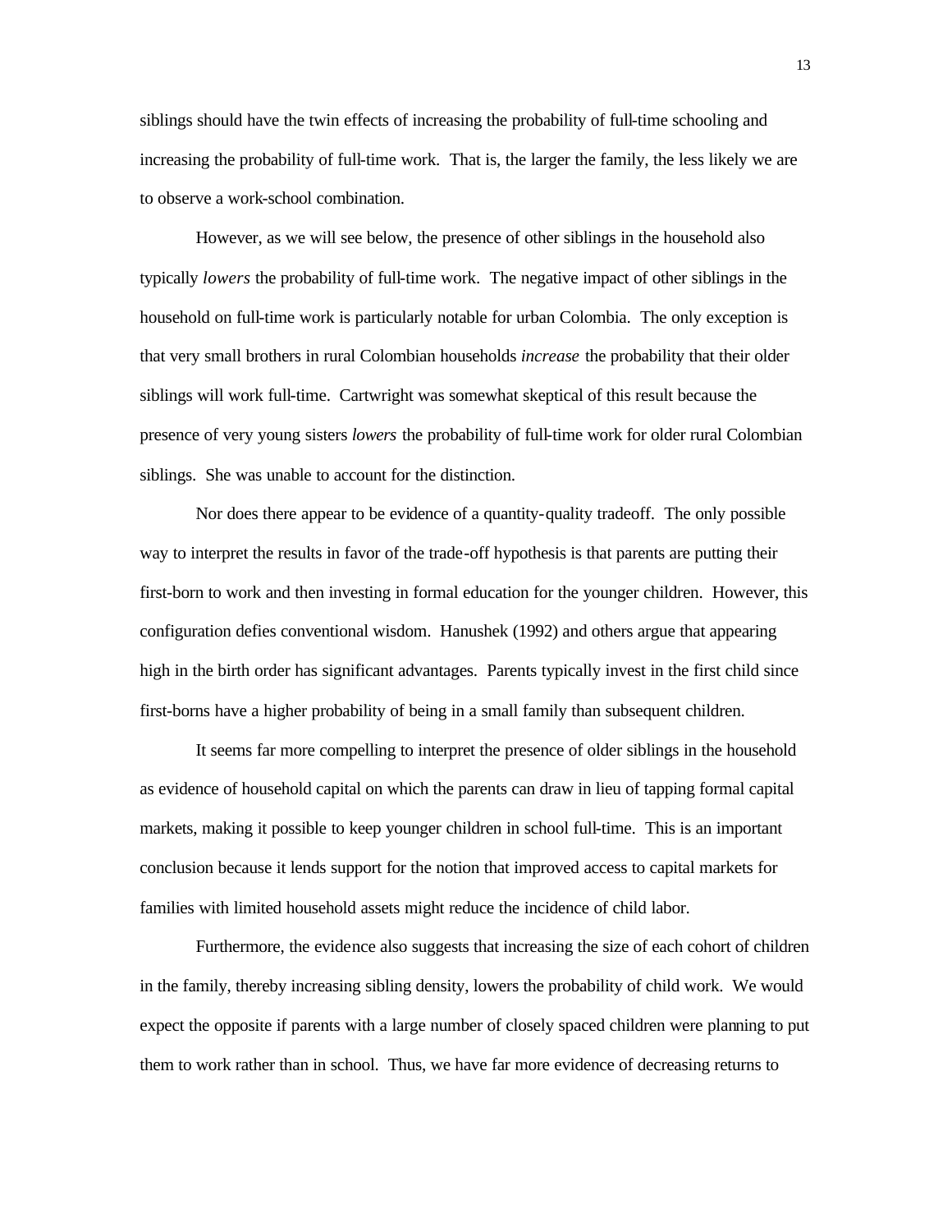siblings should have the twin effects of increasing the probability of full-time schooling and increasing the probability of full-time work. That is, the larger the family, the less likely we are to observe a work-school combination.

However, as we will see below, the presence of other siblings in the household also typically *lowers* the probability of full-time work. The negative impact of other siblings in the household on full-time work is particularly notable for urban Colombia. The only exception is that very small brothers in rural Colombian households *increase* the probability that their older siblings will work full-time. Cartwright was somewhat skeptical of this result because the presence of very young sisters *lowers* the probability of full-time work for older rural Colombian siblings. She was unable to account for the distinction.

Nor does there appear to be evidence of a quantity-quality tradeoff. The only possible way to interpret the results in favor of the trade-off hypothesis is that parents are putting their first-born to work and then investing in formal education for the younger children. However, this configuration defies conventional wisdom. Hanushek (1992) and others argue that appearing high in the birth order has significant advantages. Parents typically invest in the first child since first-borns have a higher probability of being in a small family than subsequent children.

It seems far more compelling to interpret the presence of older siblings in the household as evidence of household capital on which the parents can draw in lieu of tapping formal capital markets, making it possible to keep younger children in school full-time. This is an important conclusion because it lends support for the notion that improved access to capital markets for families with limited household assets might reduce the incidence of child labor.

Furthermore, the evidence also suggests that increasing the size of each cohort of children in the family, thereby increasing sibling density, lowers the probability of child work. We would expect the opposite if parents with a large number of closely spaced children were planning to put them to work rather than in school. Thus, we have far more evidence of decreasing returns to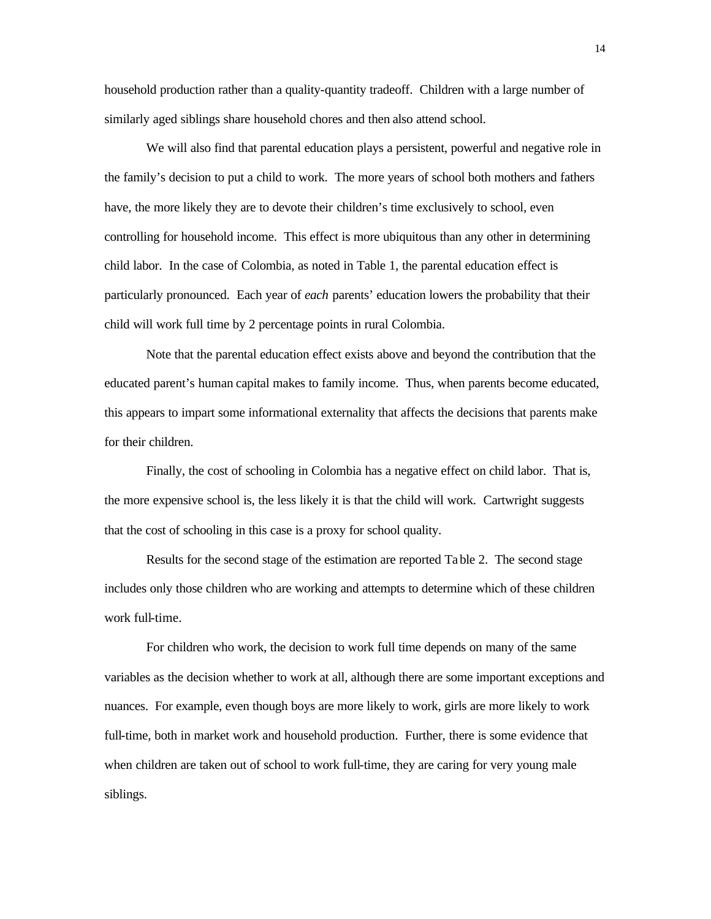household production rather than a quality-quantity tradeoff. Children with a large number of similarly aged siblings share household chores and then also attend school.

We will also find that parental education plays a persistent, powerful and negative role in the family's decision to put a child to work. The more years of school both mothers and fathers have, the more likely they are to devote their children's time exclusively to school, even controlling for household income. This effect is more ubiquitous than any other in determining child labor. In the case of Colombia, as noted in Table 1, the parental education effect is particularly pronounced. Each year of *each* parents' education lowers the probability that their child will work full time by 2 percentage points in rural Colombia.

Note that the parental education effect exists above and beyond the contribution that the educated parent's human capital makes to family income. Thus, when parents become educated, this appears to impart some informational externality that affects the decisions that parents make for their children.

Finally, the cost of schooling in Colombia has a negative effect on child labor. That is, the more expensive school is, the less likely it is that the child will work. Cartwright suggests that the cost of schooling in this case is a proxy for school quality.

Results for the second stage of the estimation are reported Table 2. The second stage includes only those children who are working and attempts to determine which of these children work full-time.

For children who work, the decision to work full time depends on many of the same variables as the decision whether to work at all, although there are some important exceptions and nuances. For example, even though boys are more likely to work, girls are more likely to work full-time, both in market work and household production. Further, there is some evidence that when children are taken out of school to work full-time, they are caring for very young male siblings.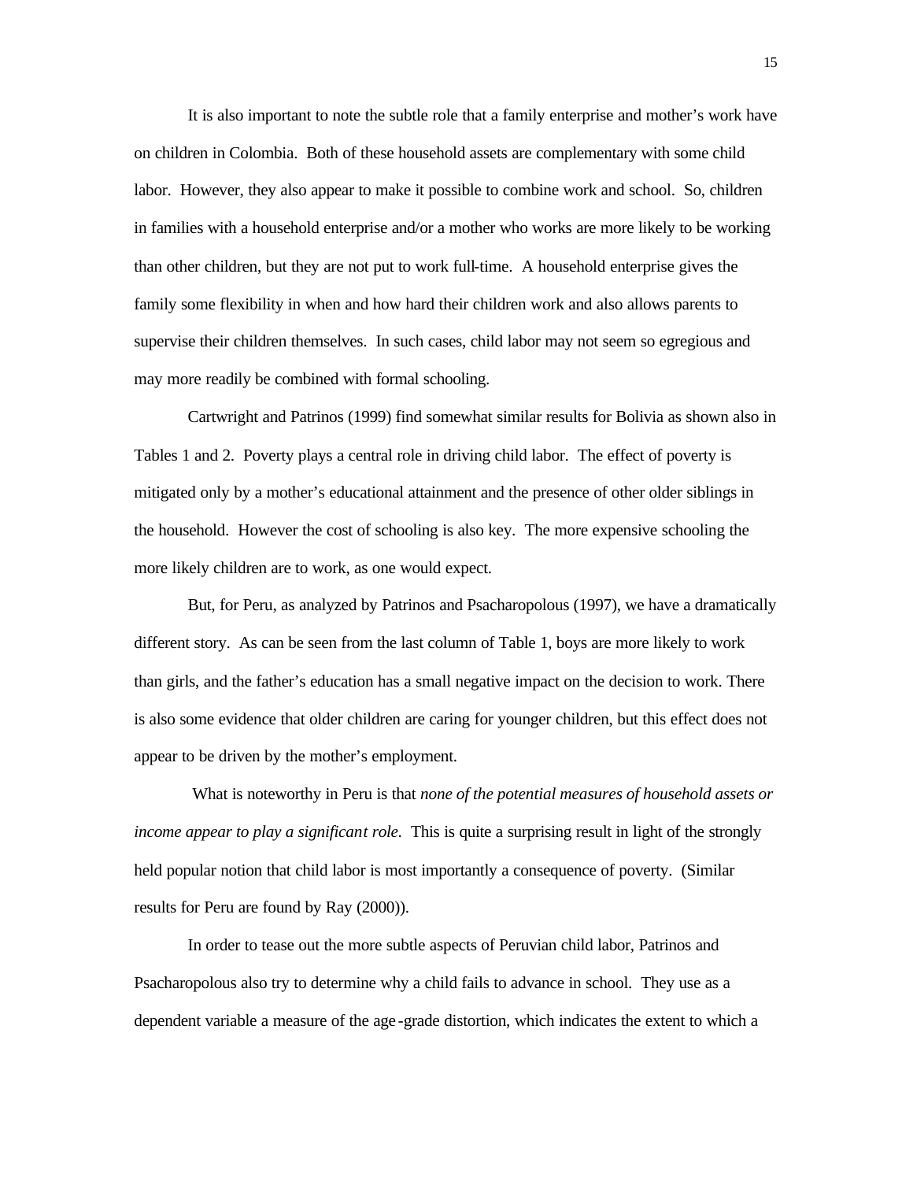It is also important to note the subtle role that a family enterprise and mother's work have on children in Colombia. Both of these household assets are complementary with some child labor. However, they also appear to make it possible to combine work and school. So, children in families with a household enterprise and/or a mother who works are more likely to be working than other children, but they are not put to work full-time. A household enterprise gives the family some flexibility in when and how hard their children work and also allows parents to supervise their children themselves. In such cases, child labor may not seem so egregious and may more readily be combined with formal schooling.

Cartwright and Patrinos (1999) find somewhat similar results for Bolivia as shown also in Tables 1 and 2. Poverty plays a central role in driving child labor. The effect of poverty is mitigated only by a mother's educational attainment and the presence of other older siblings in the household. However the cost of schooling is also key. The more expensive schooling the more likely children are to work, as one would expect.

But, for Peru, as analyzed by Patrinos and Psacharopolous (1997), we have a dramatically different story. As can be seen from the last column of Table 1, boys are more likely to work than girls, and the father's education has a small negative impact on the decision to work. There is also some evidence that older children are caring for younger children, but this effect does not appear to be driven by the mother's employment.

What is noteworthy in Peru is that *none of the potential measures of household assets or income appear to play a significant role.* This is quite a surprising result in light of the strongly held popular notion that child labor is most importantly a consequence of poverty. (Similar results for Peru are found by Ray (2000)).

In order to tease out the more subtle aspects of Peruvian child labor, Patrinos and Psacharopolous also try to determine why a child fails to advance in school. They use as a dependent variable a measure of the age-grade distortion, which indicates the extent to which a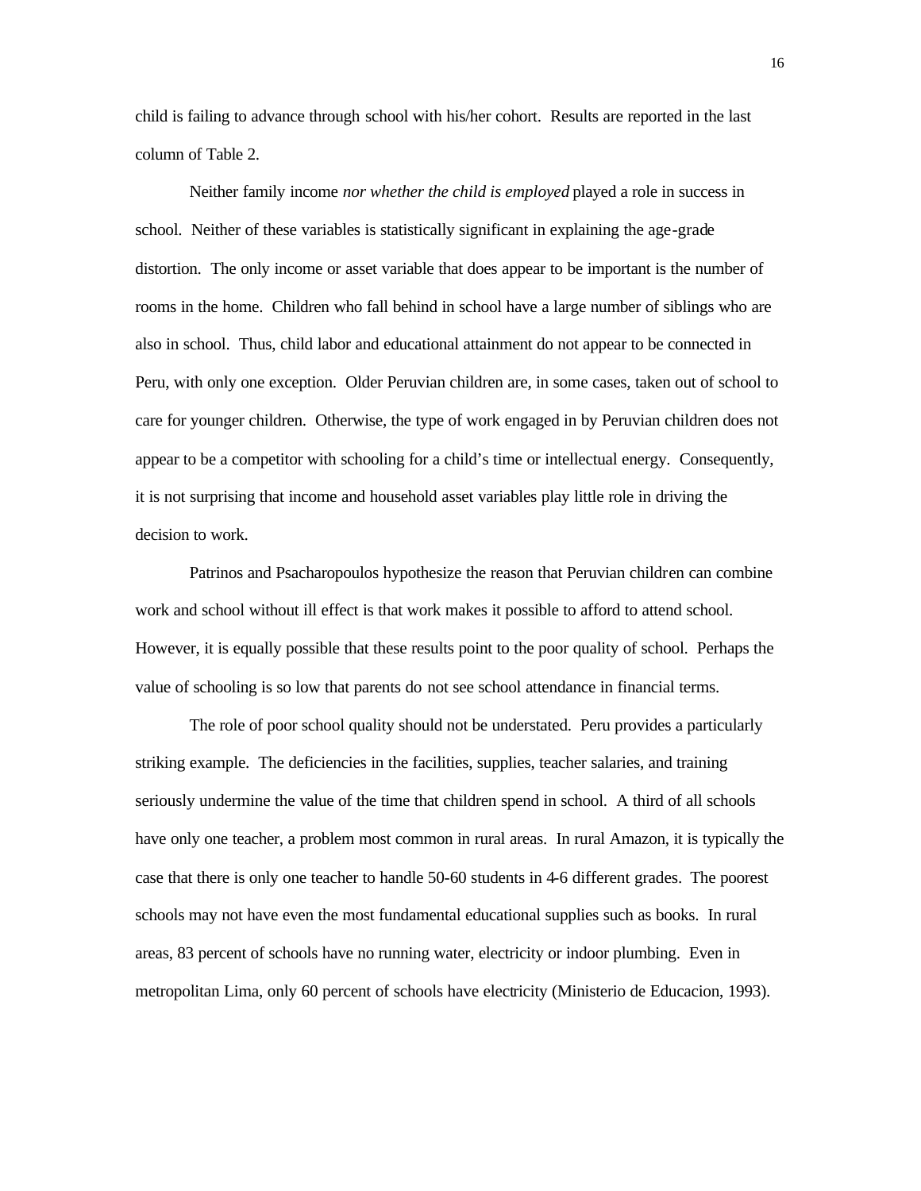child is failing to advance through school with his/her cohort. Results are reported in the last column of Table 2.

Neither family income *nor whether the child is employed* played a role in success in school. Neither of these variables is statistically significant in explaining the age-grade distortion. The only income or asset variable that does appear to be important is the number of rooms in the home. Children who fall behind in school have a large number of siblings who are also in school. Thus, child labor and educational attainment do not appear to be connected in Peru, with only one exception. Older Peruvian children are, in some cases, taken out of school to care for younger children. Otherwise, the type of work engaged in by Peruvian children does not appear to be a competitor with schooling for a child's time or intellectual energy. Consequently, it is not surprising that income and household asset variables play little role in driving the decision to work.

Patrinos and Psacharopoulos hypothesize the reason that Peruvian children can combine work and school without ill effect is that work makes it possible to afford to attend school. However, it is equally possible that these results point to the poor quality of school. Perhaps the value of schooling is so low that parents do not see school attendance in financial terms.

The role of poor school quality should not be understated. Peru provides a particularly striking example. The deficiencies in the facilities, supplies, teacher salaries, and training seriously undermine the value of the time that children spend in school. A third of all schools have only one teacher, a problem most common in rural areas. In rural Amazon, it is typically the case that there is only one teacher to handle 50-60 students in 4-6 different grades. The poorest schools may not have even the most fundamental educational supplies such as books. In rural areas, 83 percent of schools have no running water, electricity or indoor plumbing. Even in metropolitan Lima, only 60 percent of schools have electricity (Ministerio de Educacion, 1993).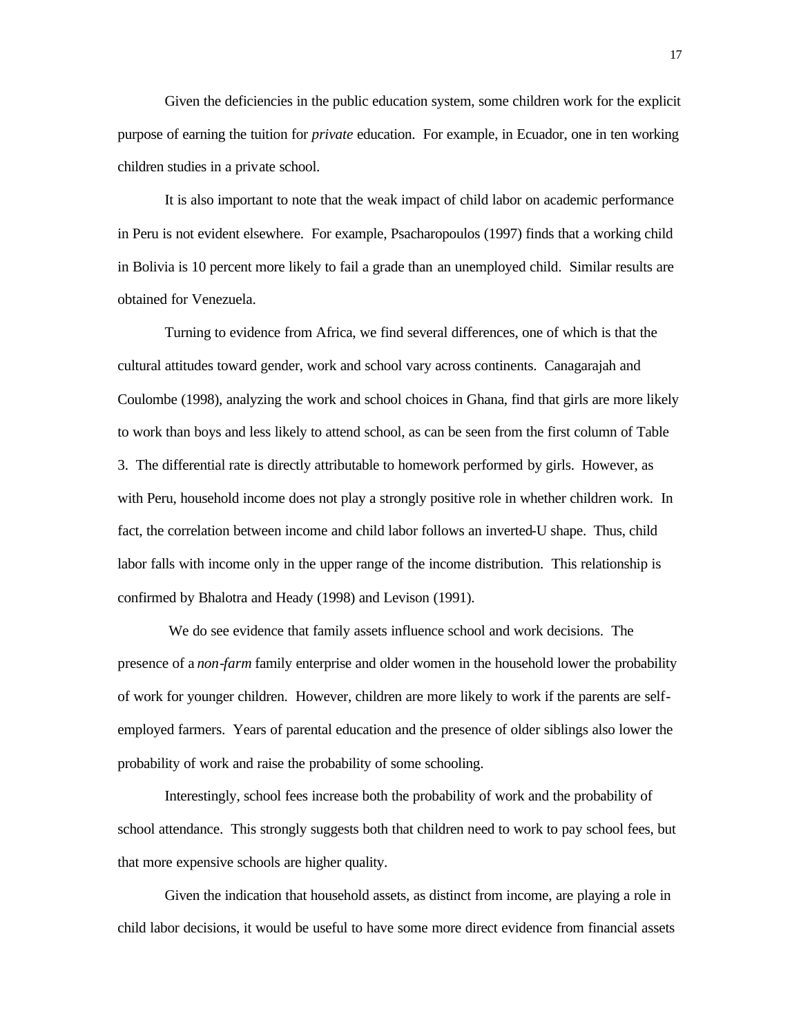Given the deficiencies in the public education system, some children work for the explicit purpose of earning the tuition for *private* education. For example, in Ecuador, one in ten working children studies in a private school.

It is also important to note that the weak impact of child labor on academic performance in Peru is not evident elsewhere. For example, Psacharopoulos (1997) finds that a working child in Bolivia is 10 percent more likely to fail a grade than an unemployed child. Similar results are obtained for Venezuela.

Turning to evidence from Africa, we find several differences, one of which is that the cultural attitudes toward gender, work and school vary across continents. Canagarajah and Coulombe (1998), analyzing the work and school choices in Ghana, find that girls are more likely to work than boys and less likely to attend school, as can be seen from the first column of Table 3. The differential rate is directly attributable to homework performed by girls. However, as with Peru, household income does not play a strongly positive role in whether children work. In fact, the correlation between income and child labor follows an inverted-U shape. Thus, child labor falls with income only in the upper range of the income distribution. This relationship is confirmed by Bhalotra and Heady (1998) and Levison (1991).

We do see evidence that family assets influence school and work decisions. The presence of a *non-farm* family enterprise and older women in the household lower the probability of work for younger children. However, children are more likely to work if the parents are self-employed farmers. Years of parental education and the presence of older siblings also lower the probability of work and raise the probability of some schooling.

Interestingly, school fees increase both the probability of work and the probability of school attendance. This strongly suggests both that children need to work to pay school fees, but that more expensive schools are higher quality.

Given the indication that household assets, as distinct from income, are playing a role in child labor decisions, it would be useful to have some more direct evidence from financial assets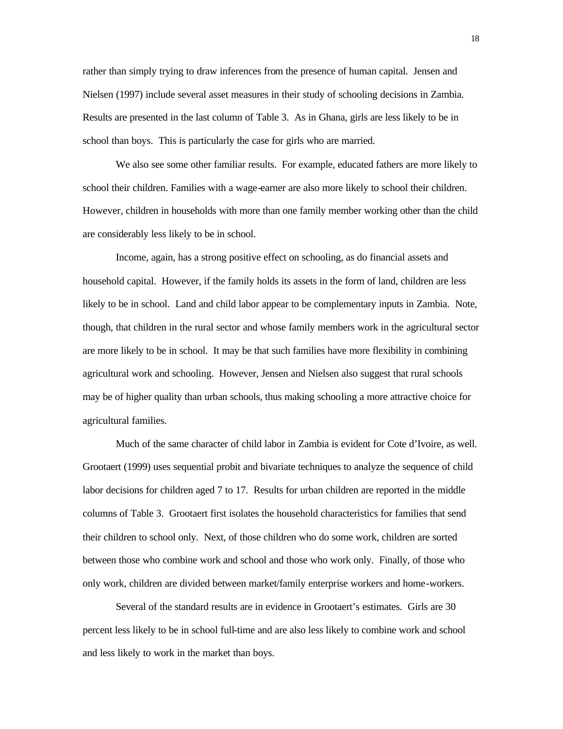rather than simply trying to draw inferences from the presence of human capital. Jensen and Nielsen (1997) include several asset measures in their study of schooling decisions in Zambia. Results are presented in the last column of Table 3. As in Ghana, girls are less likely to be in school than boys. This is particularly the case for girls who are married.

We also see some other familiar results. For example, educated fathers are more likely to school their children. Families with a wage-earner are also more likely to school their children. However, children in households with more than one family member working other than the child are considerably less likely to be in school.

Income, again, has a strong positive effect on schooling, as do financial assets and household capital. However, if the family holds its assets in the form of land, children are less likely to be in school. Land and child labor appear to be complementary inputs in Zambia. Note, though, that children in the rural sector and whose family members work in the agricultural sector are more likely to be in school. It may be that such families have more flexibility in combining agricultural work and schooling. However, Jensen and Nielsen also suggest that rural schools may be of higher quality than urban schools, thus making schooling a more attractive choice for agricultural families.

Much of the same character of child labor in Zambia is evident for Cote d'Ivoire, as well. Grootaert (1999) uses sequential probit and bivariate techniques to analyze the sequence of child labor decisions for children aged 7 to 17. Results for urban children are reported in the middle columns of Table 3. Grootaert first isolates the household characteristics for families that send their children to school only. Next, of those children who do some work, children are sorted between those who combine work and school and those who work only. Finally, of those who only work, children are divided between market/family enterprise workers and home-workers.

Several of the standard results are in evidence in Grootaert's estimates. Girls are 30 percent less likely to be in school full-time and are also less likely to combine work and school and less likely to work in the market than boys.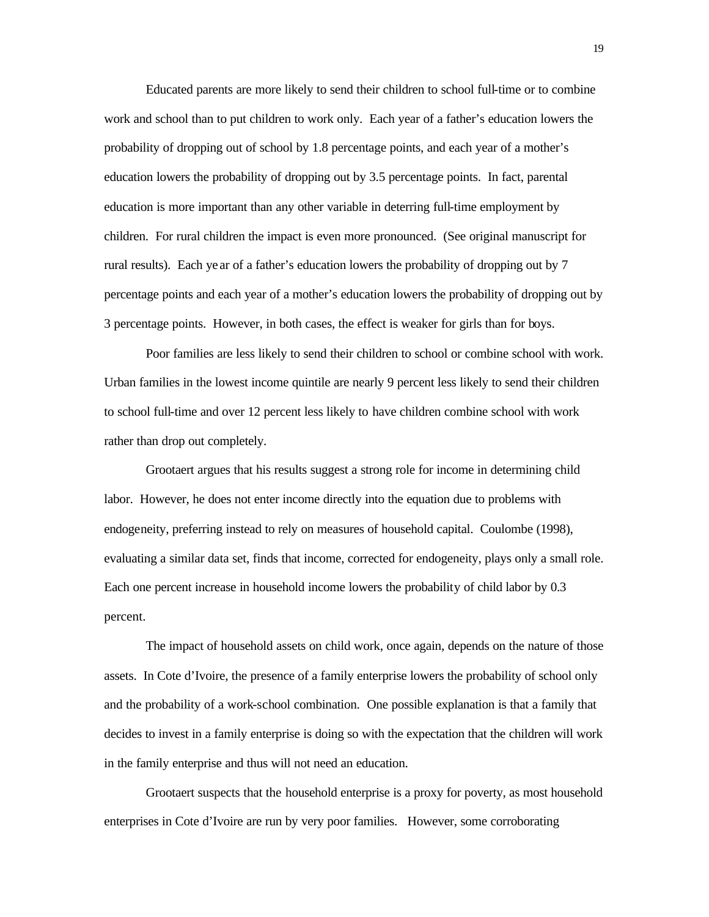Educated parents are more likely to send their children to school full-time or to combine work and school than to put children to work only. Each year of a father's education lowers the probability of dropping out of school by 1.8 percentage points, and each year of a mother's education lowers the probability of dropping out by 3.5 percentage points. In fact, parental education is more important than any other variable in deterring full-time employment by children. For rural children the impact is even more pronounced. (See original manuscript for rural results). Each year of a father's education lowers the probability of dropping out by 7 percentage points and each year of a mother's education lowers the probability of dropping out by 3 percentage points. However, in both cases, the effect is weaker for girls than for boys.

Poor families are less likely to send their children to school or combine school with work. Urban families in the lowest income quintile are nearly 9 percent less likely to send their children to school full-time and over 12 percent less likely to have children combine school with work rather than drop out completely.

Grootaert argues that his results suggest a strong role for income in determining child labor. However, he does not enter income directly into the equation due to problems with endogeneity, preferring instead to rely on measures of household capital. Coulombe (1998), evaluating a similar data set, finds that income, corrected for endogeneity, plays only a small role. Each one percent increase in household income lowers the probability of child labor by 0.3 percent.

The impact of household assets on child work, once again, depends on the nature of those assets. In Cote d'Ivoire, the presence of a family enterprise lowers the probability of school only and the probability of a work-school combination. One possible explanation is that a family that decides to invest in a family enterprise is doing so with the expectation that the children will work in the family enterprise and thus will not need an education.

Grootaert suspects that the household enterprise is a proxy for poverty, as most household enterprises in Cote d'Ivoire are run by very poor families. However, some corroborating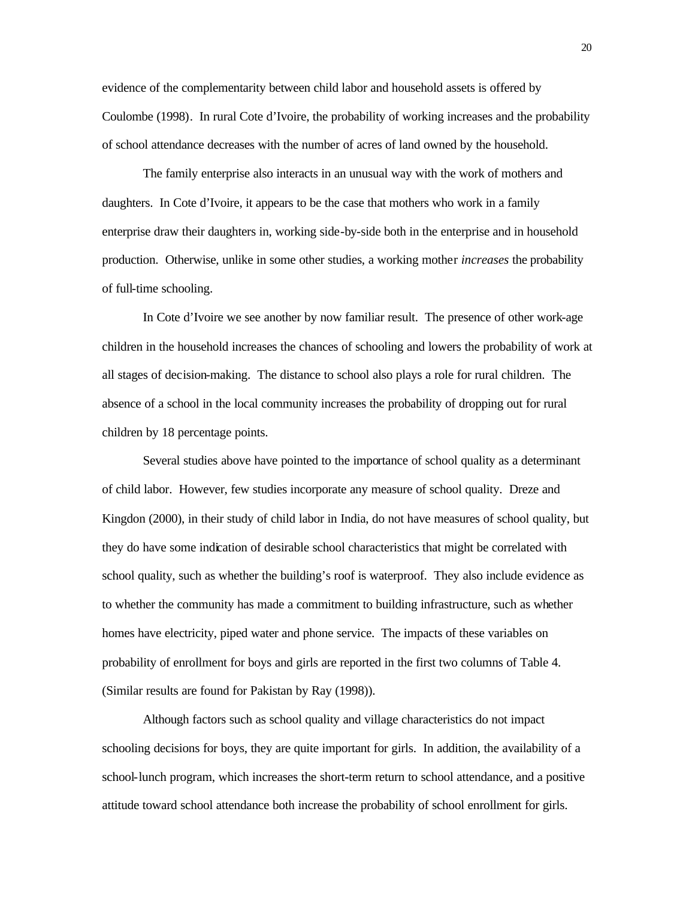evidence of the complementarity between child labor and household assets is offered by Coulombe (1998). In rural Cote d'Ivoire, the probability of working increases and the probability of school attendance decreases with the number of acres of land owned by the household.

The family enterprise also interacts in an unusual way with the work of mothers and daughters. In Cote d'Ivoire, it appears to be the case that mothers who work in a family enterprise draw their daughters in, working side-by-side both in the enterprise and in household production. Otherwise, unlike in some other studies, a working mother *increases* the probability of full-time schooling.

In Cote d'Ivoire we see another by now familiar result. The presence of other work-age children in the household increases the chances of schooling and lowers the probability of work at all stages of decision-making. The distance to school also plays a role for rural children. The absence of a school in the local community increases the probability of dropping out for rural children by 18 percentage points.

Several studies above have pointed to the importance of school quality as a determinant of child labor. However, few studies incorporate any measure of school quality. Dreze and Kingdon (2000), in their study of child labor in India, do not have measures of school quality, but they do have some indication of desirable school characteristics that might be correlated with school quality, such as whether the building's roof is waterproof. They also include evidence as to whether the community has made a commitment to building infrastructure, such as whether homes have electricity, piped water and phone service. The impacts of these variables on probability of enrollment for boys and girls are reported in the first two columns of Table 4. (Similar results are found for Pakistan by Ray (1998)).

Although factors such as school quality and village characteristics do not impact schooling decisions for boys, they are quite important for girls. In addition, the availability of a school-lunch program, which increases the short-term return to school attendance, and a positive attitude toward school attendance both increase the probability of school enrollment for girls.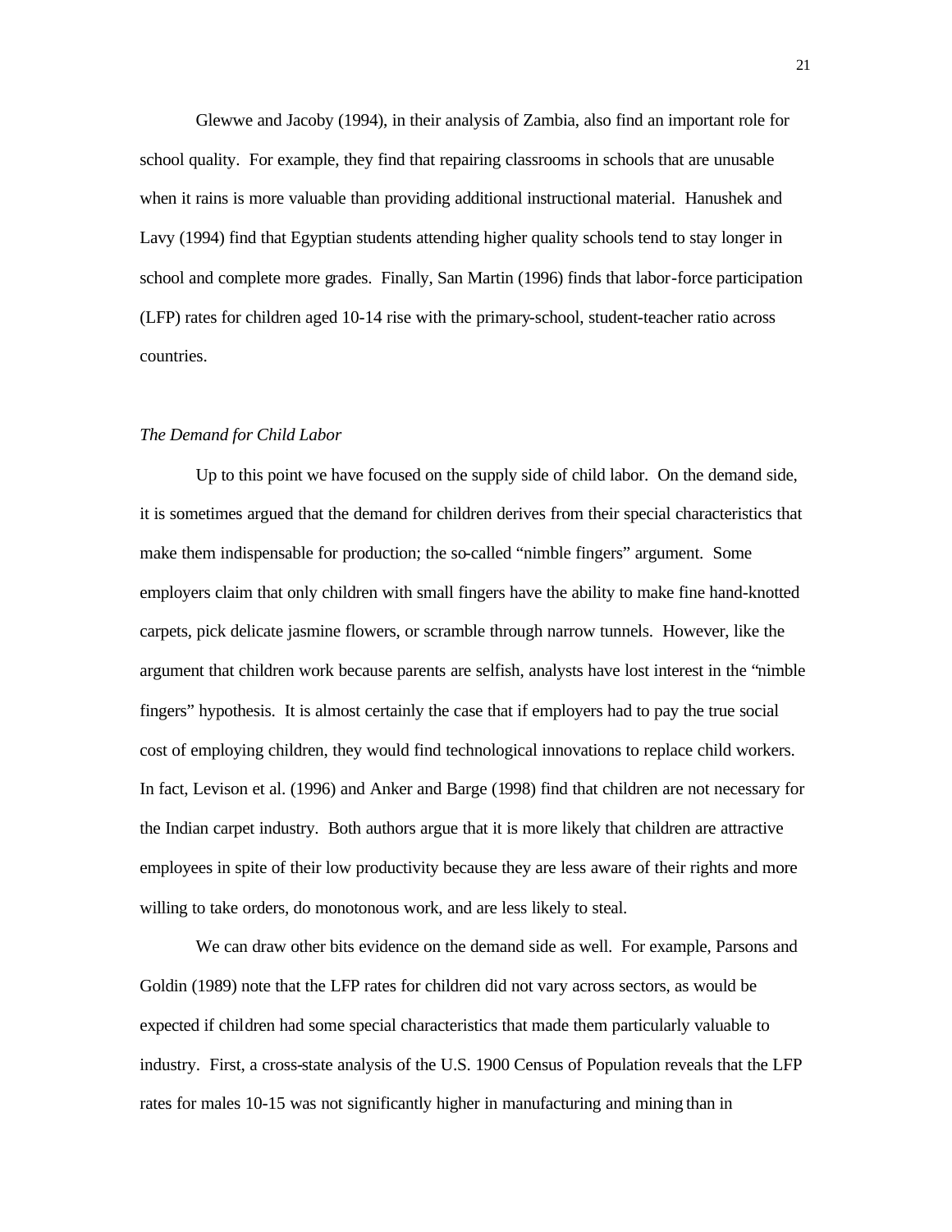Glewwe and Jacoby (1994), in their analysis of Zambia, also find an important role for school quality. For example, they find that repairing classrooms in schools that are unusable when it rains is more valuable than providing additional instructional material. Hanushek and Lavy (1994) find that Egyptian students attending higher quality schools tend to stay longer in school and complete more grades. Finally, San Martin (1996) finds that labor-force participation (LFP) rates for children aged 10-14 rise with the primary-school, student-teacher ratio across countries.

*The Demand for Child Labor*

Up to this point we have focused on the supply side of child labor. On the demand side, it is sometimes argued that the demand for children derives from their special characteristics that make them indispensable for production; the so-called "nimble fingers" argument. Some employers claim that only children with small fingers have the ability to make fine hand-knotted carpets, pick delicate jasmine flowers, or scramble through narrow tunnels. However, like the argument that children work because parents are selfish, analysts have lost interest in the "nimble fingers" hypothesis. It is almost certainly the case that if employers had to pay the true social cost of employing children, they would find technological innovations to replace child workers. In fact, Levison et al. (1996) and Anker and Barge (1998) find that children are not necessary for the Indian carpet industry. Both authors argue that it is more likely that children are attractive employees in spite of their low productivity because they are less aware of their rights and more willing to take orders, do monotonous work, and are less likely to steal.

We can draw other bits evidence on the demand side as well. For example, Parsons and Goldin (1989) note that the LFP rates for children did not vary across sectors, as would be expected if children had some special characteristics that made them particularly valuable to industry. First, a cross-state analysis of the U.S. 1900 Census of Population reveals that the LFP rates for males 10-15 was not significantly higher in manufacturing and mining than in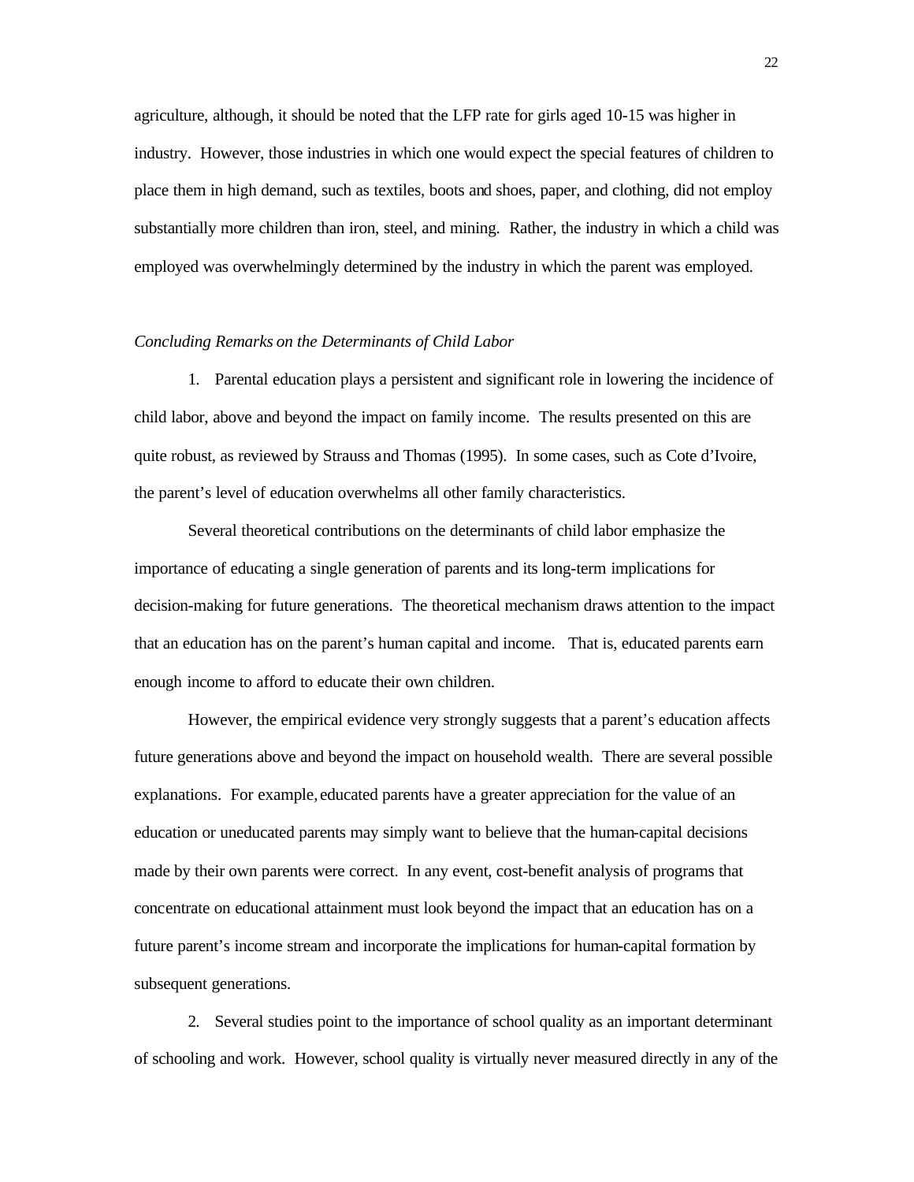agriculture, although, it should be noted that the LFP rate for girls aged 10-15 was higher in industry. However, those industries in which one would expect the special features of children to place them in high demand, such as textiles, boots and shoes, paper, and clothing, did not employ substantially more children than iron, steel, and mining. Rather, the industry in which a child was employed was overwhelmingly determined by the industry in which the parent was employed.

*Concluding Remarks on the Determinants of Child Labor*

1. Parental education plays a persistent and significant role in lowering the incidence of child labor, above and beyond the impact on family income. The results presented on this are quite robust, as reviewed by Strauss and Thomas (1995). In some cases, such as Cote d'Ivoire, the parent's level of education overwhelms all other family characteristics.

Several theoretical contributions on the determinants of child labor emphasize the importance of educating a single generation of parents and its long-term implications for decision-making for future generations. The theoretical mechanism draws attention to the impact that an education has on the parent's human capital and income. That is, educated parents earn enough income to afford to educate their own children.

However, the empirical evidence very strongly suggests that a parent's education affects future generations above and beyond the impact on household wealth. There are several possible explanations. For example, educated parents have a greater appreciation for the value of an education or uneducated parents may simply want to believe that the human-capital decisions made by their own parents were correct. In any event, cost-benefit analysis of programs that concentrate on educational attainment must look beyond the impact that an education has on a future parent's income stream and incorporate the implications for human-capital formation by subsequent generations.

2. Several studies point to the importance of school quality as an important determinant of schooling and work. However, school quality is virtually never measured directly in any of the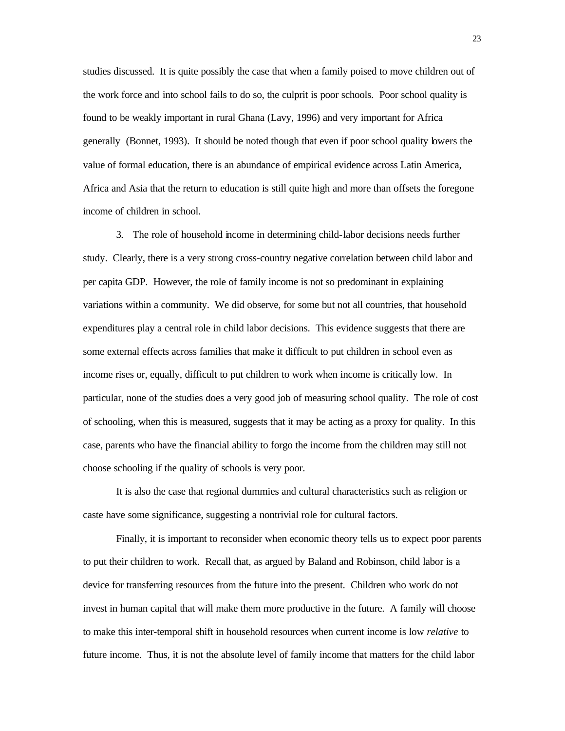studies discussed. It is quite possibly the case that when a family poised to move children out of the work force and into school fails to do so, the culprit is poor schools. Poor school quality is found to be weakly important in rural Ghana (Lavy, 1996) and very important for Africa generally (Bonnet, 1993). It should be noted though that even if poor school quality lowers the value of formal education, there is an abundance of empirical evidence across Latin America, Africa and Asia that the return to education is still quite high and more than offsets the foregone income of children in school.

3. The role of household income in determining child-labor decisions needs further study. Clearly, there is a very strong cross-country negative correlation between child labor and per capita GDP. However, the role of family income is not so predominant in explaining variations within a community. We did observe, for some but not all countries, that household expenditures play a central role in child labor decisions. This evidence suggests that there are some external effects across families that make it difficult to put children in school even as income rises or, equally, difficult to put children to work when income is critically low. In particular, none of the studies does a very good job of measuring school quality. The role of cost of schooling, when this is measured, suggests that it may be acting as a proxy for quality. In this case, parents who have the financial ability to forgo the income from the children may still not choose schooling if the quality of schools is very poor.

It is also the case that regional dummies and cultural characteristics such as religion or caste have some significance, suggesting a nontrivial role for cultural factors.

Finally, it is important to reconsider when economic theory tells us to expect poor parents to put their children to work. Recall that, as argued by Baland and Robinson, child labor is a device for transferring resources from the future into the present. Children who work do not invest in human capital that will make them more productive in the future. A family will choose to make this inter-temporal shift in household resources when current income is low *relative* to future income. Thus, it is not the absolute level of family income that matters for the child labor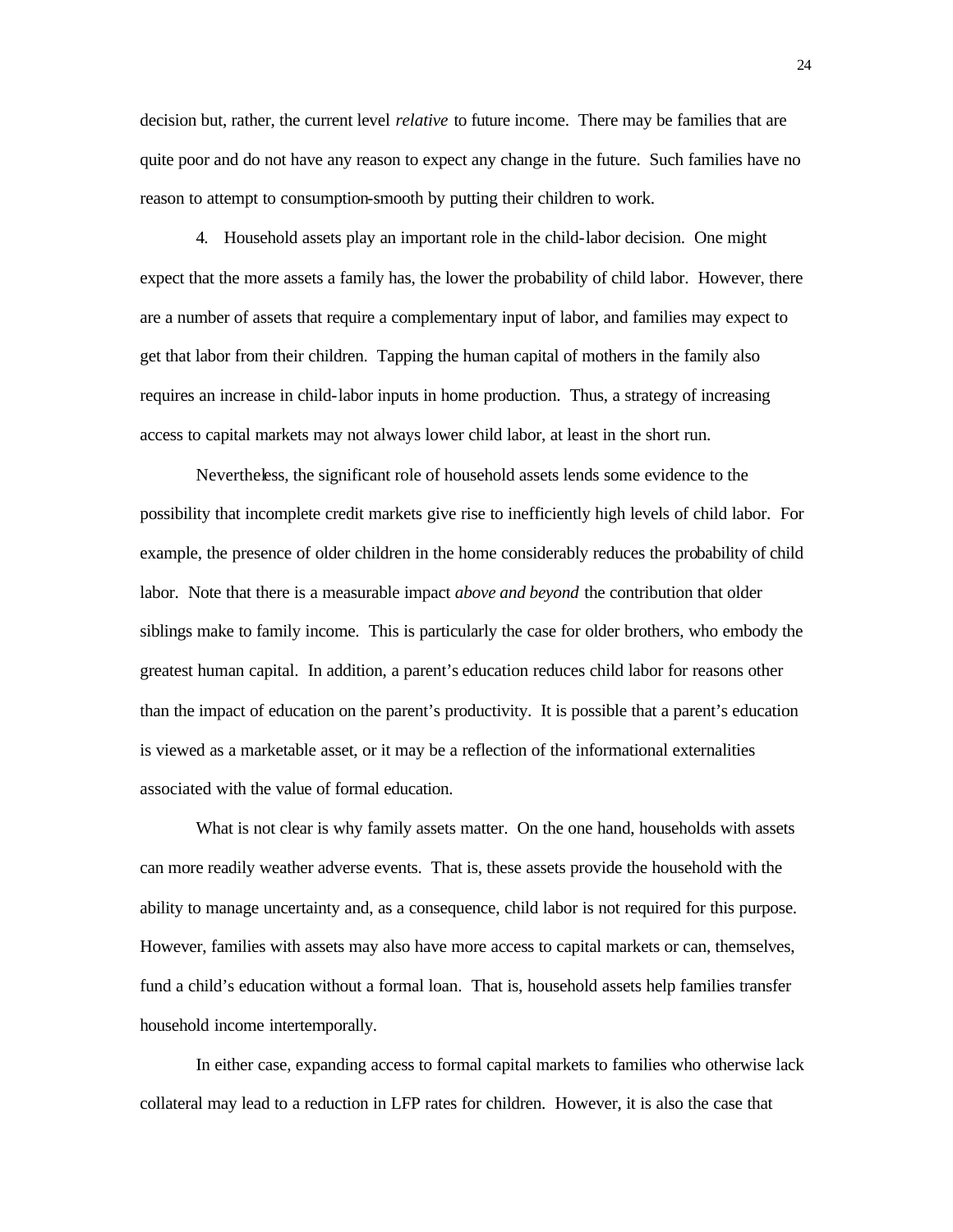decision but, rather, the current level *relative* to future income. There may be families that are quite poor and do not have any reason to expect any change in the future. Such families have no reason to attempt to consumption-smooth by putting their children to work.

4. Household assets play an important role in the child-labor decision. One might expect that the more assets a family has, the lower the probability of child labor. However, there are a number of assets that require a complementary input of labor, and families may expect to get that labor from their children. Tapping the human capital of mothers in the family also requires an increase in child-labor inputs in home production. Thus, a strategy of increasing access to capital markets may not always lower child labor, at least in the short run.

Nevertheless, the significant role of household assets lends some evidence to the possibility that incomplete credit markets give rise to inefficiently high levels of child labor. For example, the presence of older children in the home considerably reduces the probability of child labor. Note that there is a measurable impact *above and beyond* the contribution that older siblings make to family income. This is particularly the case for older brothers, who embody the greatest human capital. In addition, a parent's education reduces child labor for reasons other than the impact of education on the parent's productivity. It is possible that a parent's education is viewed as a marketable asset, or it may be a reflection of the informational externalities associated with the value of formal education.

What is not clear is why family assets matter. On the one hand, households with assets can more readily weather adverse events. That is, these assets provide the household with the ability to manage uncertainty and, as a consequence, child labor is not required for this purpose. However, families with assets may also have more access to capital markets or can, themselves, fund a child's education without a formal loan. That is, household assets help families transfer household income intertemporally.

In either case, expanding access to formal capital markets to families who otherwise lack collateral may lead to a reduction in LFP rates for children. However, it is also the case that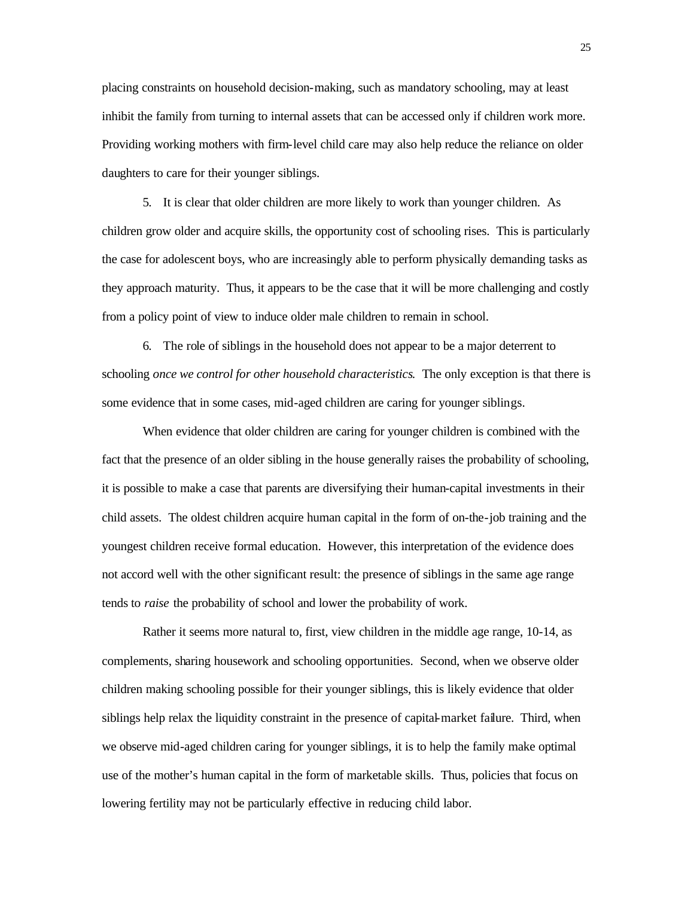placing constraints on household decision-making, such as mandatory schooling, may at least inhibit the family from turning to internal assets that can be accessed only if children work more. Providing working mothers with firm-level child care may also help reduce the reliance on older daughters to care for their younger siblings.

5. It is clear that older children are more likely to work than younger children. As children grow older and acquire skills, the opportunity cost of schooling rises. This is particularly the case for adolescent boys, who are increasingly able to perform physically demanding tasks as they approach maturity. Thus, it appears to be the case that it will be more challenging and costly from a policy point of view to induce older male children to remain in school.

6. The role of siblings in the household does not appear to be a major deterrent to schooling *once we control for other household characteristics*. The only exception is that there is some evidence that in some cases, mid-aged children are caring for younger siblings.

When evidence that older children are caring for younger children is combined with the fact that the presence of an older sibling in the house generally raises the probability of schooling, it is possible to make a case that parents are diversifying their human-capital investments in their child assets. The oldest children acquire human capital in the form of on-the-job training and the youngest children receive formal education. However, this interpretation of the evidence does not accord well with the other significant result: the presence of siblings in the same age range tends to *raise* the probability of school and lower the probability of work.

Rather it seems more natural to, first, view children in the middle age range, 10-14, as complements, sharing housework and schooling opportunities. Second, when we observe older children making schooling possible for their younger siblings, this is likely evidence that older siblings help relax the liquidity constraint in the presence of capital-market failure. Third, when we observe mid-aged children caring for younger siblings, it is to help the family make optimal use of the mother's human capital in the form of marketable skills. Thus, policies that focus on lowering fertility may not be particularly effective in reducing child labor.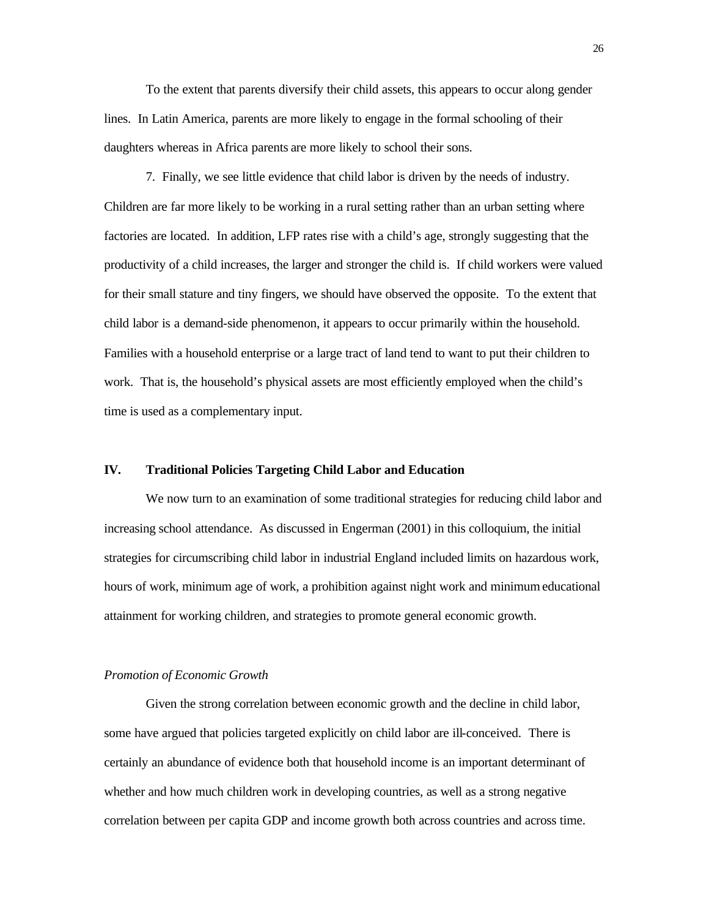To the extent that parents diversify their child assets, this appears to occur along gender lines. In Latin America, parents are more likely to engage in the formal schooling of their daughters whereas in Africa parents are more likely to school their sons.

7. Finally, we see little evidence that child labor is driven by the needs of industry. Children are far more likely to be working in a rural setting rather than an urban setting where factories are located. In addition, LFP rates rise with a child's age, strongly suggesting that the productivity of a child increases, the larger and stronger the child is. If child workers were valued for their small stature and tiny fingers, we should have observed the opposite. To the extent that child labor is a demand-side phenomenon, it appears to occur primarily within the household. Families with a household enterprise or a large tract of land tend to want to put their children to work. That is, the household's physical assets are most efficiently employed when the child's time is used as a complementary input.

## IV. Traditional Policies Targeting Child Labor and Education

We now turn to an examination of some traditional strategies for reducing child labor and increasing school attendance. As discussed in Engerman (2001) in this colloquium, the initial strategies for circumscribing child labor in industrial England included limits on hazardous work, hours of work, minimum age of work, a prohibition against night work and minimum educational attainment for working children, and strategies to promote general economic growth.

### *Promotion of Economic Growth*

Given the strong correlation between economic growth and the decline in child labor, some have argued that policies targeted explicitly on child labor are ill-conceived. There is certainly an abundance of evidence both that household income is an important determinant of whether and how much children work in developing countries, as well as a strong negative correlation between per capita GDP and income growth both across countries and across time.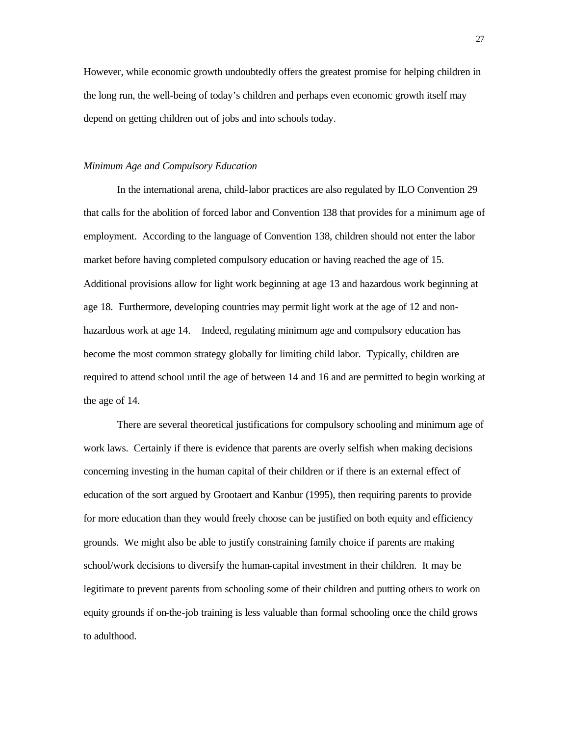However, while economic growth undoubtedly offers the greatest promise for helping children in the long run, the well-being of today's children and perhaps even economic growth itself may depend on getting children out of jobs and into schools today.

*Minimum Age and Compulsory Education*

In the international arena, child-labor practices are also regulated by ILO Convention 29 that calls for the abolition of forced labor and Convention 138 that provides for a minimum age of employment. According to the language of Convention 138, children should not enter the labor market before having completed compulsory education or having reached the age of 15. Additional provisions allow for light work beginning at age 13 and hazardous work beginning at age 18. Furthermore, developing countries may permit light work at the age of 12 and non-hazardous work at age 14. Indeed, regulating minimum age and compulsory education has become the most common strategy globally for limiting child labor. Typically, children are required to attend school until the age of between 14 and 16 and are permitted to begin working at the age of 14.

There are several theoretical justifications for compulsory schooling and minimum age of work laws. Certainly if there is evidence that parents are overly selfish when making decisions concerning investing in the human capital of their children or if there is an external effect of education of the sort argued by Grootaert and Kanbur (1995), then requiring parents to provide for more education than they would freely choose can be justified on both equity and efficiency grounds. We might also be able to justify constraining family choice if parents are making school/work decisions to diversify the human-capital investment in their children. It may be legitimate to prevent parents from schooling some of their children and putting others to work on equity grounds if on-the-job training is less valuable than formal schooling once the child grows to adulthood.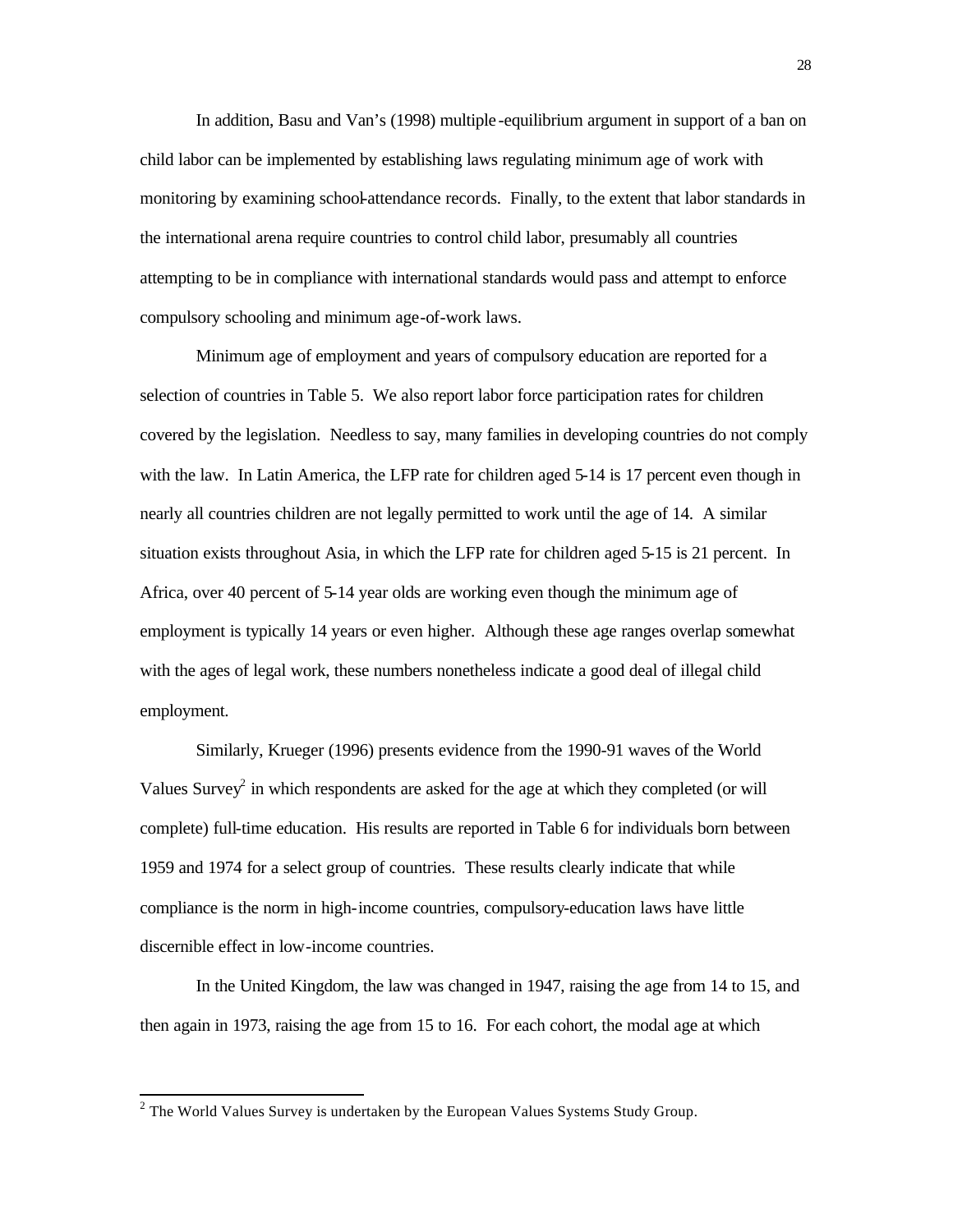In addition, Basu and Van's (1998) multiple-equilibrium argument in support of a ban on child labor can be implemented by establishing laws regulating minimum age of work with monitoring by examining school-attendance records. Finally, to the extent that labor standards in the international arena require countries to control child labor, presumably all countries attempting to be in compliance with international standards would pass and attempt to enforce compulsory schooling and minimum age-of-work laws.

Minimum age of employment and years of compulsory education are reported for a selection of countries in Table 5. We also report labor force participation rates for children covered by the legislation. Needless to say, many families in developing countries do not comply with the law. In Latin America, the LFP rate for children aged 5-14 is 17 percent even though in nearly all countries children are not legally permitted to work until the age of 14. A similar situation exists throughout Asia, in which the LFP rate for children aged 5-15 is 21 percent. In Africa, over 40 percent of 5-14 year olds are working even though the minimum age of employment is typically 14 years or even higher. Although these age ranges overlap somewhat with the ages of legal work, these numbers nonetheless indicate a good deal of illegal child employment.

Similarly, Krueger (1996) presents evidence from the 1990-91 waves of the World Values Survey[2] in which respondents are asked for the age at which they completed (or will complete) full-time education. His results are reported in Table 6 for individuals born between 1959 and 1974 for a select group of countries. These results clearly indicate that while compliance is the norm in high-income countries, compulsory-education laws have little discernible effect in low-income countries.

In the United Kingdom, the law was changed in 1947, raising the age from 14 to 15, and then again in 1973, raising the age from 15 to 16. For each cohort, the modal age at which

[2] The World Values Survey is undertaken by the European Values Systems Study Group.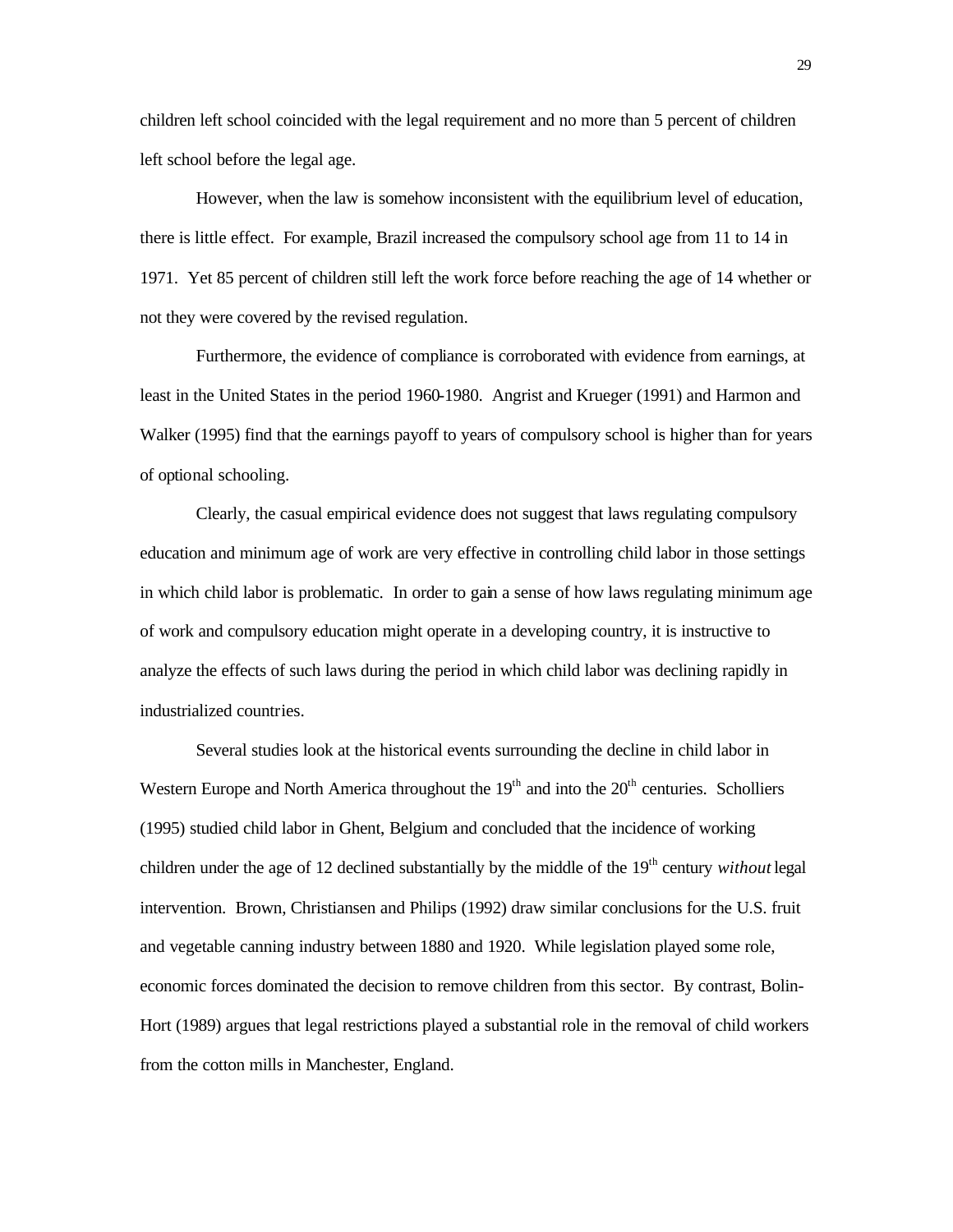children left school coincided with the legal requirement and no more than 5 percent of children left school before the legal age.

However, when the law is somehow inconsistent with the equilibrium level of education, there is little effect. For example, Brazil increased the compulsory school age from 11 to 14 in 1971. Yet 85 percent of children still left the work force before reaching the age of 14 whether or not they were covered by the revised regulation.

Furthermore, the evidence of compliance is corroborated with evidence from earnings, at least in the United States in the period 1960-1980. Angrist and Krueger (1991) and Harmon and Walker (1995) find that the earnings payoff to years of compulsory school is higher than for years of optional schooling.

Clearly, the casual empirical evidence does not suggest that laws regulating compulsory education and minimum age of work are very effective in controlling child labor in those settings in which child labor is problematic. In order to gain a sense of how laws regulating minimum age of work and compulsory education might operate in a developing country, it is instructive to analyze the effects of such laws during the period in which child labor was declining rapidly in industrialized countries.

Several studies look at the historical events surrounding the decline in child labor in Western Europe and North America throughout the 19th and into the 20th centuries. Scholliers (1995) studied child labor in Ghent, Belgium and concluded that the incidence of working children under the age of 12 declined substantially by the middle of the 19th century *without* legal intervention. Brown, Christiansen and Philips (1992) draw similar conclusions for the U.S. fruit and vegetable canning industry between 1880 and 1920. While legislation played some role, economic forces dominated the decision to remove children from this sector. By contrast, Bolin-Hort (1989) argues that legal restrictions played a substantial role in the removal of child workers from the cotton mills in Manchester, England.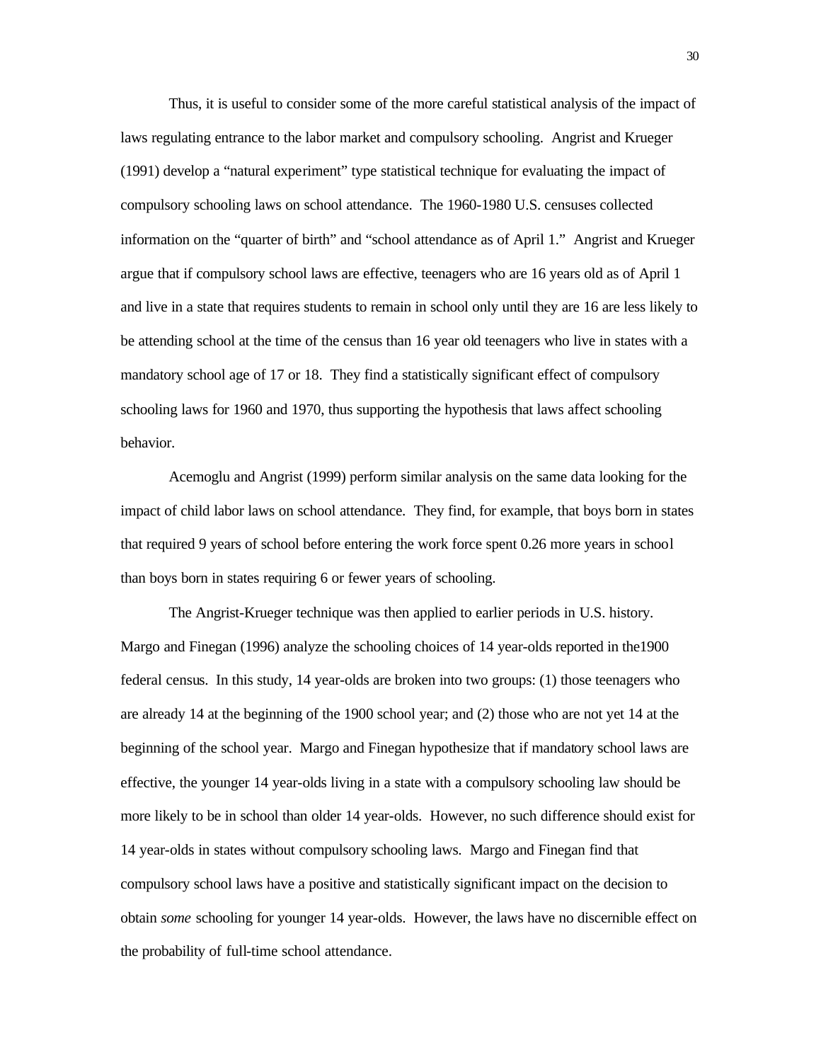Thus, it is useful to consider some of the more careful statistical analysis of the impact of laws regulating entrance to the labor market and compulsory schooling. Angrist and Krueger (1991) develop a "natural experiment" type statistical technique for evaluating the impact of compulsory schooling laws on school attendance. The 1960-1980 U.S. censuses collected information on the "quarter of birth" and "school attendance as of April 1." Angrist and Krueger argue that if compulsory school laws are effective, teenagers who are 16 years old as of April 1 and live in a state that requires students to remain in school only until they are 16 are less likely to be attending school at the time of the census than 16 year old teenagers who live in states with a mandatory school age of 17 or 18. They find a statistically significant effect of compulsory schooling laws for 1960 and 1970, thus supporting the hypothesis that laws affect schooling behavior.

Acemoglu and Angrist (1999) perform similar analysis on the same data looking for the impact of child labor laws on school attendance. They find, for example, that boys born in states that required 9 years of school before entering the work force spent 0.26 more years in school than boys born in states requiring 6 or fewer years of schooling.

The Angrist-Krueger technique was then applied to earlier periods in U.S. history. Margo and Finegan (1996) analyze the schooling choices of 14 year-olds reported in the1900 federal census. In this study, 14 year-olds are broken into two groups: (1) those teenagers who are already 14 at the beginning of the 1900 school year; and (2) those who are not yet 14 at the beginning of the school year. Margo and Finegan hypothesize that if mandatory school laws are effective, the younger 14 year-olds living in a state with a compulsory schooling law should be more likely to be in school than older 14 year-olds. However, no such difference should exist for 14 year-olds in states without compulsory schooling laws. Margo and Finegan find that compulsory school laws have a positive and statistically significant impact on the decision to obtain *some* schooling for younger 14 year-olds. However, the laws have no discernible effect on the probability of full-time school attendance.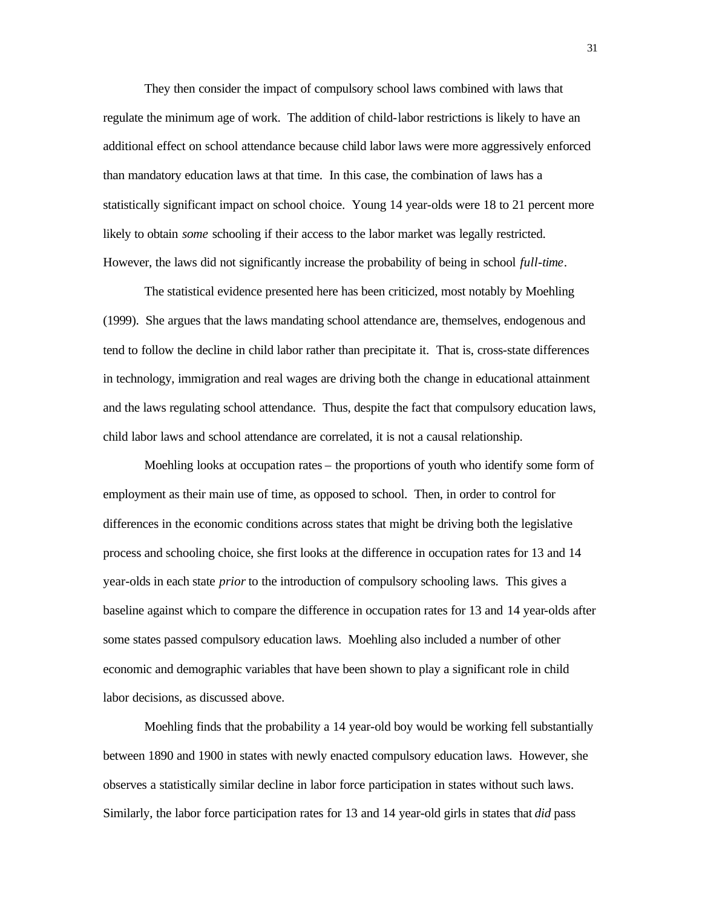They then consider the impact of compulsory school laws combined with laws that regulate the minimum age of work. The addition of child-labor restrictions is likely to have an additional effect on school attendance because child labor laws were more aggressively enforced than mandatory education laws at that time. In this case, the combination of laws has a statistically significant impact on school choice. Young 14 year-olds were 18 to 21 percent more likely to obtain *some* schooling if their access to the labor market was legally restricted. However, the laws did not significantly increase the probability of being in school *full-time*.

The statistical evidence presented here has been criticized, most notably by Moehling (1999). She argues that the laws mandating school attendance are, themselves, endogenous and tend to follow the decline in child labor rather than precipitate it. That is, cross-state differences in technology, immigration and real wages are driving both the change in educational attainment and the laws regulating school attendance. Thus, despite the fact that compulsory education laws, child labor laws and school attendance are correlated, it is not a causal relationship.

Moehling looks at occupation rates – the proportions of youth who identify some form of employment as their main use of time, as opposed to school. Then, in order to control for differences in the economic conditions across states that might be driving both the legislative process and schooling choice, she first looks at the difference in occupation rates for 13 and 14 year-olds in each state *prior* to the introduction of compulsory schooling laws. This gives a baseline against which to compare the difference in occupation rates for 13 and 14 year-olds after some states passed compulsory education laws. Moehling also included a number of other economic and demographic variables that have been shown to play a significant role in child labor decisions, as discussed above.

Moehling finds that the probability a 14 year-old boy would be working fell substantially between 1890 and 1900 in states with newly enacted compulsory education laws. However, she observes a statistically similar decline in labor force participation in states without such laws. Similarly, the labor force participation rates for 13 and 14 year-old girls in states that *did* pass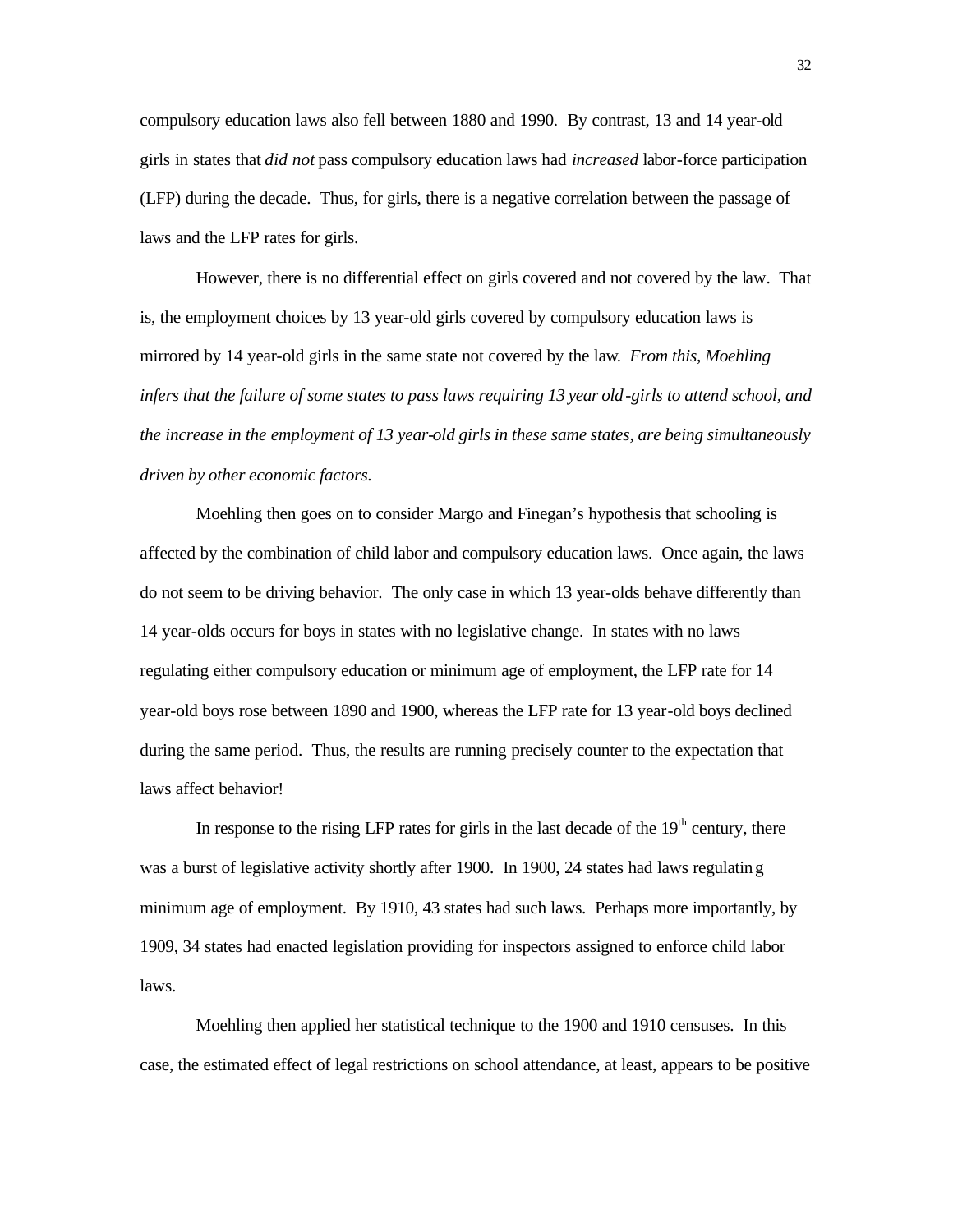compulsory education laws also fell between 1880 and 1990. By contrast, 13 and 14 year-old girls in states that *did not* pass compulsory education laws had *increased* labor-force participation (LFP) during the decade. Thus, for girls, there is a negative correlation between the passage of laws and the LFP rates for girls.

However, there is no differential effect on girls covered and not covered by the law. That is, the employment choices by 13 year-old girls covered by compulsory education laws is mirrored by 14 year-old girls in the same state not covered by the law. *From this, Moehling infers that the failure of some states to pass laws requiring 13 year old-girls to attend school, and the increase in the employment of 13 year-old girls in these same states, are being simultaneously driven by other economic factors.*

Moehling then goes on to consider Margo and Finegan's hypothesis that schooling is affected by the combination of child labor and compulsory education laws. Once again, the laws do not seem to be driving behavior. The only case in which 13 year-olds behave differently than 14 year-olds occurs for boys in states with no legislative change. In states with no laws regulating either compulsory education or minimum age of employment, the LFP rate for 14 year-old boys rose between 1890 and 1900, whereas the LFP rate for 13 year-old boys declined during the same period. Thus, the results are running precisely counter to the expectation that laws affect behavior!

In response to the rising LFP rates for girls in the last decade of the 19th century, there was a burst of legislative activity shortly after 1900. In 1900, 24 states had laws regulating minimum age of employment. By 1910, 43 states had such laws. Perhaps more importantly, by 1909, 34 states had enacted legislation providing for inspectors assigned to enforce child labor laws.

Moehling then applied her statistical technique to the 1900 and 1910 censuses. In this case, the estimated effect of legal restrictions on school attendance, at least, appears to be positive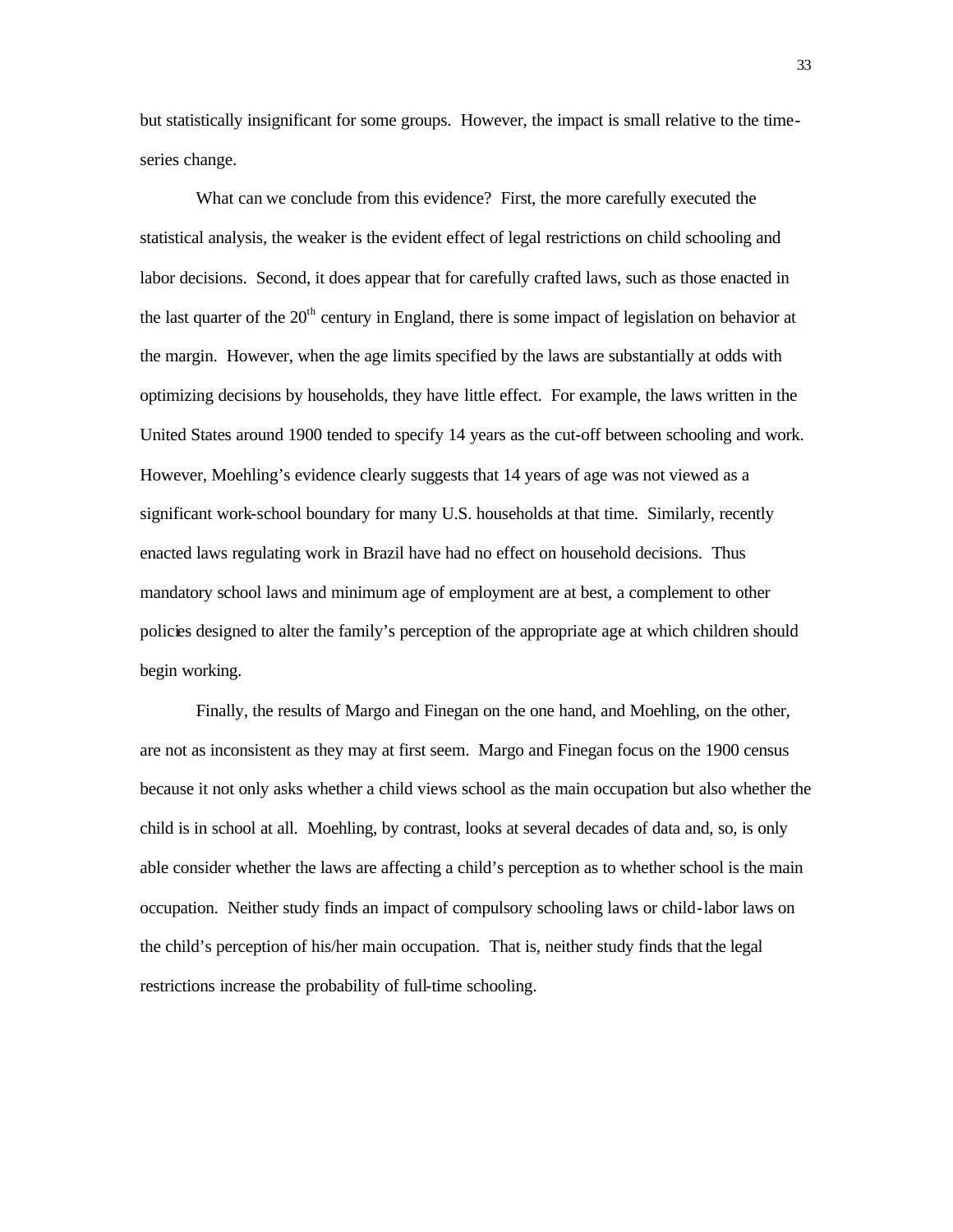but statistically insignificant for some groups. However, the impact is small relative to the time-series change.

What can we conclude from this evidence? First, the more carefully executed the statistical analysis, the weaker is the evident effect of legal restrictions on child schooling and labor decisions. Second, it does appear that for carefully crafted laws, such as those enacted in the last quarter of the 20th century in England, there is some impact of legislation on behavior at the margin. However, when the age limits specified by the laws are substantially at odds with optimizing decisions by households, they have little effect. For example, the laws written in the United States around 1900 tended to specify 14 years as the cut-off between schooling and work. However, Moehling's evidence clearly suggests that 14 years of age was not viewed as a significant work-school boundary for many U.S. households at that time. Similarly, recently enacted laws regulating work in Brazil have had no effect on household decisions. Thus mandatory school laws and minimum age of employment are at best, a complement to other policies designed to alter the family's perception of the appropriate age at which children should begin working.

Finally, the results of Margo and Finegan on the one hand, and Moehling, on the other, are not as inconsistent as they may at first seem. Margo and Finegan focus on the 1900 census because it not only asks whether a child views school as the main occupation but also whether the child is in school at all. Moehling, by contrast, looks at several decades of data and, so, is only able consider whether the laws are affecting a child's perception as to whether school is the main occupation. Neither study finds an impact of compulsory schooling laws or child-labor laws on the child's perception of his/her main occupation. That is, neither study finds that the legal restrictions increase the probability of full-time schooling.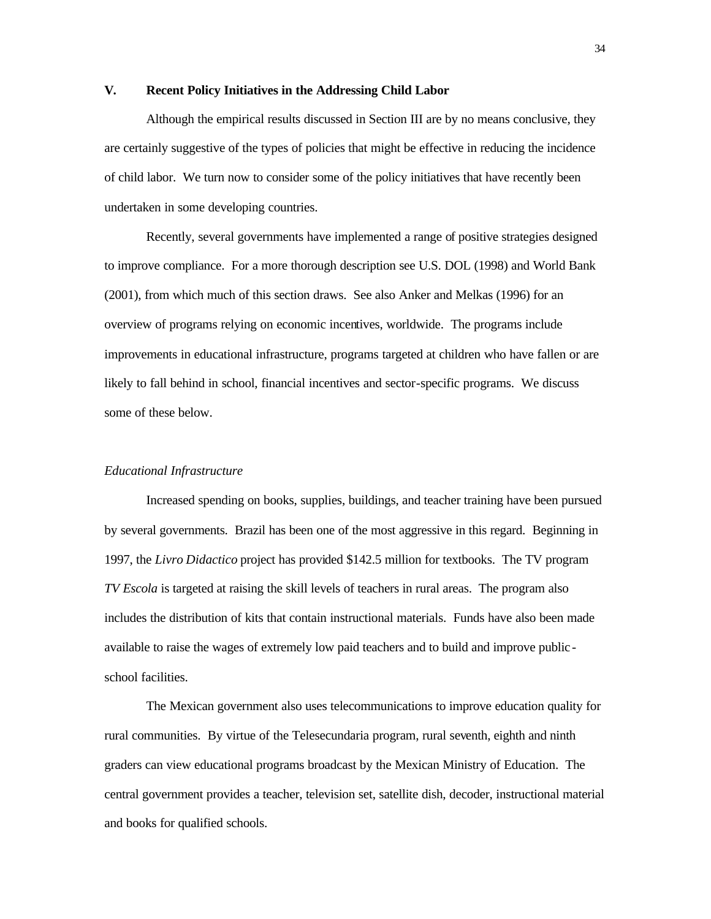## V. Recent Policy Initiatives in the Addressing Child Labor

Although the empirical results discussed in Section III are by no means conclusive, they are certainly suggestive of the types of policies that might be effective in reducing the incidence of child labor. We turn now to consider some of the policy initiatives that have recently been undertaken in some developing countries.

Recently, several governments have implemented a range of positive strategies designed to improve compliance. For a more thorough description see U.S. DOL (1998) and World Bank (2001), from which much of this section draws. See also Anker and Melkas (1996) for an overview of programs relying on economic incentives, worldwide. The programs include improvements in educational infrastructure, programs targeted at children who have fallen or are likely to fall behind in school, financial incentives and sector-specific programs. We discuss some of these below.

### *Educational Infrastructure*

Increased spending on books, supplies, buildings, and teacher training have been pursued by several governments. Brazil has been one of the most aggressive in this regard. Beginning in 1997, the *Livro Didactico* project has provided $142.5 million for textbooks. The TV program *TV Escola* is targeted at raising the skill levels of teachers in rural areas. The program also includes the distribution of kits that contain instructional materials. Funds have also been made available to raise the wages of extremely low paid teachers and to build and improve public-school facilities.

The Mexican government also uses telecommunications to improve education quality for rural communities. By virtue of the Telesecundaria program, rural seventh, eighth and ninth graders can view educational programs broadcast by the Mexican Ministry of Education. The central government provides a teacher, television set, satellite dish, decoder, instructional material and books for qualified schools.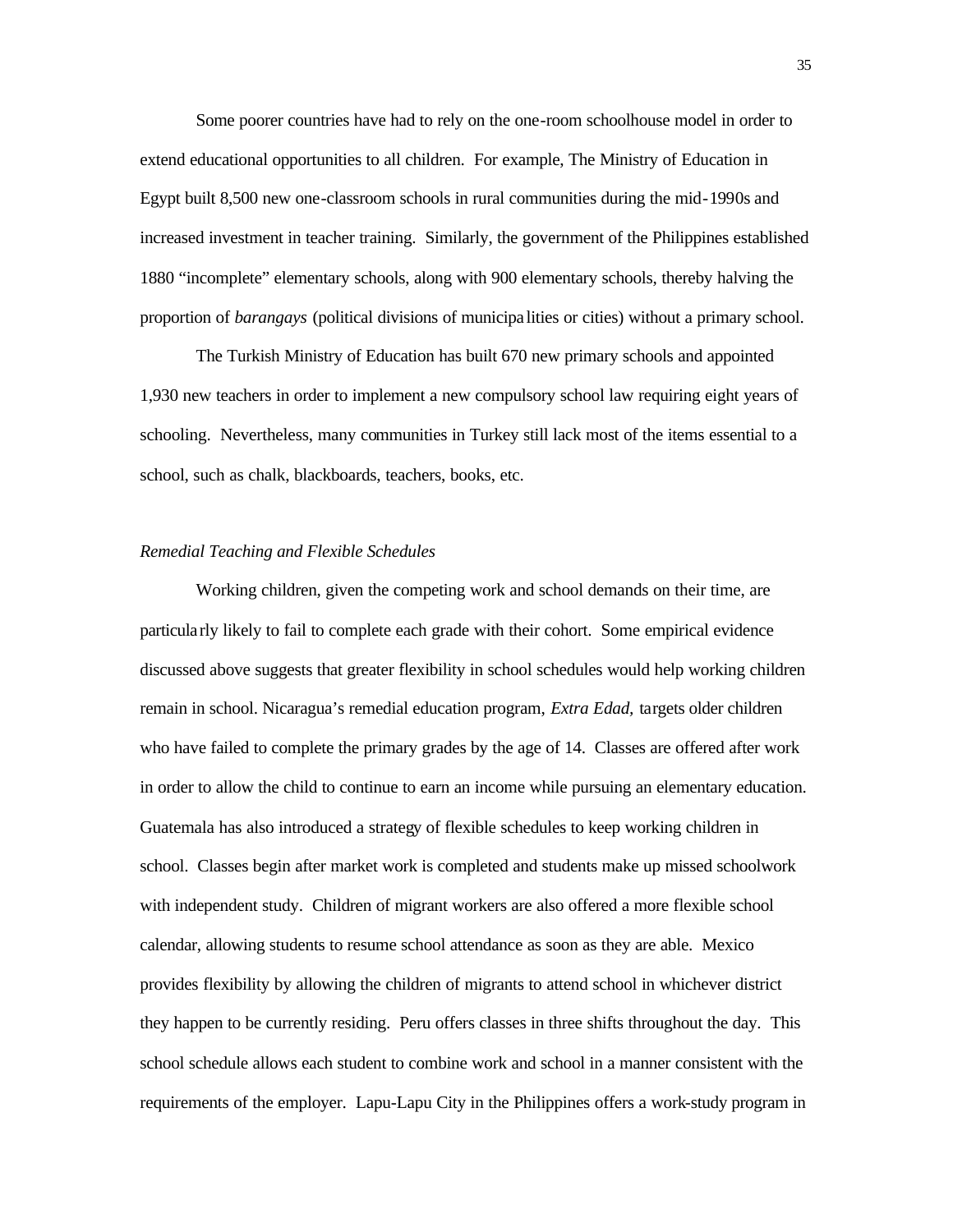Some poorer countries have had to rely on the one-room schoolhouse model in order to extend educational opportunities to all children. For example, The Ministry of Education in Egypt built 8,500 new one-classroom schools in rural communities during the mid-1990s and increased investment in teacher training. Similarly, the government of the Philippines established 1880 "incomplete" elementary schools, along with 900 elementary schools, thereby halving the proportion of *barangays* (political divisions of municipalities or cities) without a primary school.

The Turkish Ministry of Education has built 670 new primary schools and appointed 1,930 new teachers in order to implement a new compulsory school law requiring eight years of schooling. Nevertheless, many communities in Turkey still lack most of the items essential to a school, such as chalk, blackboards, teachers, books, etc.

*Remedial Teaching and Flexible Schedules*

Working children, given the competing work and school demands on their time, are particularly likely to fail to complete each grade with their cohort. Some empirical evidence discussed above suggests that greater flexibility in school schedules would help working children remain in school. Nicaragua's remedial education program, *Extra Edad,* targets older children who have failed to complete the primary grades by the age of 14. Classes are offered after work in order to allow the child to continue to earn an income while pursuing an elementary education. Guatemala has also introduced a strategy of flexible schedules to keep working children in school. Classes begin after market work is completed and students make up missed schoolwork with independent study. Children of migrant workers are also offered a more flexible school calendar, allowing students to resume school attendance as soon as they are able. Mexico provides flexibility by allowing the children of migrants to attend school in whichever district they happen to be currently residing. Peru offers classes in three shifts throughout the day. This school schedule allows each student to combine work and school in a manner consistent with the requirements of the employer. Lapu-Lapu City in the Philippines offers a work-study program in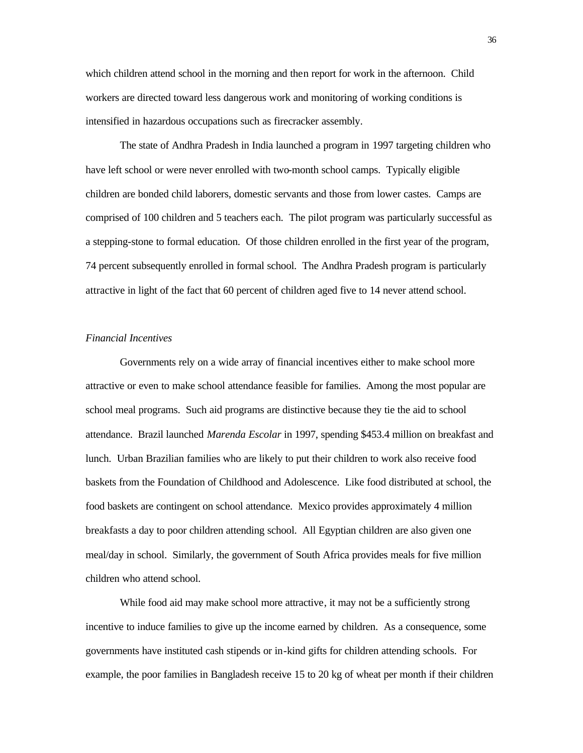which children attend school in the morning and then report for work in the afternoon. Child workers are directed toward less dangerous work and monitoring of working conditions is intensified in hazardous occupations such as firecracker assembly.

The state of Andhra Pradesh in India launched a program in 1997 targeting children who have left school or were never enrolled with two-month school camps. Typically eligible children are bonded child laborers, domestic servants and those from lower castes. Camps are comprised of 100 children and 5 teachers each. The pilot program was particularly successful as a stepping-stone to formal education. Of those children enrolled in the first year of the program, 74 percent subsequently enrolled in formal school. The Andhra Pradesh program is particularly attractive in light of the fact that 60 percent of children aged five to 14 never attend school.

*Financial Incentives*

Governments rely on a wide array of financial incentives either to make school more attractive or even to make school attendance feasible for families. Among the most popular are school meal programs. Such aid programs are distinctive because they tie the aid to school attendance. Brazil launched *Marenda Escolar* in 1997, spending $453.4 million on breakfast and lunch. Urban Brazilian families who are likely to put their children to work also receive food baskets from the Foundation of Childhood and Adolescence. Like food distributed at school, the food baskets are contingent on school attendance. Mexico provides approximately 4 million breakfasts a day to poor children attending school. All Egyptian children are also given one meal/day in school. Similarly, the government of South Africa provides meals for five million children who attend school.

While food aid may make school more attractive, it may not be a sufficiently strong incentive to induce families to give up the income earned by children. As a consequence, some governments have instituted cash stipends or in-kind gifts for children attending schools. For example, the poor families in Bangladesh receive 15 to 20 kg of wheat per month if their children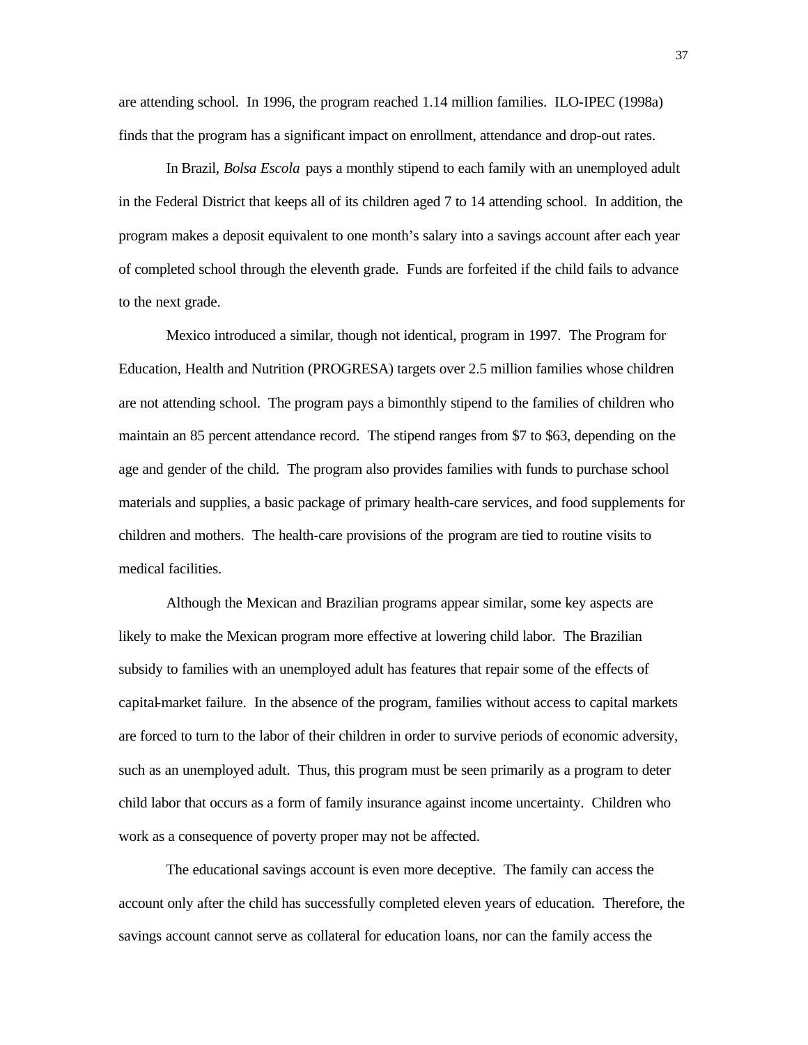are attending school. In 1996, the program reached 1.14 million families. ILO-IPEC (1998a) finds that the program has a significant impact on enrollment, attendance and drop-out rates.

In Brazil, *Bolsa Escola* pays a monthly stipend to each family with an unemployed adult in the Federal District that keeps all of its children aged 7 to 14 attending school. In addition, the program makes a deposit equivalent to one month's salary into a savings account after each year of completed school through the eleventh grade. Funds are forfeited if the child fails to advance to the next grade.

Mexico introduced a similar, though not identical, program in 1997. The Program for Education, Health and Nutrition (PROGRESA) targets over 2.5 million families whose children are not attending school. The program pays a bimonthly stipend to the families of children who maintain an 85 percent attendance record. The stipend ranges from $7 to $63, depending on the age and gender of the child. The program also provides families with funds to purchase school materials and supplies, a basic package of primary health-care services, and food supplements for children and mothers. The health-care provisions of the program are tied to routine visits to medical facilities.

Although the Mexican and Brazilian programs appear similar, some key aspects are likely to make the Mexican program more effective at lowering child labor. The Brazilian subsidy to families with an unemployed adult has features that repair some of the effects of capital-market failure. In the absence of the program, families without access to capital markets are forced to turn to the labor of their children in order to survive periods of economic adversity, such as an unemployed adult. Thus, this program must be seen primarily as a program to deter child labor that occurs as a form of family insurance against income uncertainty. Children who work as a consequence of poverty proper may not be affected.

The educational savings account is even more deceptive. The family can access the account only after the child has successfully completed eleven years of education. Therefore, the savings account cannot serve as collateral for education loans, nor can the family access the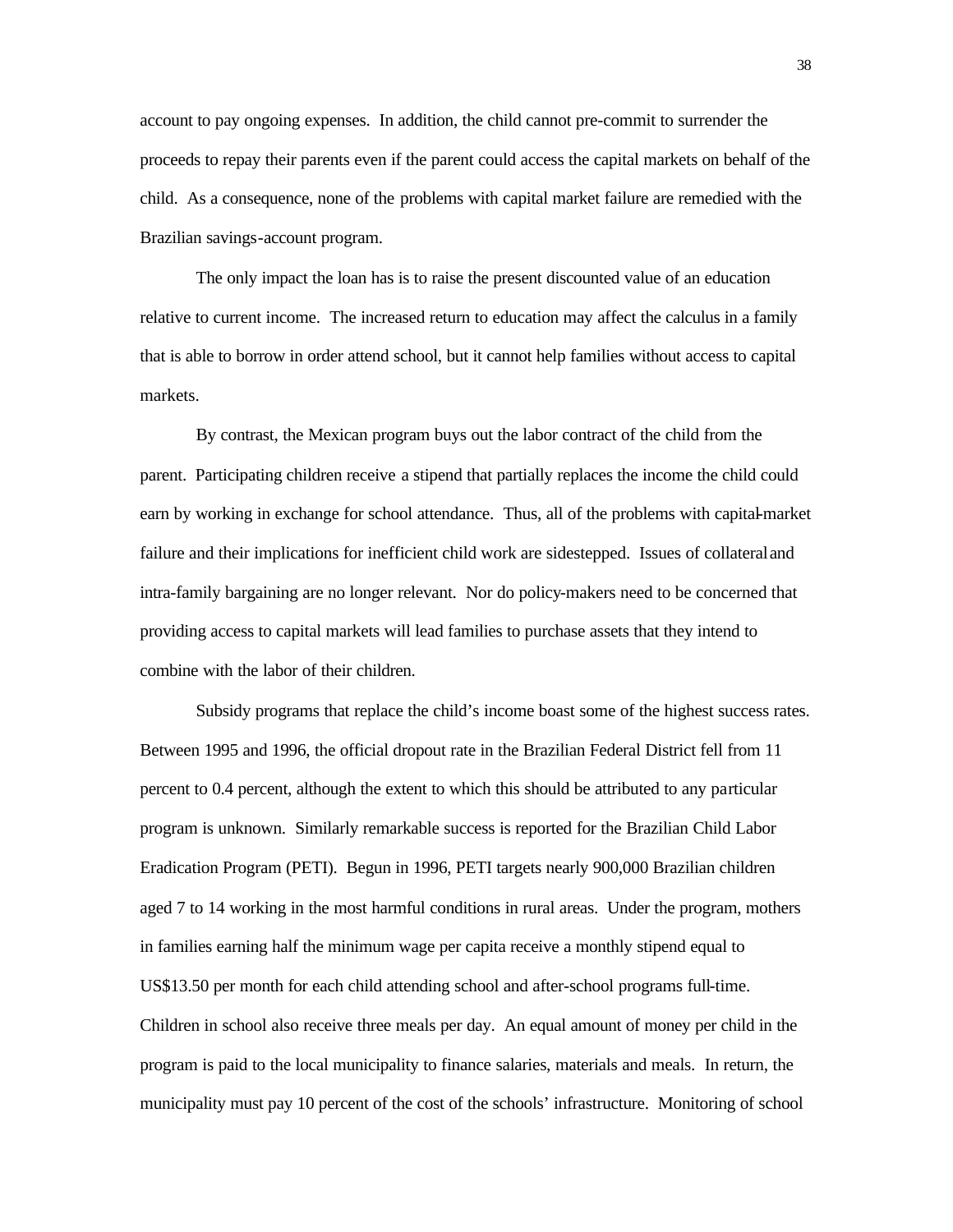account to pay ongoing expenses. In addition, the child cannot pre-commit to surrender the proceeds to repay their parents even if the parent could access the capital markets on behalf of the child. As a consequence, none of the problems with capital market failure are remedied with the Brazilian savings-account program.

The only impact the loan has is to raise the present discounted value of an education relative to current income. The increased return to education may affect the calculus in a family that is able to borrow in order attend school, but it cannot help families without access to capital markets.

By contrast, the Mexican program buys out the labor contract of the child from the parent. Participating children receive a stipend that partially replaces the income the child could earn by working in exchange for school attendance. Thus, all of the problems with capital-market failure and their implications for inefficient child work are sidestepped. Issues of collateral and intra-family bargaining are no longer relevant. Nor do policy-makers need to be concerned that providing access to capital markets will lead families to purchase assets that they intend to combine with the labor of their children.

Subsidy programs that replace the child's income boast some of the highest success rates. Between 1995 and 1996, the official dropout rate in the Brazilian Federal District fell from 11 percent to 0.4 percent, although the extent to which this should be attributed to any particular program is unknown. Similarly remarkable success is reported for the Brazilian Child Labor Eradication Program (PETI). Begun in 1996, PETI targets nearly 900,000 Brazilian children aged 7 to 14 working in the most harmful conditions in rural areas. Under the program, mothers in families earning half the minimum wage per capita receive a monthly stipend equal to US$13.50 per month for each child attending school and after-school programs full-time. Children in school also receive three meals per day. An equal amount of money per child in the program is paid to the local municipality to finance salaries, materials and meals. In return, the municipality must pay 10 percent of the cost of the schools' infrastructure. Monitoring of school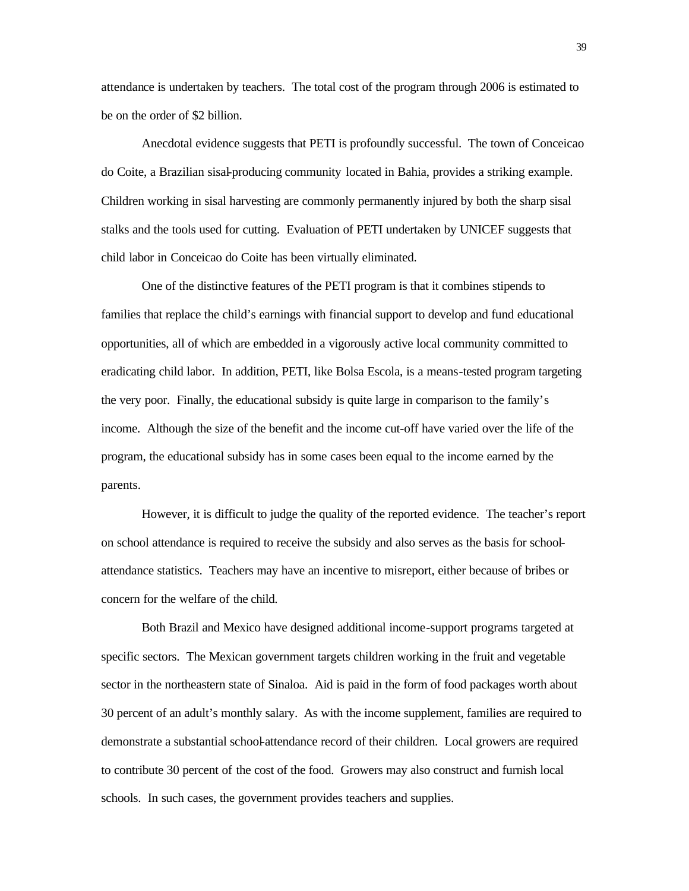attendance is undertaken by teachers. The total cost of the program through 2006 is estimated to be on the order of $2 billion.

Anecdotal evidence suggests that PETI is profoundly successful. The town of Conceicao do Coite, a Brazilian sisal-producing community located in Bahia, provides a striking example. Children working in sisal harvesting are commonly permanently injured by both the sharp sisal stalks and the tools used for cutting. Evaluation of PETI undertaken by UNICEF suggests that child labor in Conceicao do Coite has been virtually eliminated.

One of the distinctive features of the PETI program is that it combines stipends to families that replace the child's earnings with financial support to develop and fund educational opportunities, all of which are embedded in a vigorously active local community committed to eradicating child labor. In addition, PETI, like Bolsa Escola, is a means-tested program targeting the very poor. Finally, the educational subsidy is quite large in comparison to the family's income. Although the size of the benefit and the income cut-off have varied over the life of the program, the educational subsidy has in some cases been equal to the income earned by the parents.

However, it is difficult to judge the quality of the reported evidence. The teacher's report on school attendance is required to receive the subsidy and also serves as the basis for school-attendance statistics. Teachers may have an incentive to misreport, either because of bribes or concern for the welfare of the child.

Both Brazil and Mexico have designed additional income-support programs targeted at specific sectors. The Mexican government targets children working in the fruit and vegetable sector in the northeastern state of Sinaloa. Aid is paid in the form of food packages worth about 30 percent of an adult's monthly salary. As with the income supplement, families are required to demonstrate a substantial school-attendance record of their children. Local growers are required to contribute 30 percent of the cost of the food. Growers may also construct and furnish local schools. In such cases, the government provides teachers and supplies.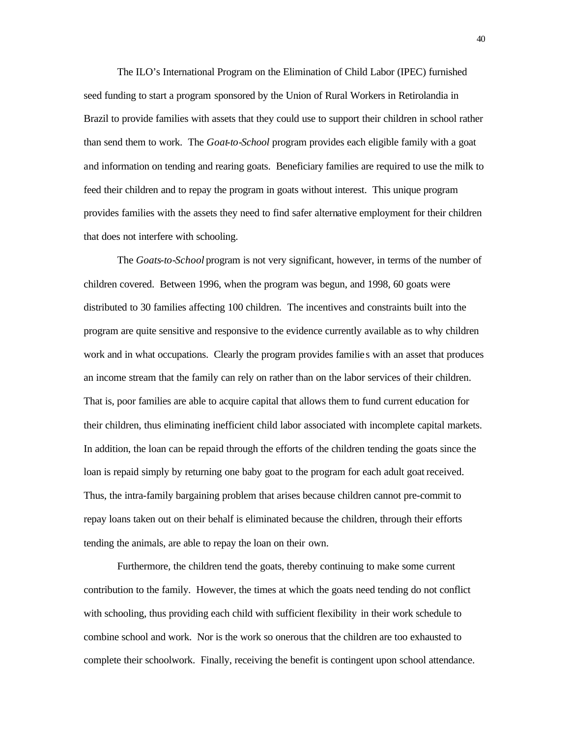The ILO's International Program on the Elimination of Child Labor (IPEC) furnished seed funding to start a program sponsored by the Union of Rural Workers in Retirolandia in Brazil to provide families with assets that they could use to support their children in school rather than send them to work. The *Goat-to-School* program provides each eligible family with a goat and information on tending and rearing goats. Beneficiary families are required to use the milk to feed their children and to repay the program in goats without interest. This unique program provides families with the assets they need to find safer alternative employment for their children that does not interfere with schooling.

The *Goats-to-School* program is not very significant, however, in terms of the number of children covered. Between 1996, when the program was begun, and 1998, 60 goats were distributed to 30 families affecting 100 children. The incentives and constraints built into the program are quite sensitive and responsive to the evidence currently available as to why children work and in what occupations. Clearly the program provides families with an asset that produces an income stream that the family can rely on rather than on the labor services of their children. That is, poor families are able to acquire capital that allows them to fund current education for their children, thus eliminating inefficient child labor associated with incomplete capital markets. In addition, the loan can be repaid through the efforts of the children tending the goats since the loan is repaid simply by returning one baby goat to the program for each adult goat received. Thus, the intra-family bargaining problem that arises because children cannot pre-commit to repay loans taken out on their behalf is eliminated because the children, through their efforts tending the animals, are able to repay the loan on their own.

Furthermore, the children tend the goats, thereby continuing to make some current contribution to the family. However, the times at which the goats need tending do not conflict with schooling, thus providing each child with sufficient flexibility in their work schedule to combine school and work. Nor is the work so onerous that the children are too exhausted to complete their schoolwork. Finally, receiving the benefit is contingent upon school attendance.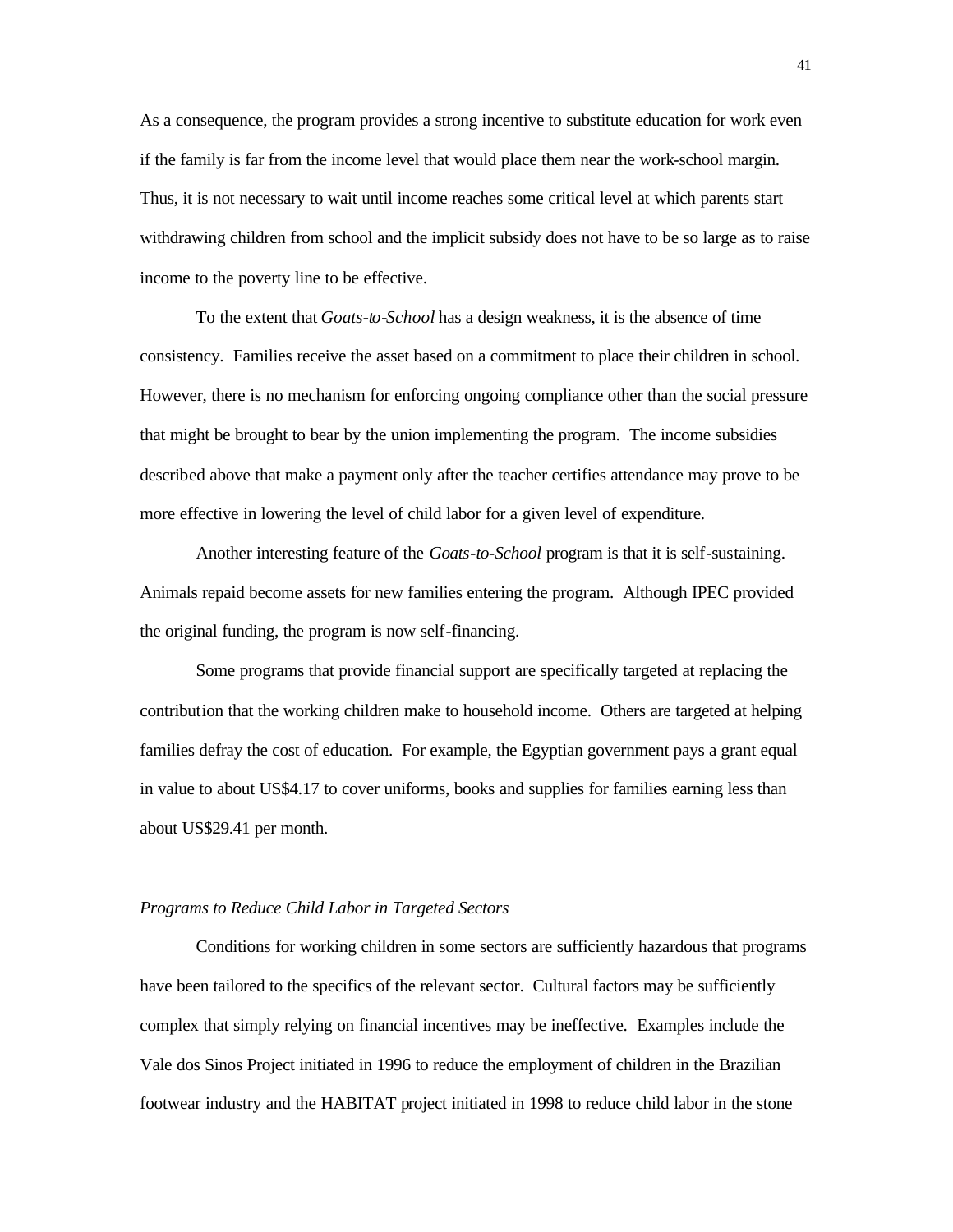As a consequence, the program provides a strong incentive to substitute education for work even if the family is far from the income level that would place them near the work-school margin. Thus, it is not necessary to wait until income reaches some critical level at which parents start withdrawing children from school and the implicit subsidy does not have to be so large as to raise income to the poverty line to be effective.

To the extent that *Goats-to-School* has a design weakness, it is the absence of time consistency. Families receive the asset based on a commitment to place their children in school. However, there is no mechanism for enforcing ongoing compliance other than the social pressure that might be brought to bear by the union implementing the program. The income subsidies described above that make a payment only after the teacher certifies attendance may prove to be more effective in lowering the level of child labor for a given level of expenditure.

Another interesting feature of the *Goats-to-School* program is that it is self-sustaining. Animals repaid become assets for new families entering the program. Although IPEC provided the original funding, the program is now self-financing.

Some programs that provide financial support are specifically targeted at replacing the contribution that the working children make to household income. Others are targeted at helping families defray the cost of education. For example, the Egyptian government pays a grant equal in value to about US$4.17 to cover uniforms, books and supplies for families earning less than about US$29.41 per month.

*Programs to Reduce Child Labor in Targeted Sectors*

Conditions for working children in some sectors are sufficiently hazardous that programs have been tailored to the specifics of the relevant sector. Cultural factors may be sufficiently complex that simply relying on financial incentives may be ineffective. Examples include the Vale dos Sinos Project initiated in 1996 to reduce the employment of children in the Brazilian footwear industry and the HABITAT project initiated in 1998 to reduce child labor in the stone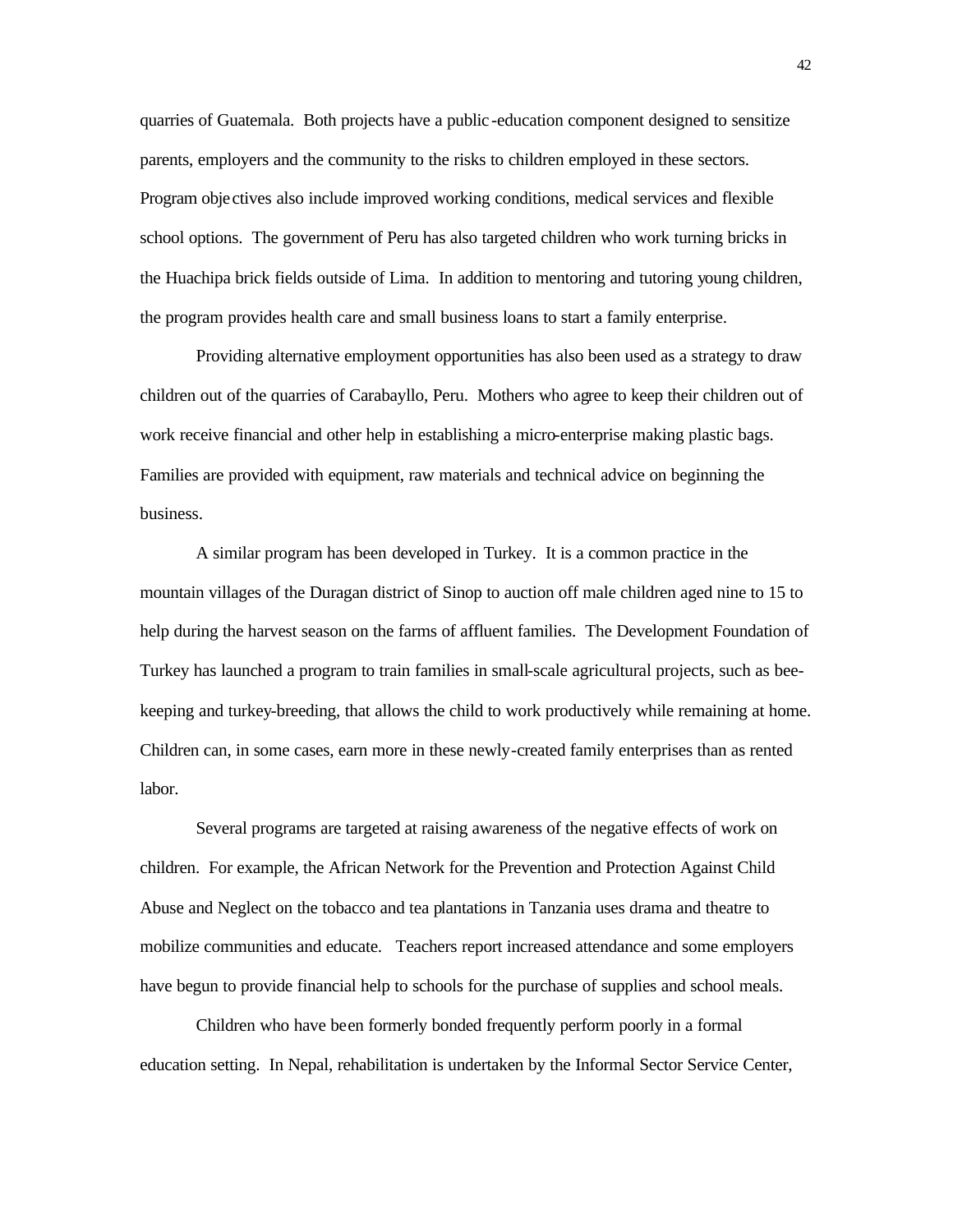quarries of Guatemala. Both projects have a public-education component designed to sensitize parents, employers and the community to the risks to children employed in these sectors. Program objectives also include improved working conditions, medical services and flexible school options. The government of Peru has also targeted children who work turning bricks in the Huachipa brick fields outside of Lima. In addition to mentoring and tutoring young children, the program provides health care and small business loans to start a family enterprise.

Providing alternative employment opportunities has also been used as a strategy to draw children out of the quarries of Carabayllo, Peru. Mothers who agree to keep their children out of work receive financial and other help in establishing a micro-enterprise making plastic bags. Families are provided with equipment, raw materials and technical advice on beginning the business.

A similar program has been developed in Turkey. It is a common practice in the mountain villages of the Duragan district of Sinop to auction off male children aged nine to 15 to help during the harvest season on the farms of affluent families. The Development Foundation of Turkey has launched a program to train families in small-scale agricultural projects, such as bee-keeping and turkey-breeding, that allows the child to work productively while remaining at home. Children can, in some cases, earn more in these newly-created family enterprises than as rented labor.

Several programs are targeted at raising awareness of the negative effects of work on children. For example, the African Network for the Prevention and Protection Against Child Abuse and Neglect on the tobacco and tea plantations in Tanzania uses drama and theatre to mobilize communities and educate. Teachers report increased attendance and some employers have begun to provide financial help to schools for the purchase of supplies and school meals.

Children who have been formerly bonded frequently perform poorly in a formal education setting. In Nepal, rehabilitation is undertaken by the Informal Sector Service Center,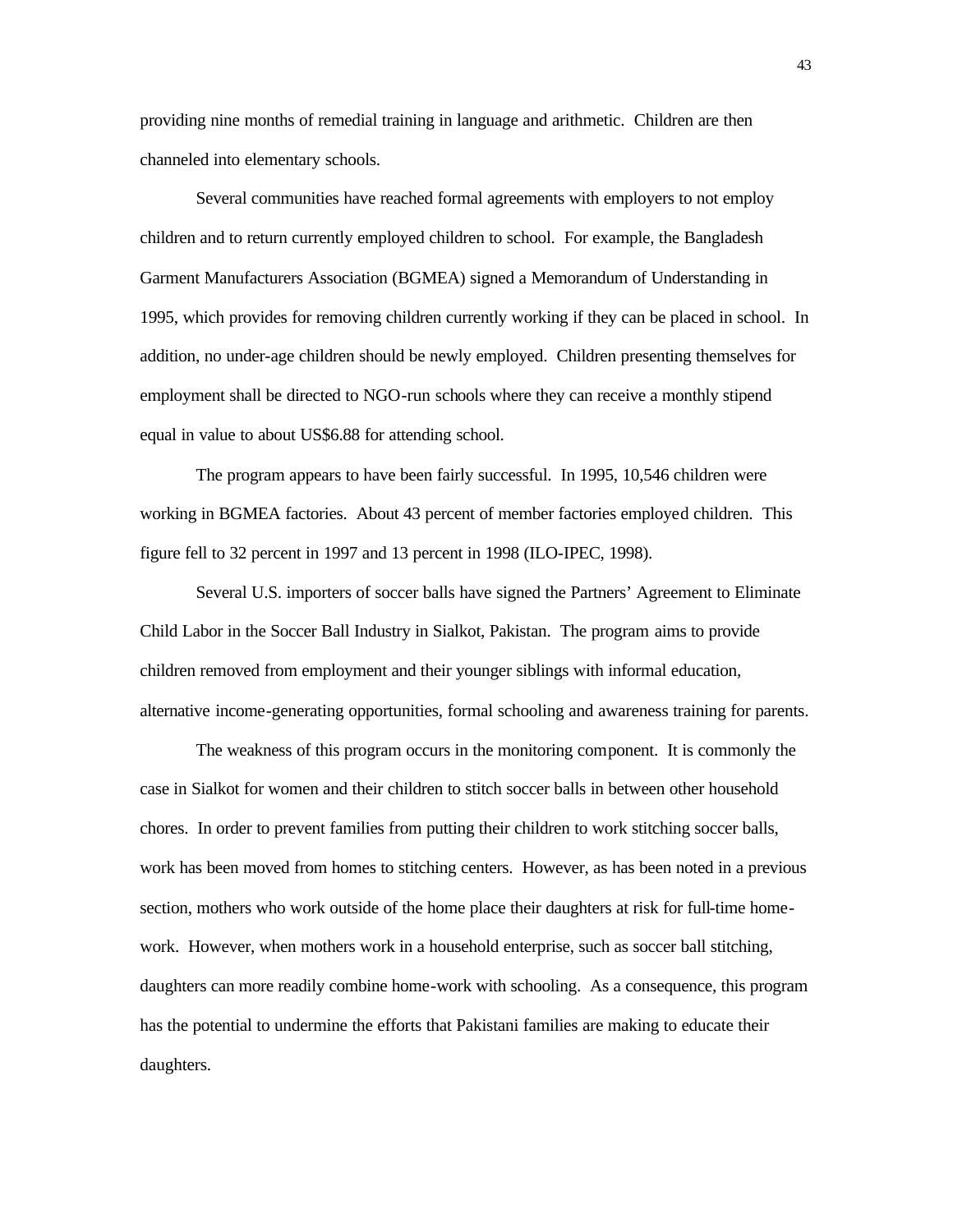providing nine months of remedial training in language and arithmetic. Children are then channeled into elementary schools.

Several communities have reached formal agreements with employers to not employ children and to return currently employed children to school. For example, the Bangladesh Garment Manufacturers Association (BGMEA) signed a Memorandum of Understanding in 1995, which provides for removing children currently working if they can be placed in school. In addition, no under-age children should be newly employed. Children presenting themselves for employment shall be directed to NGO-run schools where they can receive a monthly stipend equal in value to about US$6.88 for attending school.

The program appears to have been fairly successful. In 1995, 10,546 children were working in BGMEA factories. About 43 percent of member factories employed children. This figure fell to 32 percent in 1997 and 13 percent in 1998 (ILO-IPEC, 1998).

Several U.S. importers of soccer balls have signed the Partners' Agreement to Eliminate Child Labor in the Soccer Ball Industry in Sialkot, Pakistan. The program aims to provide children removed from employment and their younger siblings with informal education, alternative income-generating opportunities, formal schooling and awareness training for parents.

The weakness of this program occurs in the monitoring component. It is commonly the case in Sialkot for women and their children to stitch soccer balls in between other household chores. In order to prevent families from putting their children to work stitching soccer balls, work has been moved from homes to stitching centers. However, as has been noted in a previous section, mothers who work outside of the home place their daughters at risk for full-time home-work. However, when mothers work in a household enterprise, such as soccer ball stitching, daughters can more readily combine home-work with schooling. As a consequence, this program has the potential to undermine the efforts that Pakistani families are making to educate their daughters.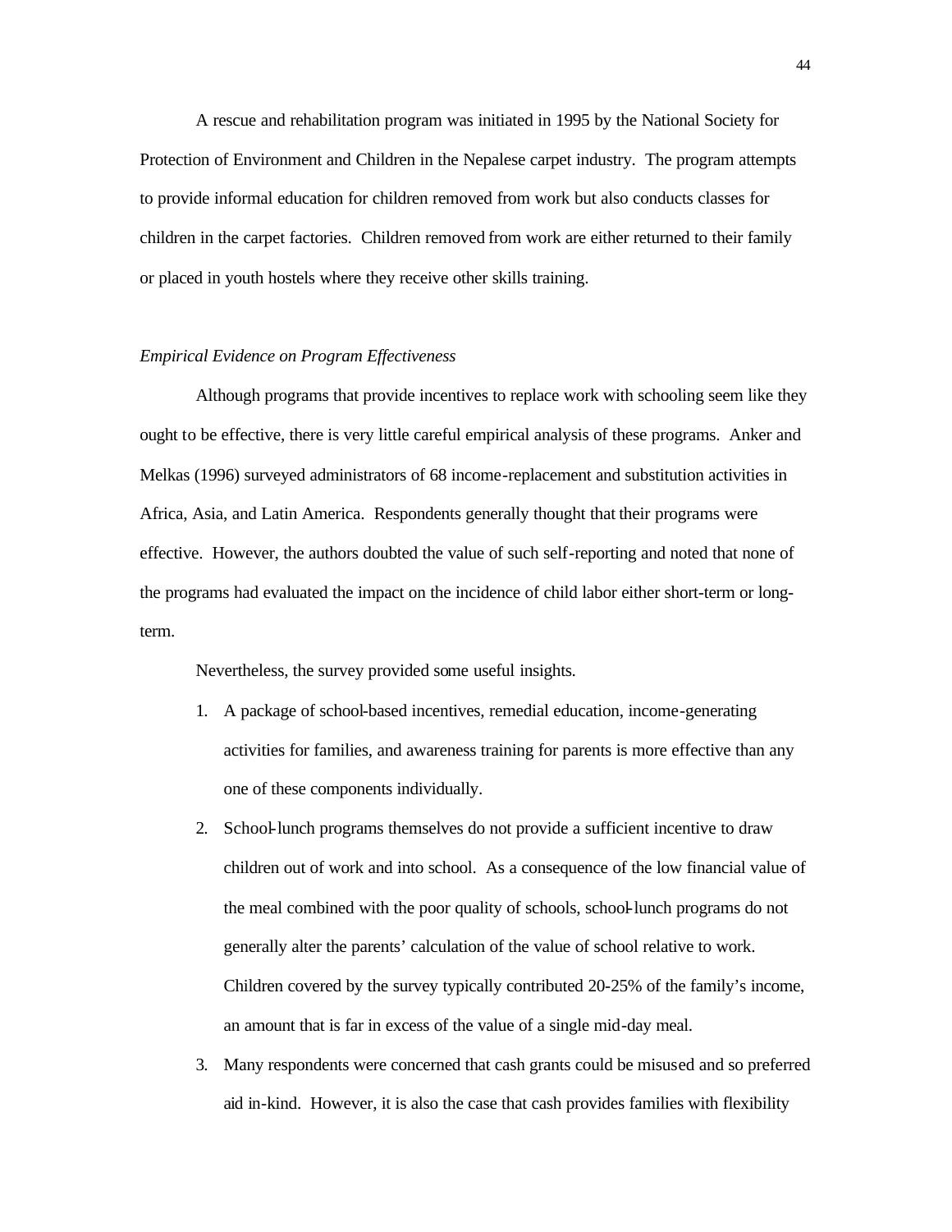A rescue and rehabilitation program was initiated in 1995 by the National Society for Protection of Environment and Children in the Nepalese carpet industry. The program attempts to provide informal education for children removed from work but also conducts classes for children in the carpet factories. Children removed from work are either returned to their family or placed in youth hostels where they receive other skills training.

*Empirical Evidence on Program Effectiveness*

Although programs that provide incentives to replace work with schooling seem like they ought to be effective, there is very little careful empirical analysis of these programs. Anker and Melkas (1996) surveyed administrators of 68 income-replacement and substitution activities in Africa, Asia, and Latin America. Respondents generally thought that their programs were effective. However, the authors doubted the value of such self-reporting and noted that none of the programs had evaluated the impact on the incidence of child labor either short-term or long-term.

Nevertheless, the survey provided some useful insights.

1. A package of school-based incentives, remedial education, income-generating activities for families, and awareness training for parents is more effective than any one of these components individually.
2. School-lunch programs themselves do not provide a sufficient incentive to draw children out of work and into school. As a consequence of the low financial value of the meal combined with the poor quality of schools, school-lunch programs do not generally alter the parents' calculation of the value of school relative to work. Children covered by the survey typically contributed 20-25% of the family's income, an amount that is far in excess of the value of a single mid-day meal.
3. Many respondents were concerned that cash grants could be misused and so preferred aid in-kind. However, it is also the case that cash provides families with flexibility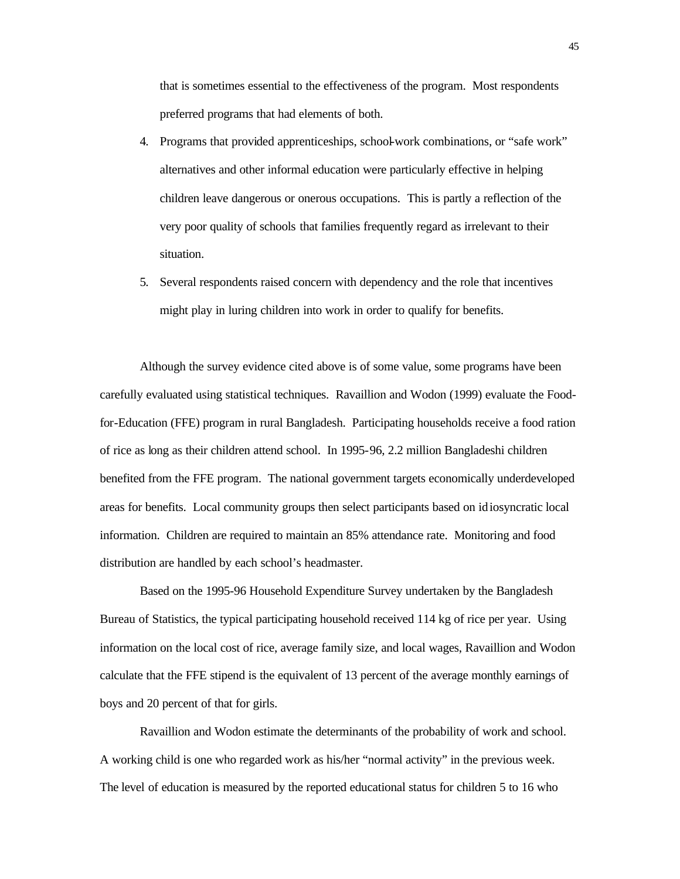that is sometimes essential to the effectiveness of the program. Most respondents preferred programs that had elements of both.

4. Programs that provided apprenticeships, school-work combinations, or "safe work" alternatives and other informal education were particularly effective in helping children leave dangerous or onerous occupations. This is partly a reflection of the very poor quality of schools that families frequently regard as irrelevant to their situation.
5. Several respondents raised concern with dependency and the role that incentives might play in luring children into work in order to qualify for benefits.

Although the survey evidence cited above is of some value, some programs have been carefully evaluated using statistical techniques. Ravaillion and Wodon (1999) evaluate the Food-for-Education (FFE) program in rural Bangladesh. Participating households receive a food ration of rice as long as their children attend school. In 1995-96, 2.2 million Bangladeshi children benefited from the FFE program. The national government targets economically underdeveloped areas for benefits. Local community groups then select participants based on idiosyncratic local information. Children are required to maintain an 85% attendance rate. Monitoring and food distribution are handled by each school's headmaster.

Based on the 1995-96 Household Expenditure Survey undertaken by the Bangladesh Bureau of Statistics, the typical participating household received 114 kg of rice per year. Using information on the local cost of rice, average family size, and local wages, Ravaillion and Wodon calculate that the FFE stipend is the equivalent of 13 percent of the average monthly earnings of boys and 20 percent of that for girls.

Ravaillion and Wodon estimate the determinants of the probability of work and school. A working child is one who regarded work as his/her "normal activity" in the previous week. The level of education is measured by the reported educational status for children 5 to 16 who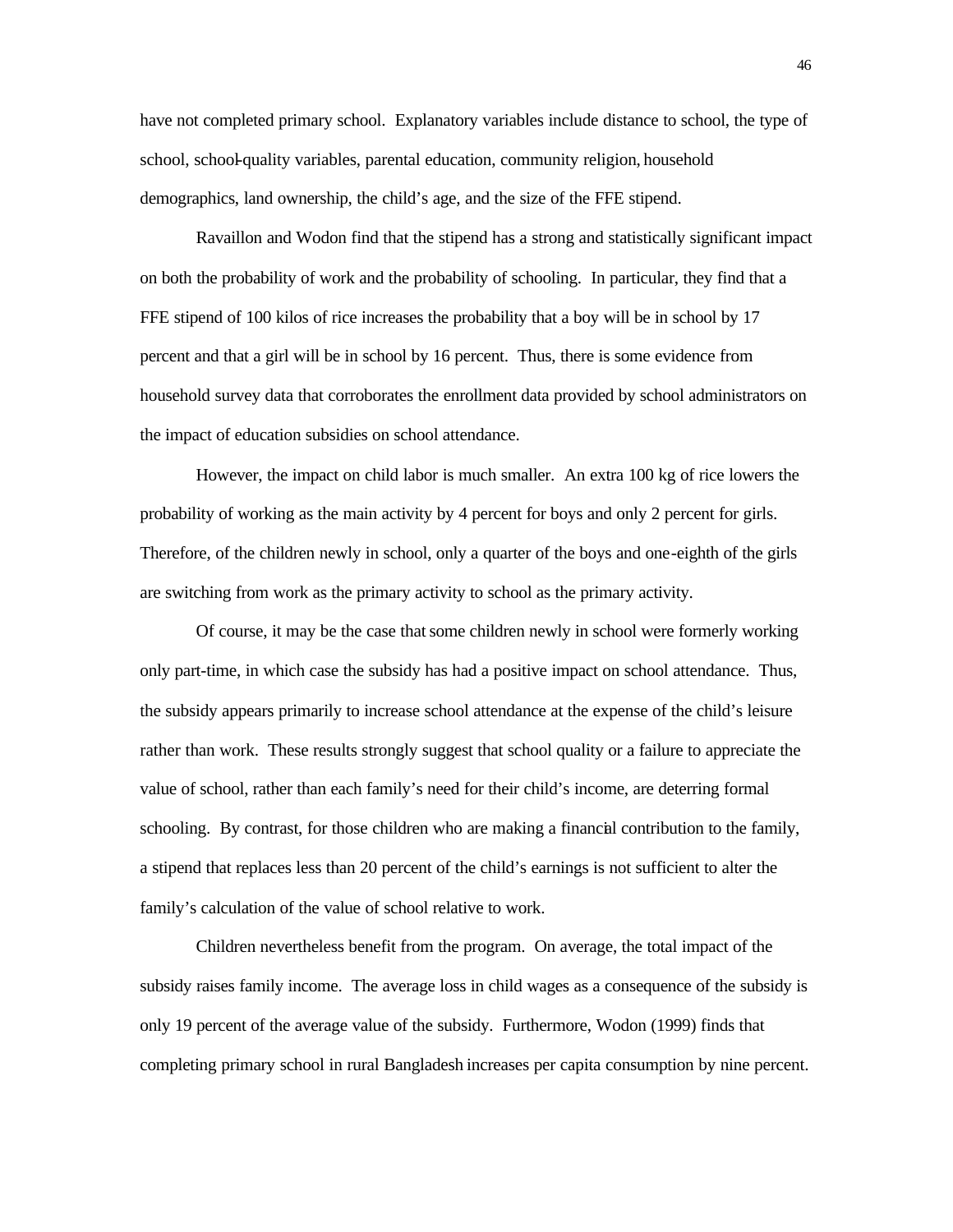have not completed primary school. Explanatory variables include distance to school, the type of school, school-quality variables, parental education, community religion, household demographics, land ownership, the child's age, and the size of the FFE stipend.

Ravaillon and Wodon find that the stipend has a strong and statistically significant impact on both the probability of work and the probability of schooling. In particular, they find that a FFE stipend of 100 kilos of rice increases the probability that a boy will be in school by 17 percent and that a girl will be in school by 16 percent. Thus, there is some evidence from household survey data that corroborates the enrollment data provided by school administrators on the impact of education subsidies on school attendance.

However, the impact on child labor is much smaller. An extra 100 kg of rice lowers the probability of working as the main activity by 4 percent for boys and only 2 percent for girls. Therefore, of the children newly in school, only a quarter of the boys and one-eighth of the girls are switching from work as the primary activity to school as the primary activity.

Of course, it may be the case that some children newly in school were formerly working only part-time, in which case the subsidy has had a positive impact on school attendance. Thus, the subsidy appears primarily to increase school attendance at the expense of the child's leisure rather than work. These results strongly suggest that school quality or a failure to appreciate the value of school, rather than each family's need for their child's income, are deterring formal schooling. By contrast, for those children who are making a financial contribution to the family, a stipend that replaces less than 20 percent of the child's earnings is not sufficient to alter the family's calculation of the value of school relative to work.

Children nevertheless benefit from the program. On average, the total impact of the subsidy raises family income. The average loss in child wages as a consequence of the subsidy is only 19 percent of the average value of the subsidy. Furthermore, Wodon (1999) finds that completing primary school in rural Bangladesh increases per capita consumption by nine percent.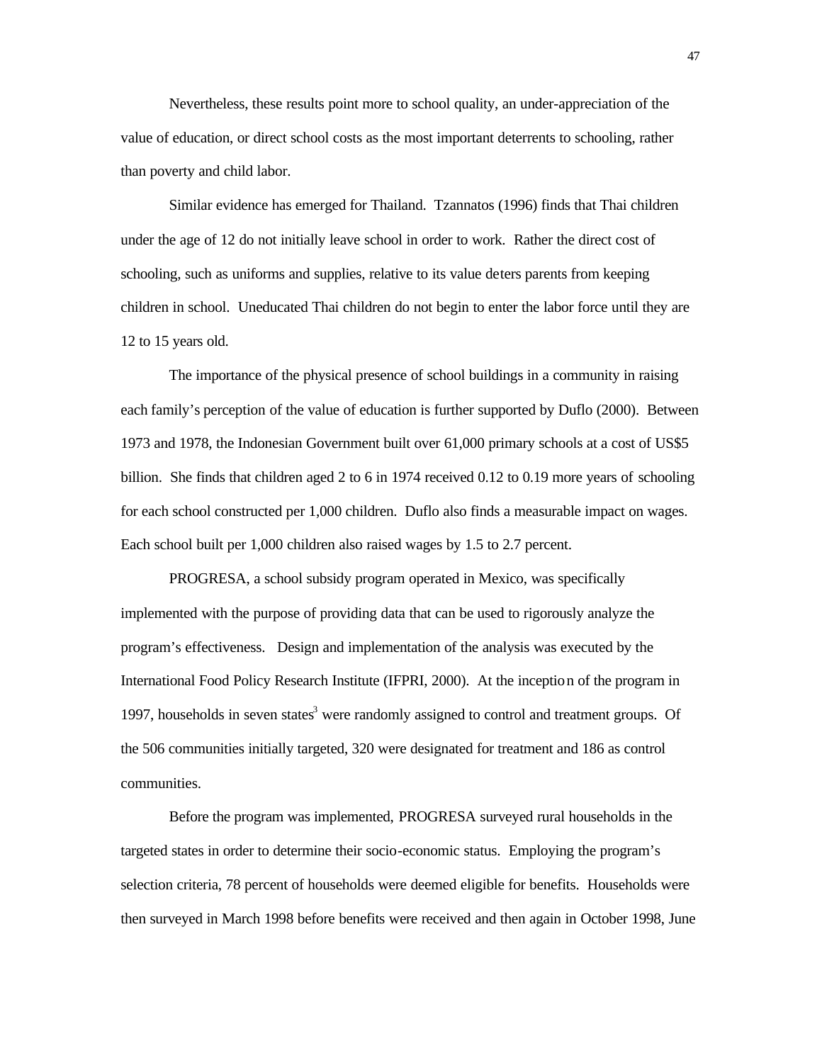Nevertheless, these results point more to school quality, an under-appreciation of the value of education, or direct school costs as the most important deterrents to schooling, rather than poverty and child labor.

Similar evidence has emerged for Thailand. Tzannatos (1996) finds that Thai children under the age of 12 do not initially leave school in order to work. Rather the direct cost of schooling, such as uniforms and supplies, relative to its value deters parents from keeping children in school. Uneducated Thai children do not begin to enter the labor force until they are 12 to 15 years old.

The importance of the physical presence of school buildings in a community in raising each family's perception of the value of education is further supported by Duflo (2000). Between 1973 and 1978, the Indonesian Government built over 61,000 primary schools at a cost of US$5 billion. She finds that children aged 2 to 6 in 1974 received 0.12 to 0.19 more years of schooling for each school constructed per 1,000 children. Duflo also finds a measurable impact on wages. Each school built per 1,000 children also raised wages by 1.5 to 2.7 percent.

PROGRESA, a school subsidy program operated in Mexico, was specifically implemented with the purpose of providing data that can be used to rigorously analyze the program's effectiveness. Design and implementation of the analysis was executed by the International Food Policy Research Institute (IFPRI, 2000). At the inception of the program in 1997, households in seven states[3] were randomly assigned to control and treatment groups. Of the 506 communities initially targeted, 320 were designated for treatment and 186 as control communities.

Before the program was implemented, PROGRESA surveyed rural households in the targeted states in order to determine their socio-economic status. Employing the program's selection criteria, 78 percent of households were deemed eligible for benefits. Households were then surveyed in March 1998 before benefits were received and then again in October 1998, June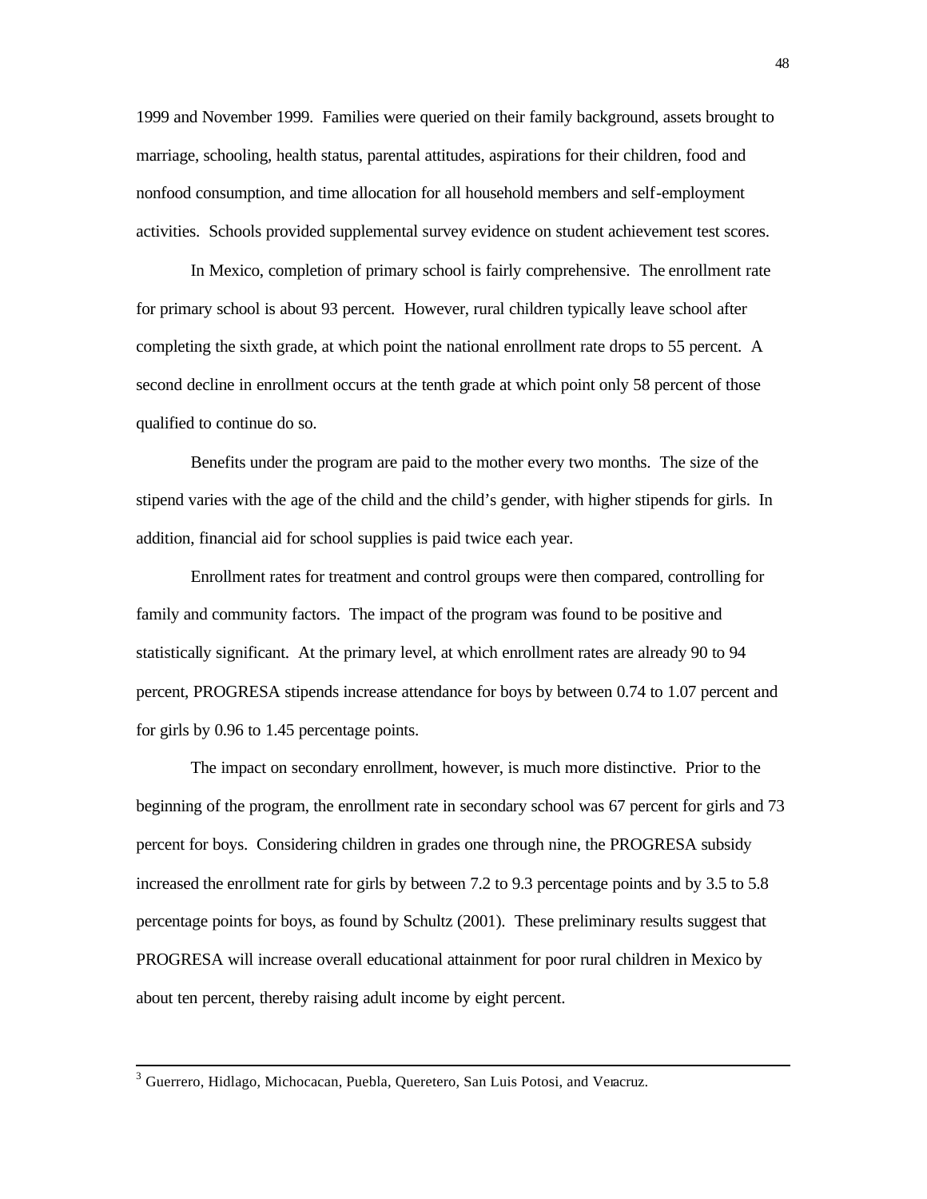1999 and November 1999. Families were queried on their family background, assets brought to marriage, schooling, health status, parental attitudes, aspirations for their children, food and nonfood consumption, and time allocation for all household members and self-employment activities. Schools provided supplemental survey evidence on student achievement test scores.

In Mexico, completion of primary school is fairly comprehensive. The enrollment rate for primary school is about 93 percent. However, rural children typically leave school after completing the sixth grade, at which point the national enrollment rate drops to 55 percent. A second decline in enrollment occurs at the tenth grade at which point only 58 percent of those qualified to continue do so.

Benefits under the program are paid to the mother every two months. The size of the stipend varies with the age of the child and the child's gender, with higher stipends for girls. In addition, financial aid for school supplies is paid twice each year.

Enrollment rates for treatment and control groups were then compared, controlling for family and community factors. The impact of the program was found to be positive and statistically significant. At the primary level, at which enrollment rates are already 90 to 94 percent, PROGRESA stipends increase attendance for boys by between 0.74 to 1.07 percent and for girls by 0.96 to 1.45 percentage points.

The impact on secondary enrollment, however, is much more distinctive. Prior to the beginning of the program, the enrollment rate in secondary school was 67 percent for girls and 73 percent for boys. Considering children in grades one through nine, the PROGRESA subsidy increased the enrollment rate for girls by between 7.2 to 9.3 percentage points and by 3.5 to 5.8 percentage points for boys, as found by Schultz (2001). These preliminary results suggest that PROGRESA will increase overall educational attainment for poor rural children in Mexico by about ten percent, thereby raising adult income by eight percent.

---

[3] Guerrero, Hidlago, Michocacan, Puebla, Queretero, San Luis Potosi, and Veracruz.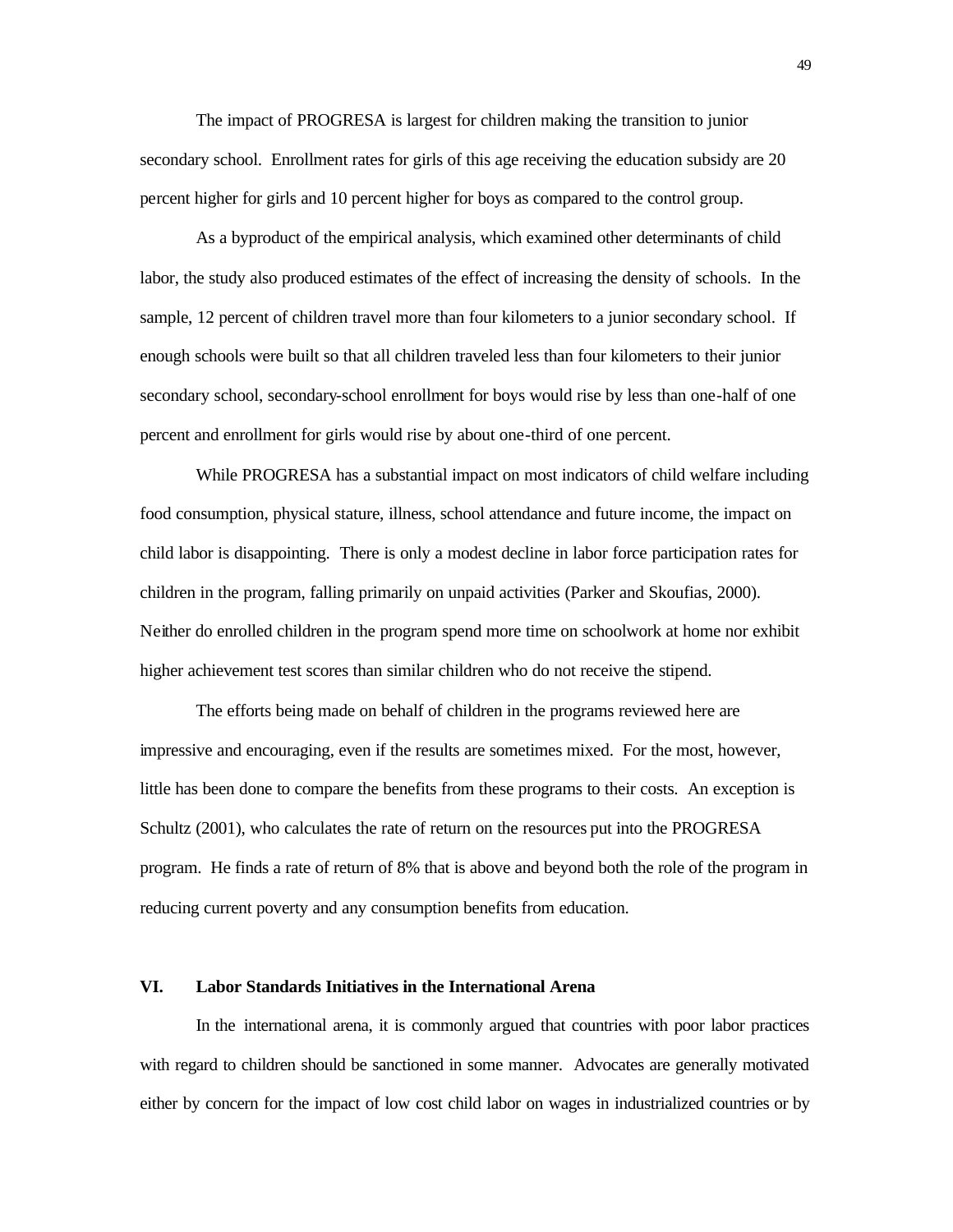The impact of PROGRESA is largest for children making the transition to junior secondary school. Enrollment rates for girls of this age receiving the education subsidy are 20 percent higher for girls and 10 percent higher for boys as compared to the control group.

As a byproduct of the empirical analysis, which examined other determinants of child labor, the study also produced estimates of the effect of increasing the density of schools. In the sample, 12 percent of children travel more than four kilometers to a junior secondary school. If enough schools were built so that all children traveled less than four kilometers to their junior secondary school, secondary-school enrollment for boys would rise by less than one-half of one percent and enrollment for girls would rise by about one-third of one percent.

While PROGRESA has a substantial impact on most indicators of child welfare including food consumption, physical stature, illness, school attendance and future income, the impact on child labor is disappointing. There is only a modest decline in labor force participation rates for children in the program, falling primarily on unpaid activities (Parker and Skoufias, 2000). Neither do enrolled children in the program spend more time on schoolwork at home nor exhibit higher achievement test scores than similar children who do not receive the stipend.

The efforts being made on behalf of children in the programs reviewed here are impressive and encouraging, even if the results are sometimes mixed. For the most, however, little has been done to compare the benefits from these programs to their costs. An exception is Schultz (2001), who calculates the rate of return on the resources put into the PROGRESA program. He finds a rate of return of 8% that is above and beyond both the role of the program in reducing current poverty and any consumption benefits from education.

## VI. Labor Standards Initiatives in the International Arena

In the international arena, it is commonly argued that countries with poor labor practices with regard to children should be sanctioned in some manner. Advocates are generally motivated either by concern for the impact of low cost child labor on wages in industrialized countries or by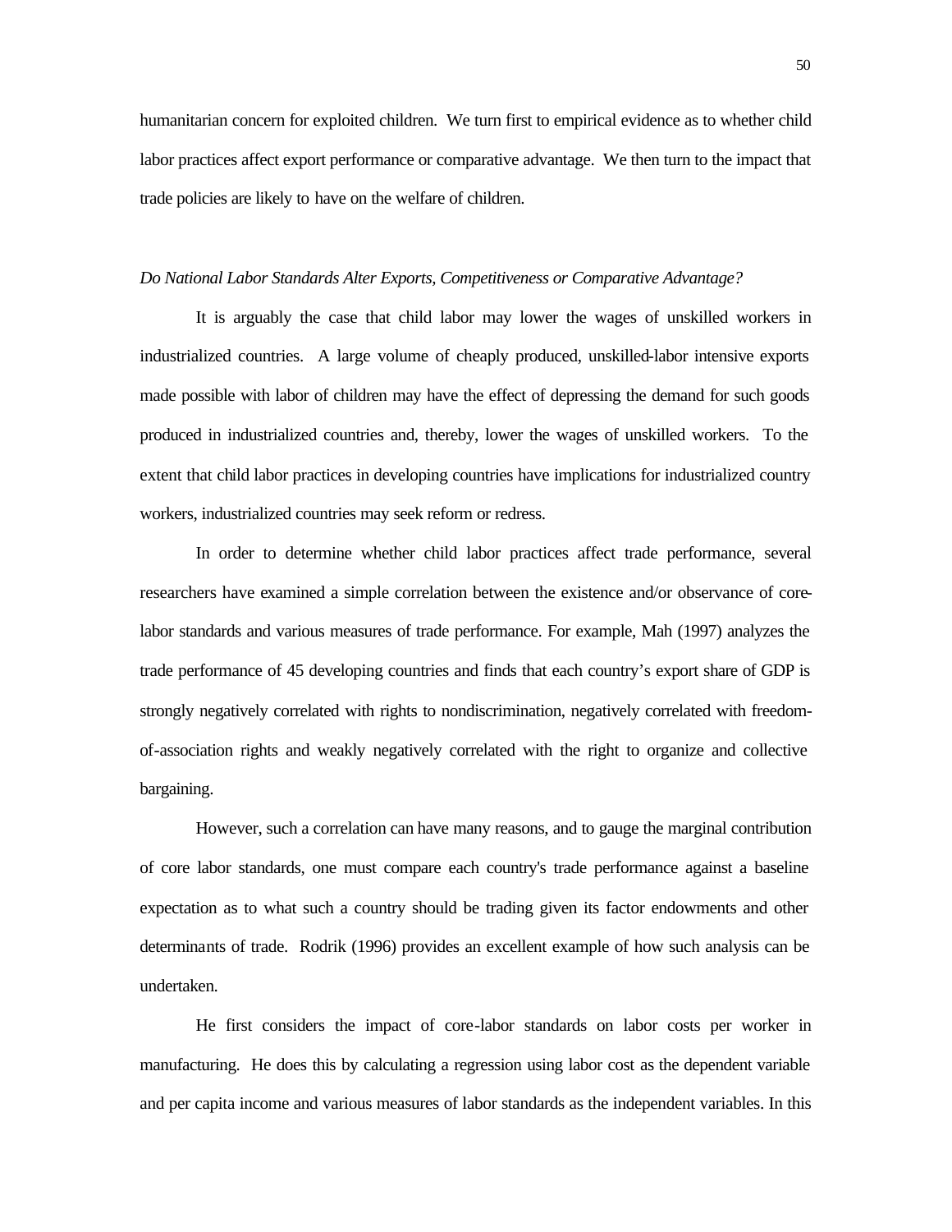humanitarian concern for exploited children. We turn first to empirical evidence as to whether child labor practices affect export performance or comparative advantage. We then turn to the impact that trade policies are likely to have on the welfare of children.

*Do National Labor Standards Alter Exports, Competitiveness or Comparative Advantage?*

It is arguably the case that child labor may lower the wages of unskilled workers in industrialized countries. A large volume of cheaply produced, unskilled-labor intensive exports made possible with labor of children may have the effect of depressing the demand for such goods produced in industrialized countries and, thereby, lower the wages of unskilled workers. To the extent that child labor practices in developing countries have implications for industrialized country workers, industrialized countries may seek reform or redress.

In order to determine whether child labor practices affect trade performance, several researchers have examined a simple correlation between the existence and/or observance of core-labor standards and various measures of trade performance. For example, Mah (1997) analyzes the trade performance of 45 developing countries and finds that each country's export share of GDP is strongly negatively correlated with rights to nondiscrimination, negatively correlated with freedom-of-association rights and weakly negatively correlated with the right to organize and collective bargaining.

However, such a correlation can have many reasons, and to gauge the marginal contribution of core labor standards, one must compare each country's trade performance against a baseline expectation as to what such a country should be trading given its factor endowments and other determinants of trade. Rodrik (1996) provides an excellent example of how such analysis can be undertaken.

He first considers the impact of core-labor standards on labor costs per worker in manufacturing. He does this by calculating a regression using labor cost as the dependent variable and per capita income and various measures of labor standards as the independent variables. In this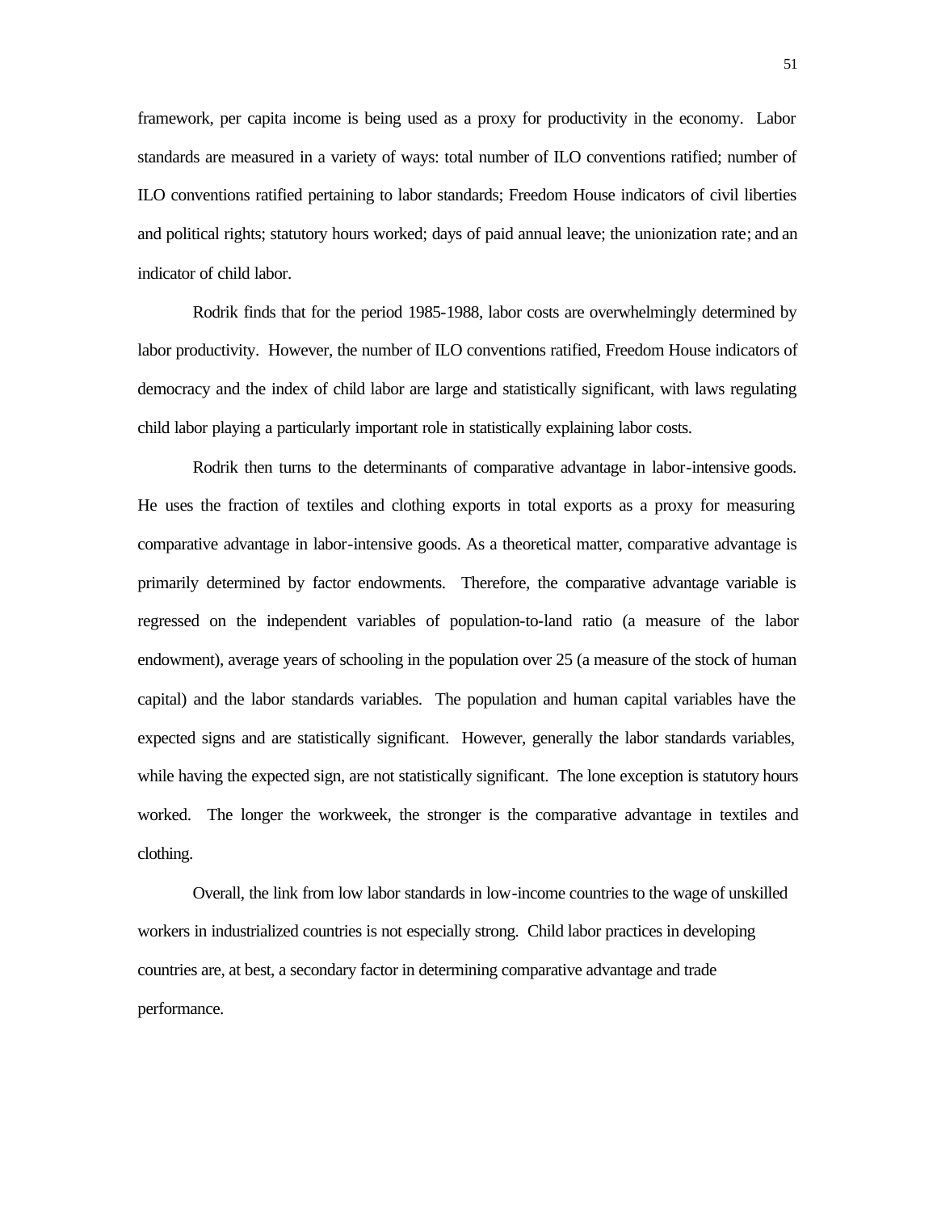framework, per capita income is being used as a proxy for productivity in the economy. Labor standards are measured in a variety of ways: total number of ILO conventions ratified; number of ILO conventions ratified pertaining to labor standards; Freedom House indicators of civil liberties and political rights; statutory hours worked; days of paid annual leave; the unionization rate; and an indicator of child labor.

Rodrik finds that for the period 1985-1988, labor costs are overwhelmingly determined by labor productivity. However, the number of ILO conventions ratified, Freedom House indicators of democracy and the index of child labor are large and statistically significant, with laws regulating child labor playing a particularly important role in statistically explaining labor costs.

Rodrik then turns to the determinants of comparative advantage in labor-intensive goods. He uses the fraction of textiles and clothing exports in total exports as a proxy for measuring comparative advantage in labor-intensive goods. As a theoretical matter, comparative advantage is primarily determined by factor endowments. Therefore, the comparative advantage variable is regressed on the independent variables of population-to-land ratio (a measure of the labor endowment), average years of schooling in the population over 25 (a measure of the stock of human capital) and the labor standards variables. The population and human capital variables have the expected signs and are statistically significant. However, generally the labor standards variables, while having the expected sign, are not statistically significant. The lone exception is statutory hours worked. The longer the workweek, the stronger is the comparative advantage in textiles and clothing.

Overall, the link from low labor standards in low-income countries to the wage of unskilled workers in industrialized countries is not especially strong. Child labor practices in developing countries are, at best, a secondary factor in determining comparative advantage and trade performance.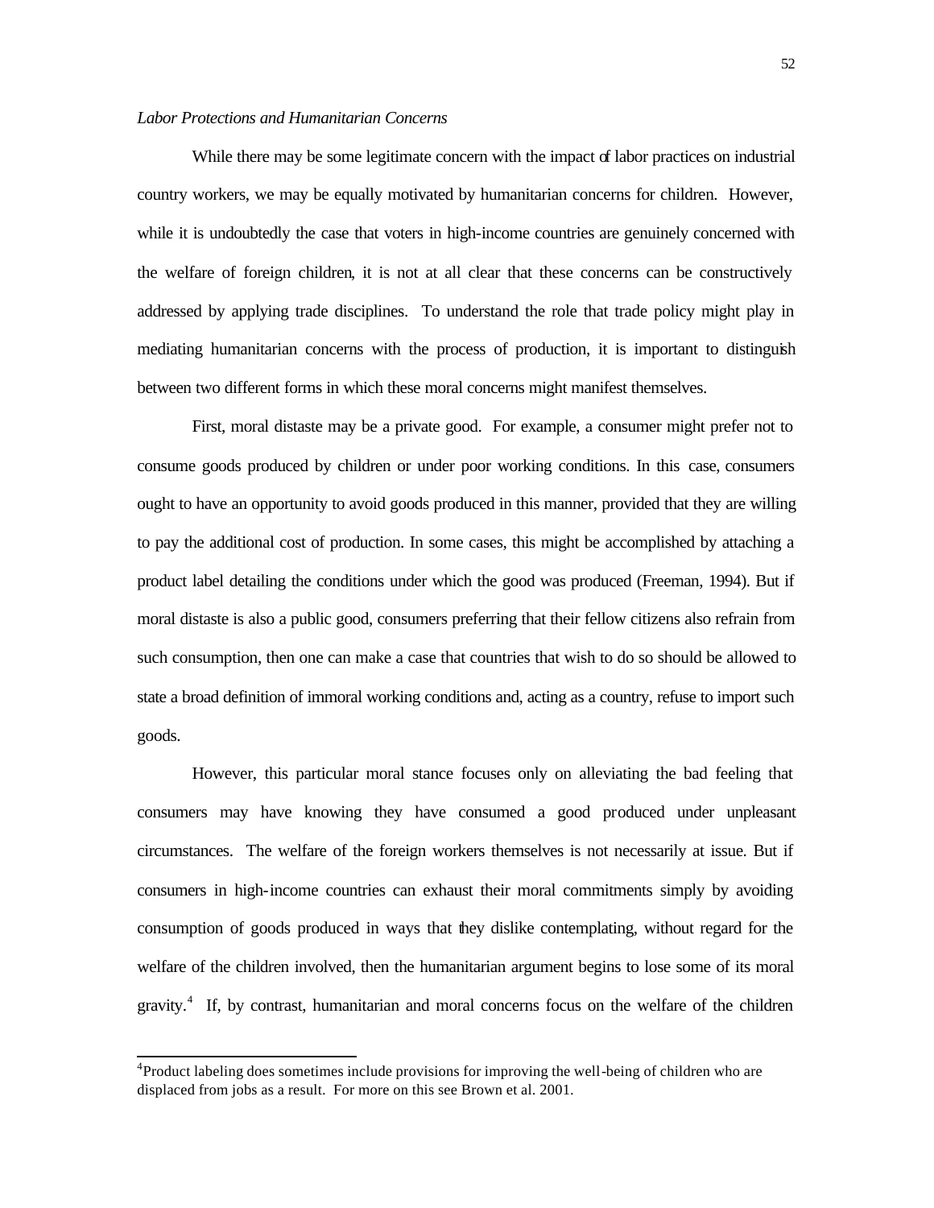*Labor Protections and Humanitarian Concerns*

While there may be some legitimate concern with the impact of labor practices on industrial country workers, we may be equally motivated by humanitarian concerns for children. However, while it is undoubtedly the case that voters in high-income countries are genuinely concerned with the welfare of foreign children, it is not at all clear that these concerns can be constructively addressed by applying trade disciplines. To understand the role that trade policy might play in mediating humanitarian concerns with the process of production, it is important to distinguish between two different forms in which these moral concerns might manifest themselves.

First, moral distaste may be a private good. For example, a consumer might prefer not to consume goods produced by children or under poor working conditions. In this case, consumers ought to have an opportunity to avoid goods produced in this manner, provided that they are willing to pay the additional cost of production. In some cases, this might be accomplished by attaching a product label detailing the conditions under which the good was produced (Freeman, 1994). But if moral distaste is also a public good, consumers preferring that their fellow citizens also refrain from such consumption, then one can make a case that countries that wish to do so should be allowed to state a broad definition of immoral working conditions and, acting as a country, refuse to import such goods.

However, this particular moral stance focuses only on alleviating the bad feeling that consumers may have knowing they have consumed a good produced under unpleasant circumstances. The welfare of the foreign workers themselves is not necessarily at issue. But if consumers in high-income countries can exhaust their moral commitments simply by avoiding consumption of goods produced in ways that they dislike contemplating, without regard for the welfare of the children involved, then the humanitarian argument begins to lose some of its moral gravity.[4] If, by contrast, humanitarian and moral concerns focus on the welfare of the children

[4] Product labeling does sometimes include provisions for improving the well-being of children who are displaced from jobs as a result. For more on this see Brown et al. 2001.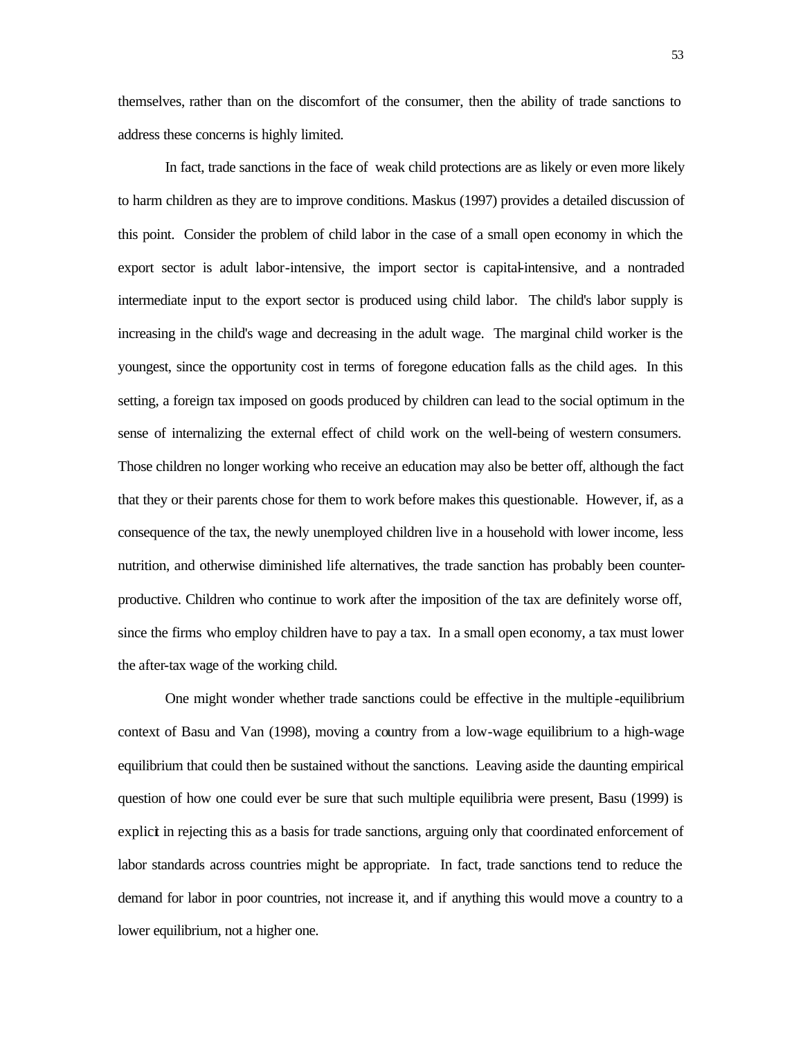themselves, rather than on the discomfort of the consumer, then the ability of trade sanctions to address these concerns is highly limited.

In fact, trade sanctions in the face of weak child protections are as likely or even more likely to harm children as they are to improve conditions. Maskus (1997) provides a detailed discussion of this point. Consider the problem of child labor in the case of a small open economy in which the export sector is adult labor-intensive, the import sector is capital-intensive, and a nontraded intermediate input to the export sector is produced using child labor. The child's labor supply is increasing in the child's wage and decreasing in the adult wage. The marginal child worker is the youngest, since the opportunity cost in terms of foregone education falls as the child ages. In this setting, a foreign tax imposed on goods produced by children can lead to the social optimum in the sense of internalizing the external effect of child work on the well-being of western consumers. Those children no longer working who receive an education may also be better off, although the fact that they or their parents chose for them to work before makes this questionable. However, if, as a consequence of the tax, the newly unemployed children live in a household with lower income, less nutrition, and otherwise diminished life alternatives, the trade sanction has probably been counter-productive. Children who continue to work after the imposition of the tax are definitely worse off, since the firms who employ children have to pay a tax. In a small open economy, a tax must lower the after-tax wage of the working child.

One might wonder whether trade sanctions could be effective in the multiple-equilibrium context of Basu and Van (1998), moving a country from a low-wage equilibrium to a high-wage equilibrium that could then be sustained without the sanctions. Leaving aside the daunting empirical question of how one could ever be sure that such multiple equilibria were present, Basu (1999) is explicit in rejecting this as a basis for trade sanctions, arguing only that coordinated enforcement of labor standards across countries might be appropriate. In fact, trade sanctions tend to reduce the demand for labor in poor countries, not increase it, and if anything this would move a country to a lower equilibrium, not a higher one.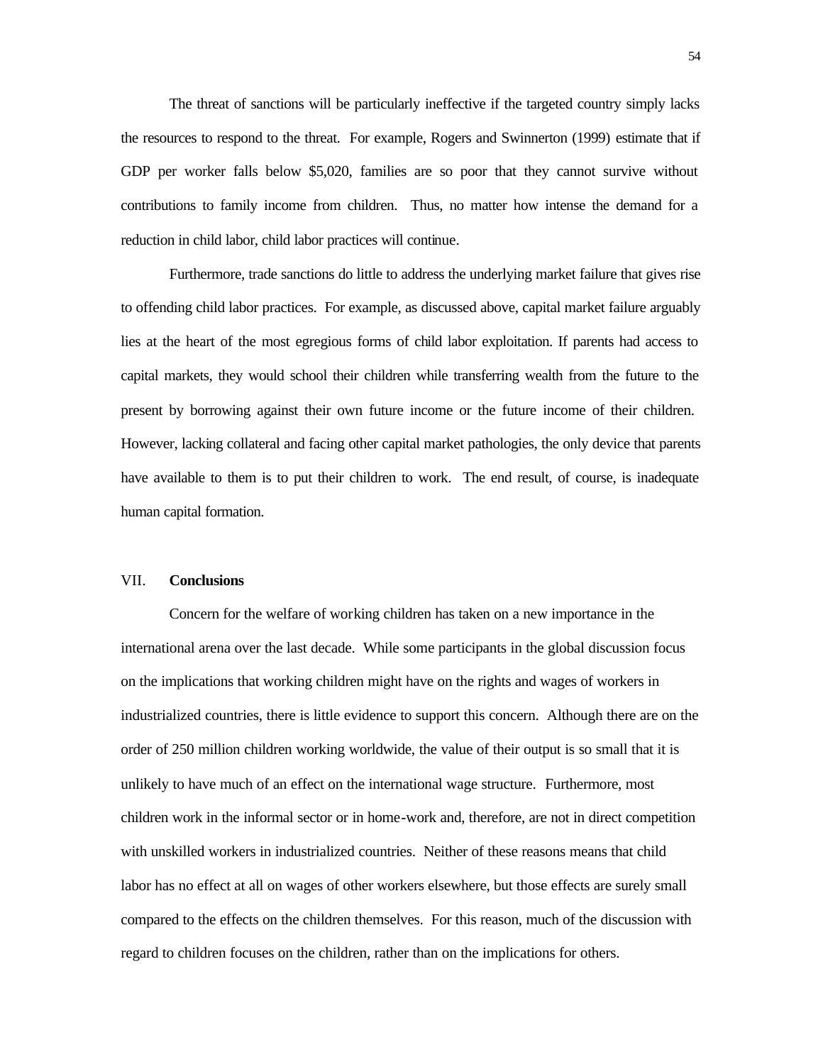The threat of sanctions will be particularly ineffective if the targeted country simply lacks the resources to respond to the threat. For example, Rogers and Swinnerton (1999) estimate that if GDP per worker falls below $5,020, families are so poor that they cannot survive without contributions to family income from children. Thus, no matter how intense the demand for a reduction in child labor, child labor practices will continue.

Furthermore, trade sanctions do little to address the underlying market failure that gives rise to offending child labor practices. For example, as discussed above, capital market failure arguably lies at the heart of the most egregious forms of child labor exploitation. If parents had access to capital markets, they would school their children while transferring wealth from the future to the present by borrowing against their own future income or the future income of their children. However, lacking collateral and facing other capital market pathologies, the only device that parents have available to them is to put their children to work. The end result, of course, is inadequate human capital formation.

## VII. **Conclusions**

Concern for the welfare of working children has taken on a new importance in the international arena over the last decade. While some participants in the global discussion focus on the implications that working children might have on the rights and wages of workers in industrialized countries, there is little evidence to support this concern. Although there are on the order of 250 million children working worldwide, the value of their output is so small that it is unlikely to have much of an effect on the international wage structure. Furthermore, most children work in the informal sector or in home-work and, therefore, are not in direct competition with unskilled workers in industrialized countries. Neither of these reasons means that child labor has no effect at all on wages of other workers elsewhere, but those effects are surely small compared to the effects on the children themselves. For this reason, much of the discussion with regard to children focuses on the children, rather than on the implications for others.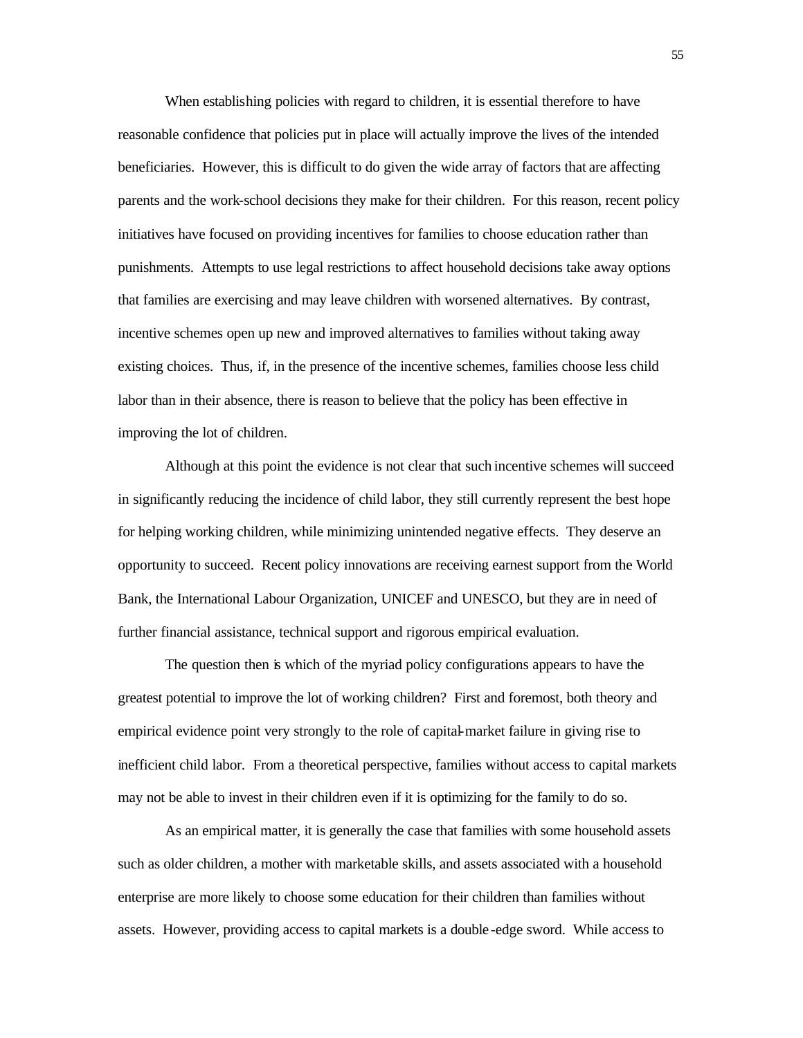When establishing policies with regard to children, it is essential therefore to have reasonable confidence that policies put in place will actually improve the lives of the intended beneficiaries. However, this is difficult to do given the wide array of factors that are affecting parents and the work-school decisions they make for their children. For this reason, recent policy initiatives have focused on providing incentives for families to choose education rather than punishments. Attempts to use legal restrictions to affect household decisions take away options that families are exercising and may leave children with worsened alternatives. By contrast, incentive schemes open up new and improved alternatives to families without taking away existing choices. Thus, if, in the presence of the incentive schemes, families choose less child labor than in their absence, there is reason to believe that the policy has been effective in improving the lot of children.

Although at this point the evidence is not clear that such incentive schemes will succeed in significantly reducing the incidence of child labor, they still currently represent the best hope for helping working children, while minimizing unintended negative effects. They deserve an opportunity to succeed. Recent policy innovations are receiving earnest support from the World Bank, the International Labour Organization, UNICEF and UNESCO, but they are in need of further financial assistance, technical support and rigorous empirical evaluation.

The question then is which of the myriad policy configurations appears to have the greatest potential to improve the lot of working children? First and foremost, both theory and empirical evidence point very strongly to the role of capital-market failure in giving rise to inefficient child labor. From a theoretical perspective, families without access to capital markets may not be able to invest in their children even if it is optimizing for the family to do so.

As an empirical matter, it is generally the case that families with some household assets such as older children, a mother with marketable skills, and assets associated with a household enterprise are more likely to choose some education for their children than families without assets. However, providing access to capital markets is a double-edge sword. While access to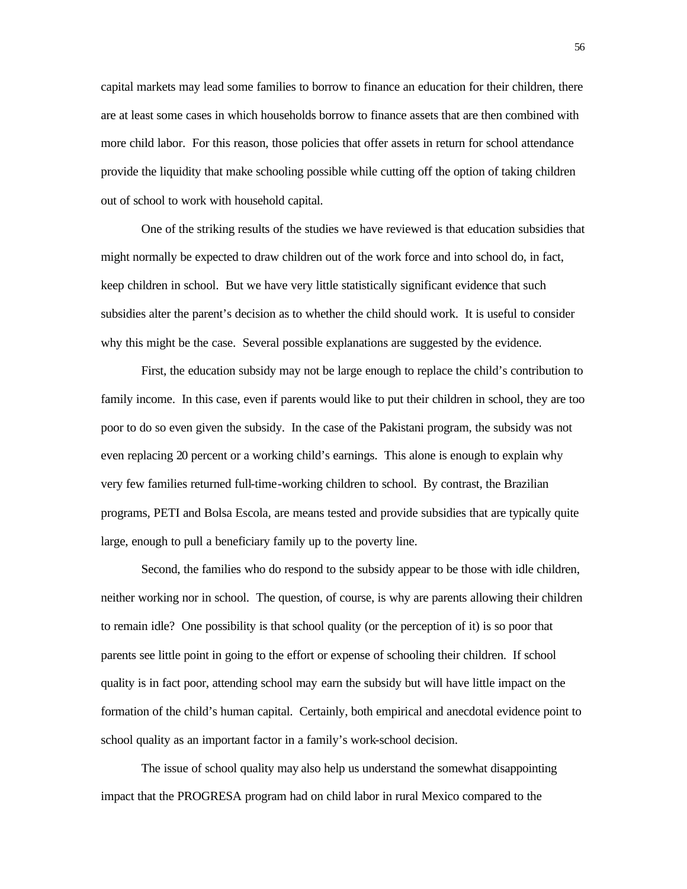capital markets may lead some families to borrow to finance an education for their children, there are at least some cases in which households borrow to finance assets that are then combined with more child labor. For this reason, those policies that offer assets in return for school attendance provide the liquidity that make schooling possible while cutting off the option of taking children out of school to work with household capital.

One of the striking results of the studies we have reviewed is that education subsidies that might normally be expected to draw children out of the work force and into school do, in fact, keep children in school. But we have very little statistically significant evidence that such subsidies alter the parent's decision as to whether the child should work. It is useful to consider why this might be the case. Several possible explanations are suggested by the evidence.

First, the education subsidy may not be large enough to replace the child's contribution to family income. In this case, even if parents would like to put their children in school, they are too poor to do so even given the subsidy. In the case of the Pakistani program, the subsidy was not even replacing 20 percent or a working child's earnings. This alone is enough to explain why very few families returned full-time-working children to school. By contrast, the Brazilian programs, PETI and Bolsa Escola, are means tested and provide subsidies that are typically quite large, enough to pull a beneficiary family up to the poverty line.

Second, the families who do respond to the subsidy appear to be those with idle children, neither working nor in school. The question, of course, is why are parents allowing their children to remain idle? One possibility is that school quality (or the perception of it) is so poor that parents see little point in going to the effort or expense of schooling their children. If school quality is in fact poor, attending school may earn the subsidy but will have little impact on the formation of the child's human capital. Certainly, both empirical and anecdotal evidence point to school quality as an important factor in a family's work-school decision.

The issue of school quality may also help us understand the somewhat disappointing impact that the PROGRESA program had on child labor in rural Mexico compared to the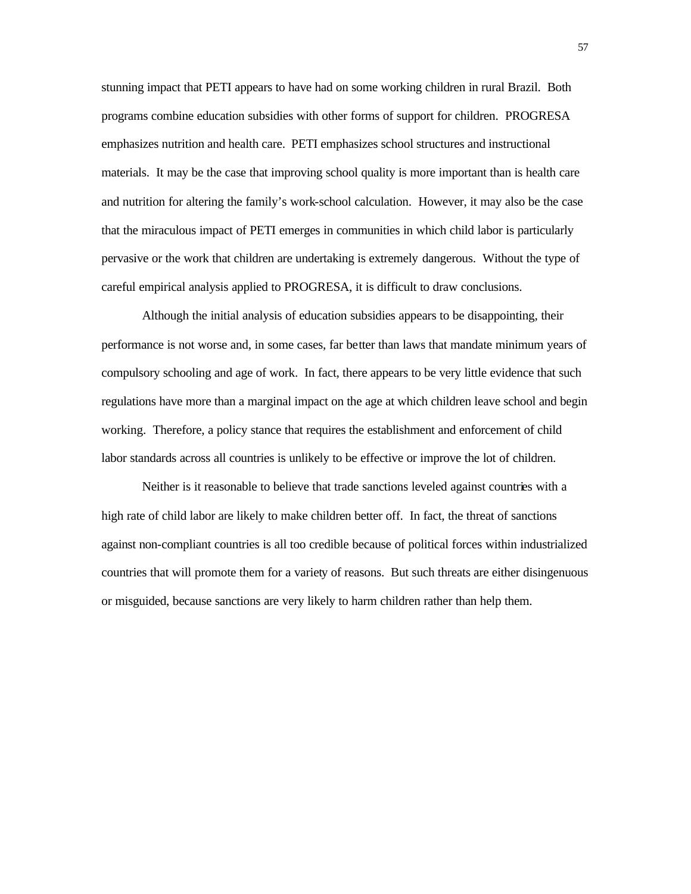stunning impact that PETI appears to have had on some working children in rural Brazil. Both programs combine education subsidies with other forms of support for children. PROGRESA emphasizes nutrition and health care. PETI emphasizes school structures and instructional materials. It may be the case that improving school quality is more important than is health care and nutrition for altering the family's work-school calculation. However, it may also be the case that the miraculous impact of PETI emerges in communities in which child labor is particularly pervasive or the work that children are undertaking is extremely dangerous. Without the type of careful empirical analysis applied to PROGRESA, it is difficult to draw conclusions.

Although the initial analysis of education subsidies appears to be disappointing, their performance is not worse and, in some cases, far better than laws that mandate minimum years of compulsory schooling and age of work. In fact, there appears to be very little evidence that such regulations have more than a marginal impact on the age at which children leave school and begin working. Therefore, a policy stance that requires the establishment and enforcement of child labor standards across all countries is unlikely to be effective or improve the lot of children.

Neither is it reasonable to believe that trade sanctions leveled against countries with a high rate of child labor are likely to make children better off. In fact, the threat of sanctions against non-compliant countries is all too credible because of political forces within industrialized countries that will promote them for a variety of reasons. But such threats are either disingenuous or misguided, because sanctions are very likely to harm children rather than help them.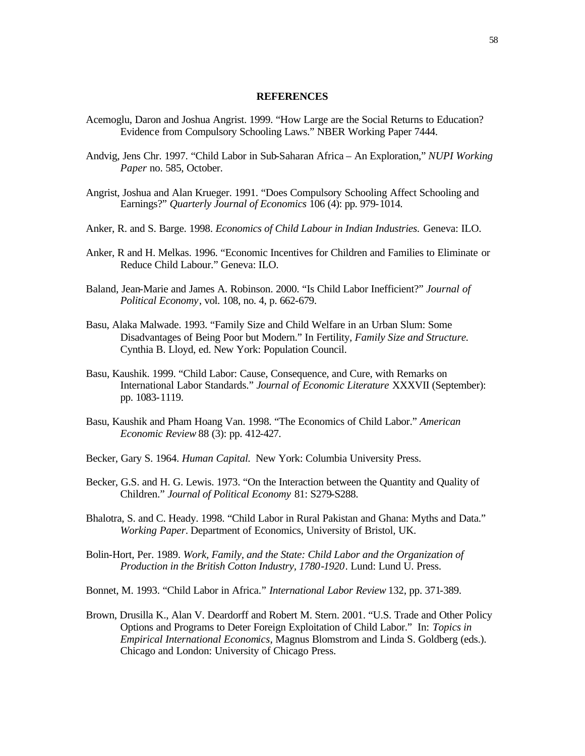## REFERENCES

Acemoglu, Daron and Joshua Angrist. 1999. "How Large are the Social Returns to Education? Evidence from Compulsory Schooling Laws." NBER Working Paper 7444.

Andvig, Jens Chr. 1997. "Child Labor in Sub-Saharan Africa – An Exploration," *NUPI Working Paper* no. 585, October.

Angrist, Joshua and Alan Krueger. 1991. "Does Compulsory Schooling Affect Schooling and Earnings?" *Quarterly Journal of Economics* 106 (4): pp. 979-1014.

Anker, R. and S. Barge. 1998. *Economics of Child Labour in Indian Industries.* Geneva: ILO.

Anker, R and H. Melkas. 1996. "Economic Incentives for Children and Families to Eliminate or Reduce Child Labour." Geneva: ILO.

Baland, Jean-Marie and James A. Robinson. 2000. "Is Child Labor Inefficient?" *Journal of Political Economy*, vol. 108, no. 4, p. 662-679.

Basu, Alaka Malwade. 1993. "Family Size and Child Welfare in an Urban Slum: Some Disadvantages of Being Poor but Modern." In Fertility, *Family Size and Structure.* Cynthia B. Lloyd, ed. New York: Population Council.

Basu, Kaushik. 1999. "Child Labor: Cause, Consequence, and Cure, with Remarks on International Labor Standards." *Journal of Economic Literature* XXXVII (September): pp. 1083-1119.

Basu, Kaushik and Pham Hoang Van. 1998. "The Economics of Child Labor." *American Economic Review* 88 (3): pp. 412-427.

Becker, Gary S. 1964. *Human Capital.* New York: Columbia University Press.

Becker, G.S. and H. G. Lewis. 1973. "On the Interaction between the Quantity and Quality of Children." *Journal of Political Economy* 81: S279-S288.

Bhalotra, S. and C. Heady. 1998. "Child Labor in Rural Pakistan and Ghana: Myths and Data." *Working Paper*. Department of Economics, University of Bristol, UK.

Bolin-Hort, Per. 1989. *Work, Family, and the State: Child Labor and the Organization of Production in the British Cotton Industry, 1780-1920*. Lund: Lund U. Press.

Bonnet, M. 1993. "Child Labor in Africa." *International Labor Review* 132, pp. 371-389.

Brown, Drusilla K., Alan V. Deardorff and Robert M. Stern. 2001. "U.S. Trade and Other Policy Options and Programs to Deter Foreign Exploitation of Child Labor." In: *Topics in Empirical International Economics*, Magnus Blomstrom and Linda S. Goldberg (eds.). Chicago and London: University of Chicago Press.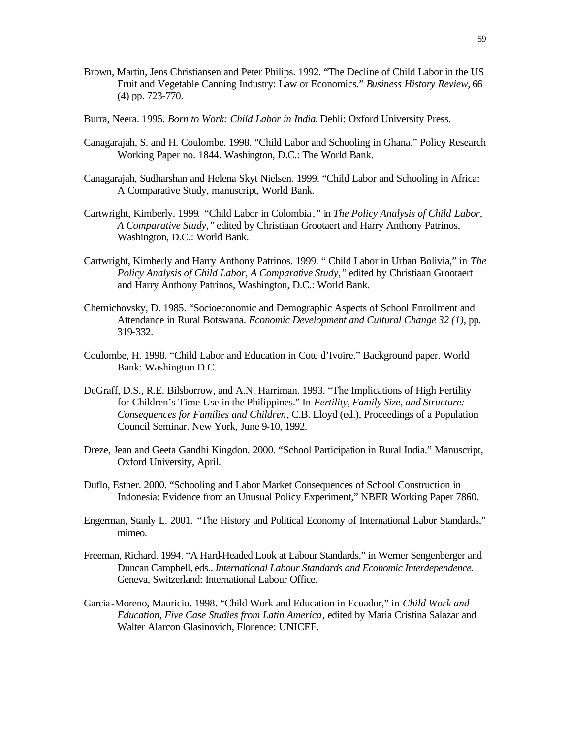Brown, Martin, Jens Christiansen and Peter Philips. 1992. "The Decline of Child Labor in the US Fruit and Vegetable Canning Industry: Law or Economics." *Business History Review*, 66 (4) pp. 723-770.

Burra, Neera. 1995. *Born to Work: Child Labor in India.* Dehli: Oxford University Press.

Canagarajah, S. and H. Coulombe. 1998. "Child Labor and Schooling in Ghana." Policy Research Working Paper no. 1844. Washington, D.C.: The World Bank.

Canagarajah, Sudharshan and Helena Skyt Nielsen. 1999. "Child Labor and Schooling in Africa: A Comparative Study, manuscript, World Bank.

Cartwright, Kimberly. 1999. "Child Labor in Colombia," in *The Policy Analysis of Child Labor, A Comparative Study,"* edited by Christiaan Grootaert and Harry Anthony Patrinos, Washington, D.C.: World Bank.

Cartwright, Kimberly and Harry Anthony Patrinos. 1999. " Child Labor in Urban Bolivia," in *The Policy Analysis of Child Labor, A Comparative Study,"* edited by Christiaan Grootaert and Harry Anthony Patrinos, Washington, D.C.: World Bank.

Chernichovsky, D. 1985. "Socioeconomic and Demographic Aspects of School Enrollment and Attendance in Rural Botswana. *Economic Development and Cultural Change 32 (1)*, pp. 319-332.

Coulombe, H. 1998. "Child Labor and Education in Cote d'Ivoire." Background paper. World Bank: Washington D.C.

DeGraff, D.S., R.E. Bilsborrow, and A.N. Harriman. 1993. "The Implications of High Fertility for Children's Time Use in the Philippines." In *Fertility, Family Size, and Structure: Consequences for Families and Children*, C.B. Lloyd (ed.), Proceedings of a Population Council Seminar. New York, June 9-10, 1992.

Dreze, Jean and Geeta Gandhi Kingdon. 2000. "School Participation in Rural India." Manuscript, Oxford University, April.

Duflo, Esther. 2000. "Schooling and Labor Market Consequences of School Construction in Indonesia: Evidence from an Unusual Policy Experiment," NBER Working Paper 7860.

Engerman, Stanly L. 2001. "The History and Political Economy of International Labor Standards," mimeo.

Freeman, Richard. 1994. "A Hard-Headed Look at Labour Standards," in Werner Sengenberger and Duncan Campbell, eds., *International Labour Standards and Economic Interdependence.* Geneva, Switzerland: International Labour Office.

Garcia-Moreno, Mauricio. 1998. "Child Work and Education in Ecuador," in *Child Work and Education, Five Case Studies from Latin America*, edited by Maria Cristina Salazar and Walter Alarcon Glasinovich, Florence: UNICEF.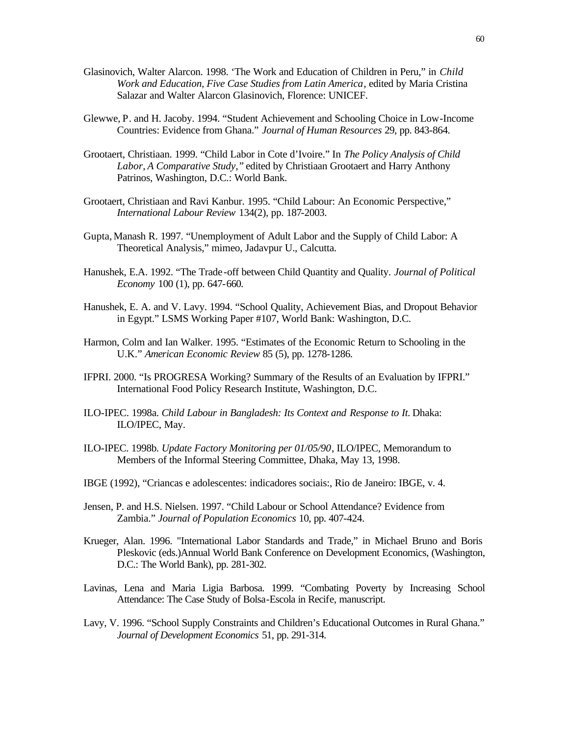Glasinovich, Walter Alarcon. 1998. 'The Work and Education of Children in Peru," in *Child Work and Education, Five Case Studies from Latin America*, edited by Maria Cristina Salazar and Walter Alarcon Glasinovich, Florence: UNICEF.

Glewwe, P. and H. Jacoby. 1994. "Student Achievement and Schooling Choice in Low-Income Countries: Evidence from Ghana." *Journal of Human Resources* 29, pp. 843-864.

Grootaert, Christiaan. 1999. "Child Labor in Cote d'Ivoire." In *The Policy Analysis of Child Labor, A Comparative Study,"* edited by Christiaan Grootaert and Harry Anthony Patrinos, Washington, D.C.: World Bank.

Grootaert, Christiaan and Ravi Kanbur. 1995. "Child Labour: An Economic Perspective," *International Labour Review* 134(2), pp. 187-2003.

Gupta, Manash R. 1997. "Unemployment of Adult Labor and the Supply of Child Labor: A Theoretical Analysis," mimeo, Jadavpur U., Calcutta.

Hanushek, E.A. 1992. "The Trade-off between Child Quantity and Quality. *Journal of Political Economy* 100 (1), pp. 647-660.

Hanushek, E. A. and V. Lavy. 1994. "School Quality, Achievement Bias, and Dropout Behavior in Egypt." LSMS Working Paper #107, World Bank: Washington, D.C.

Harmon, Colm and Ian Walker. 1995. "Estimates of the Economic Return to Schooling in the U.K." *American Economic Review* 85 (5), pp. 1278-1286.

IFPRI. 2000. "Is PROGRESA Working? Summary of the Results of an Evaluation by IFPRI." International Food Policy Research Institute, Washington, D.C.

ILO-IPEC. 1998a. *Child Labour in Bangladesh: Its Context and Response to It.* Dhaka: ILO/IPEC, May.

ILO-IPEC. 1998b. *Update Factory Monitoring per 01/05/90*, ILO/IPEC, Memorandum to Members of the Informal Steering Committee, Dhaka, May 13, 1998.

IBGE (1992), "Criancas e adolescentes: indicadores sociais:, Rio de Janeiro: IBGE, v. 4.

Jensen, P. and H.S. Nielsen. 1997. "Child Labour or School Attendance? Evidence from Zambia." *Journal of Population Economics* 10, pp. 407-424.

Krueger, Alan. 1996. "International Labor Standards and Trade," in Michael Bruno and Boris Pleskovic (eds.)Annual World Bank Conference on Development Economics, (Washington, D.C.: The World Bank), pp. 281-302.

Lavinas, Lena and Maria Ligia Barbosa. 1999. "Combating Poverty by Increasing School Attendance: The Case Study of Bolsa-Escola in Recife, manuscript.

Lavy, V. 1996. "School Supply Constraints and Children's Educational Outcomes in Rural Ghana." *Journal of Development Economics* 51, pp. 291-314.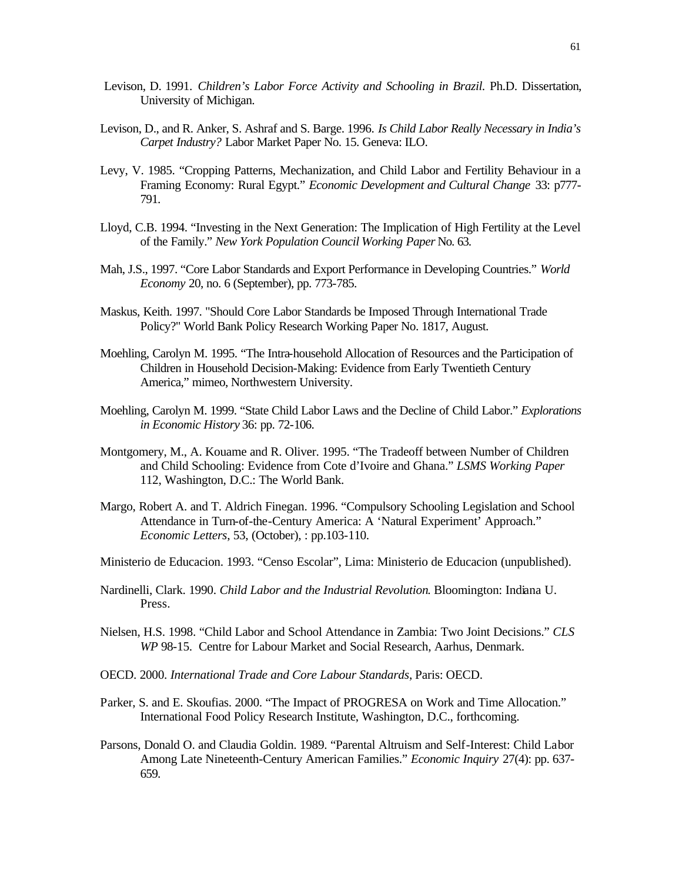Levison, D. 1991. *Children's Labor Force Activity and Schooling in Brazil*. Ph.D. Dissertation, University of Michigan.

Levison, D., and R. Anker, S. Ashraf and S. Barge. 1996. *Is Child Labor Really Necessary in India's Carpet Industry?* Labor Market Paper No. 15. Geneva: ILO.

Levy, V. 1985. "Cropping Patterns, Mechanization, and Child Labor and Fertility Behaviour in a Framing Economy: Rural Egypt." *Economic Development and Cultural Change* 33: p777-791.

Lloyd, C.B. 1994. "Investing in the Next Generation: The Implication of High Fertility at the Level of the Family." *New York Population Council Working Paper* No. 63.

Mah, J.S., 1997. "Core Labor Standards and Export Performance in Developing Countries." *World Economy* 20, no. 6 (September), pp. 773-785.

Maskus, Keith. 1997. "Should Core Labor Standards be Imposed Through International Trade Policy?" World Bank Policy Research Working Paper No. 1817, August.

Moehling, Carolyn M. 1995. "The Intra-household Allocation of Resources and the Participation of Children in Household Decision-Making: Evidence from Early Twentieth Century America," mimeo, Northwestern University.

Moehling, Carolyn M. 1999. "State Child Labor Laws and the Decline of Child Labor." *Explorations in Economic History* 36: pp. 72-106.

Montgomery, M., A. Kouame and R. Oliver. 1995. "The Tradeoff between Number of Children and Child Schooling: Evidence from Cote d'Ivoire and Ghana." *LSMS Working Paper* 112, Washington, D.C.: The World Bank.

Margo, Robert A. and T. Aldrich Finegan. 1996. "Compulsory Schooling Legislation and School Attendance in Turn-of-the-Century America: A 'Natural Experiment' Approach." *Economic Letters*, 53, (October), : pp.103-110.

Ministerio de Educacion. 1993. "Censo Escolar", Lima: Ministerio de Educacion (unpublished).

Nardinelli, Clark. 1990. *Child Labor and the Industrial Revolution*. Bloomington: Indiana U. Press.

Nielsen, H.S. 1998. "Child Labor and School Attendance in Zambia: Two Joint Decisions." *CLS WP* 98-15. Centre for Labour Market and Social Research, Aarhus, Denmark.

OECD. 2000. *International Trade and Core Labour Standards*, Paris: OECD.

Parker, S. and E. Skoufias. 2000. "The Impact of PROGRESA on Work and Time Allocation." International Food Policy Research Institute, Washington, D.C., forthcoming.

Parsons, Donald O. and Claudia Goldin. 1989. "Parental Altruism and Self-Interest: Child Labor Among Late Nineteenth-Century American Families." *Economic Inquiry* 27(4): pp. 637-659.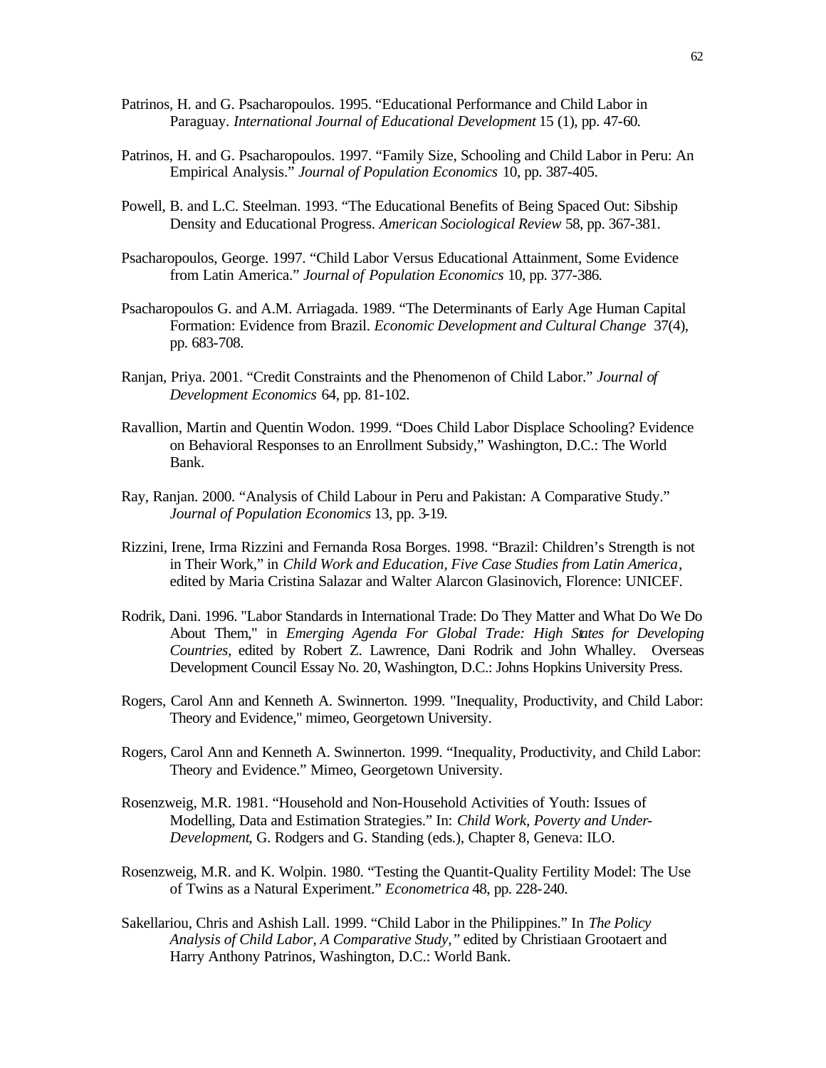Patrinos, H. and G. Psacharopoulos. 1995. "Educational Performance and Child Labor in Paraguay. *International Journal of Educational Development* 15 (1), pp. 47-60.

Patrinos, H. and G. Psacharopoulos. 1997. "Family Size, Schooling and Child Labor in Peru: An Empirical Analysis." *Journal of Population Economics* 10, pp. 387-405.

Powell, B. and L.C. Steelman. 1993. "The Educational Benefits of Being Spaced Out: Sibship Density and Educational Progress. *American Sociological Review* 58, pp. 367-381.

Psacharopoulos, George. 1997. "Child Labor Versus Educational Attainment, Some Evidence from Latin America." *Journal of Population Economics* 10, pp. 377-386.

Psacharopoulos G. and A.M. Arriagada. 1989. "The Determinants of Early Age Human Capital Formation: Evidence from Brazil. *Economic Development and Cultural Change* 37(4), pp. 683-708.

Ranjan, Priya. 2001. "Credit Constraints and the Phenomenon of Child Labor." *Journal of Development Economics* 64, pp. 81-102.

Ravallion, Martin and Quentin Wodon. 1999. "Does Child Labor Displace Schooling? Evidence on Behavioral Responses to an Enrollment Subsidy," Washington, D.C.: The World Bank.

Ray, Ranjan. 2000. "Analysis of Child Labour in Peru and Pakistan: A Comparative Study." *Journal of Population Economics* 13, pp. 3-19.

Rizzini, Irene, Irma Rizzini and Fernanda Rosa Borges. 1998. "Brazil: Children's Strength is not in Their Work," in *Child Work and Education, Five Case Studies from Latin America*, edited by Maria Cristina Salazar and Walter Alarcon Glasinovich, Florence: UNICEF.

Rodrik, Dani. 1996. "Labor Standards in International Trade: Do They Matter and What Do We Do About Them," in *Emerging Agenda For Global Trade: High States for Developing Countries*, edited by Robert Z. Lawrence, Dani Rodrik and John Whalley. Overseas Development Council Essay No. 20, Washington, D.C.: Johns Hopkins University Press.

Rogers, Carol Ann and Kenneth A. Swinnerton. 1999. "Inequality, Productivity, and Child Labor: Theory and Evidence," mimeo, Georgetown University.

Rogers, Carol Ann and Kenneth A. Swinnerton. 1999. "Inequality, Productivity, and Child Labor: Theory and Evidence." Mimeo, Georgetown University.

Rosenzweig, M.R. 1981. "Household and Non-Household Activities of Youth: Issues of Modelling, Data and Estimation Strategies." In: *Child Work, Poverty and Under-Development*, G. Rodgers and G. Standing (eds.), Chapter 8, Geneva: ILO.

Rosenzweig, M.R. and K. Wolpin. 1980. "Testing the Quantit-Quality Fertility Model: The Use of Twins as a Natural Experiment." *Econometrica* 48, pp. 228-240.

Sakellariou, Chris and Ashish Lall. 1999. "Child Labor in the Philippines." In *The Policy Analysis of Child Labor, A Comparative Study,"* edited by Christiaan Grootaert and Harry Anthony Patrinos, Washington, D.C.: World Bank.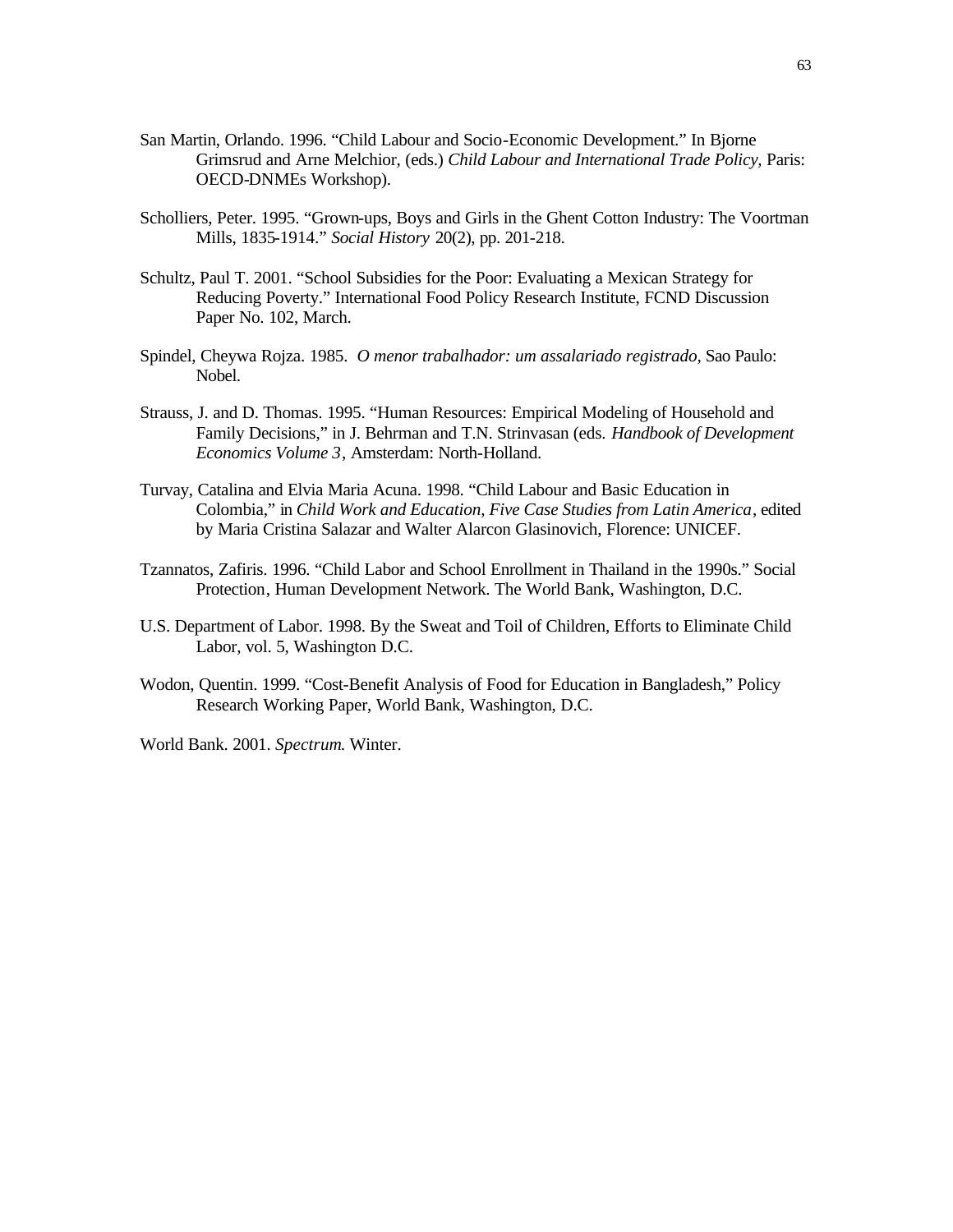San Martin, Orlando. 1996. “Child Labour and Socio-Economic Development.” In Bjorne Grimsrud and Arne Melchior, (eds.) *Child Labour and International Trade Policy,* Paris: OECD-DNMEs Workshop).

Scholliers, Peter. 1995. “Grown-ups, Boys and Girls in the Ghent Cotton Industry: The Voortman Mills, 1835-1914.” *Social History* 20(2), pp. 201-218.

Schultz, Paul T. 2001. “School Subsidies for the Poor: Evaluating a Mexican Strategy for Reducing Poverty.” International Food Policy Research Institute, FCND Discussion Paper No. 102, March.

Spindel, Cheywa Rojza. 1985. *O menor trabalhador: um assalariado registrado,* Sao Paulo: Nobel.

Strauss, J. and D. Thomas. 1995. “Human Resources: Empirical Modeling of Household and Family Decisions,” in J. Behrman and T.N. Strinvasan (eds. *Handbook of Development Economics Volume 3*, Amsterdam: North-Holland.

Turvay, Catalina and Elvia Maria Acuna. 1998. “Child Labour and Basic Education in Colombia,” in *Child Work and Education, Five Case Studies from Latin America*, edited by Maria Cristina Salazar and Walter Alarcon Glasinovich, Florence: UNICEF.

Tzannatos, Zafiris. 1996. “Child Labor and School Enrollment in Thailand in the 1990s.” Social Protection, Human Development Network. The World Bank, Washington, D.C.

U.S. Department of Labor. 1998. By the Sweat and Toil of Children, Efforts to Eliminate Child Labor, vol. 5, Washington D.C.

Wodon, Quentin. 1999. “Cost-Benefit Analysis of Food for Education in Bangladesh,” Policy Research Working Paper, World Bank, Washington, D.C.

World Bank. 2001. *Spectrum*. Winter.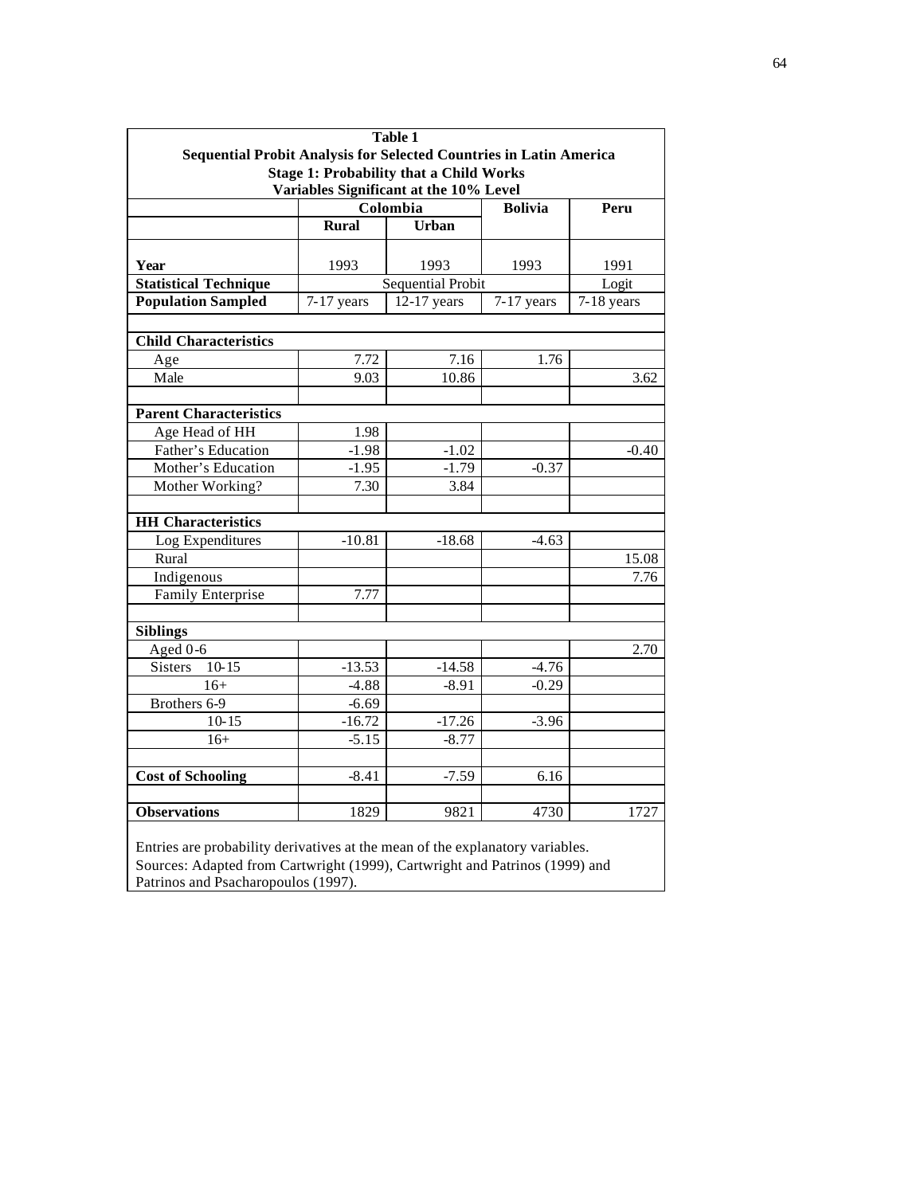**Table 1**
**Sequential Probit Analysis for Selected Countries in Latin America**
**Stage 1: Probability that a Child Works**
**Variables Significant at the 10% Level**

| | Colombia | | Bolivia | Peru |
|---|---|---|---|---|
| | **Rural** | **Urban** | | |
| **Year** | 1993 | 1993 | 1993 | 1991 |
| **Statistical Technique** | Sequential Probit | | | Logit |
| **Population Sampled** | 7-17 years | 12-17 years | 7-17 years | 7-18 years |
| | | | | |
| **Child Characteristics** | | | | |
| Age | 7.72 | 7.16 | 1.76 | |
| Male | 9.03 | 10.86 | | 3.62 |
| | | | | |
| **Parent Characteristics** | | | | |
| Age Head of HH | 1.98 | | | |
| Father's Education | -1.98 | -1.02 | | -0.40 |
| Mother's Education | -1.95 | -1.79 | -0.37 | |
| Mother Working? | 7.30 | 3.84 | | |
| | | | | |
| **HH Characteristics** | | | | |
| Log Expenditures | -10.81 | -18.68 | -4.63 | |
| Rural | | | | 15.08 |
| Indigenous | | | | 7.76 |
| Family Enterprise | 7.77 | | | |
| | | | | |
| **Siblings** | | | | |
| Aged 0-6 | | | | 2.70 |
| Sisters 10-15 | -13.53 | -14.58 | -4.76 | |
| 16+ | -4.88 | -8.91 | -0.29 | |
| Brothers 6-9 | -6.69 | | | |
| 10-15 | -16.72 | -17.26 | -3.96 | |
| 16+ | -5.15 | -8.77 | | |
| | | | | |
| **Cost of Schooling** | -8.41 | -7.59 | 6.16 | |
| | | | | |
| **Observations** | 1829 | 9821 | 4730 | 1727 |

Entries are probability derivatives at the mean of the explanatory variables.
Sources: Adapted from Cartwright (1999), Cartwright and Patrinos (1999) and Patrinos and Psacharopoulos (1997).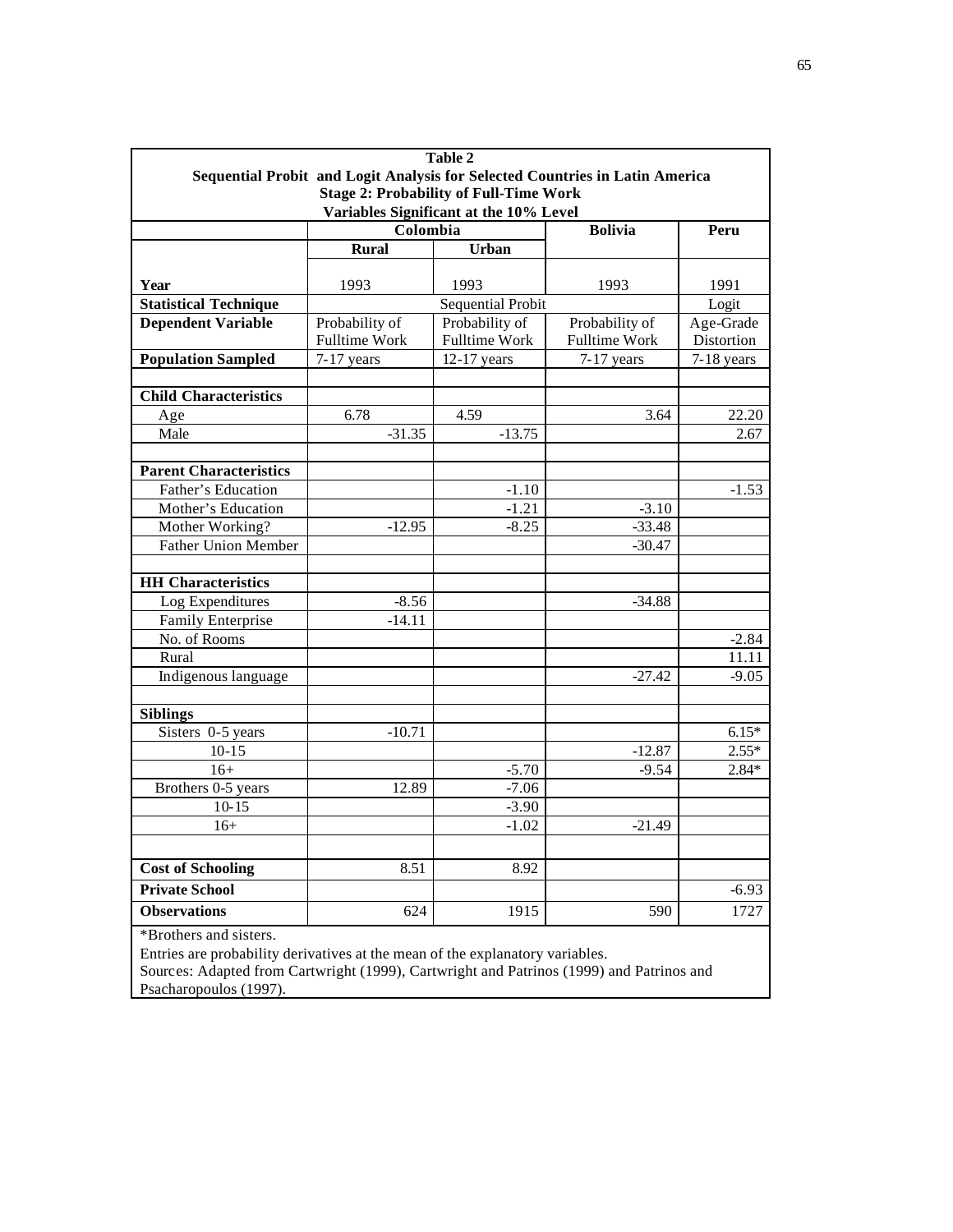**Table 2**

**Sequential Probit and Logit Analysis for Selected Countries in Latin America**

**Stage 2: Probability of Full-Time Work**

**Variables Significant at the 10% Level**

| | Colombia | | Bolivia | Peru |
|---|---|---|---|---|
| | **Rural** | **Urban** | | |
| **Year** | 1993 | 1993 | 1993 | 1991 |
| **Statistical Technique** | Sequential Probit | | | Logit |
| **Dependent Variable** | Probability of Fulltime Work | Probability of Fulltime Work | Probability of Fulltime Work | Age-Grade Distortion |
| **Population Sampled** | 7-17 years | 12-17 years | 7-17 years | 7-18 years |
| | | | | |
| **Child Characteristics** | | | | |
| Age | 6.78 | 4.59 | 3.64 | 22.20 |
| Male | -31.35 | -13.75 | | 2.67 |
| | | | | |
| **Parent Characteristics** | | | | |
| Father's Education | | -1.10 | | -1.53 |
| Mother's Education | | -1.21 | -3.10 | |
| Mother Working? | -12.95 | -8.25 | -33.48 | |
| Father Union Member | | | -30.47 | |
| | | | | |
| **HH Characteristics** | | | | |
| Log Expenditures | -8.56 | | -34.88 | |
| Family Enterprise | -14.11 | | | |
| No. of Rooms | | | | -2.84 |
| Rural | | | | 11.11 |
| Indigenous language | | | -27.42 | -9.05 |
| | | | | |
| **Siblings** | | | | |
| Sisters 0-5 years | -10.71 | | | 6.15* |
| 10-15 | | | -12.87 | 2.55* |
| 16+ | | -5.70 | -9.54 | 2.84* |
| Brothers 0-5 years | 12.89 | -7.06 | | |
| 10-15 | | -3.90 | | |
| 16+ | | -1.02 | -21.49 | |
| | | | | |
| **Cost of Schooling** | 8.51 | 8.92 | | |
| **Private School** | | | | -6.93 |
| **Observations** | 624 | 1915 | 590 | 1727 |

*Brothers and sisters.

Entries are probability derivatives at the mean of the explanatory variables.

Sources: Adapted from Cartwright (1999), Cartwright and Patrinos (1999) and Patrinos and Psacharopoulos (1997).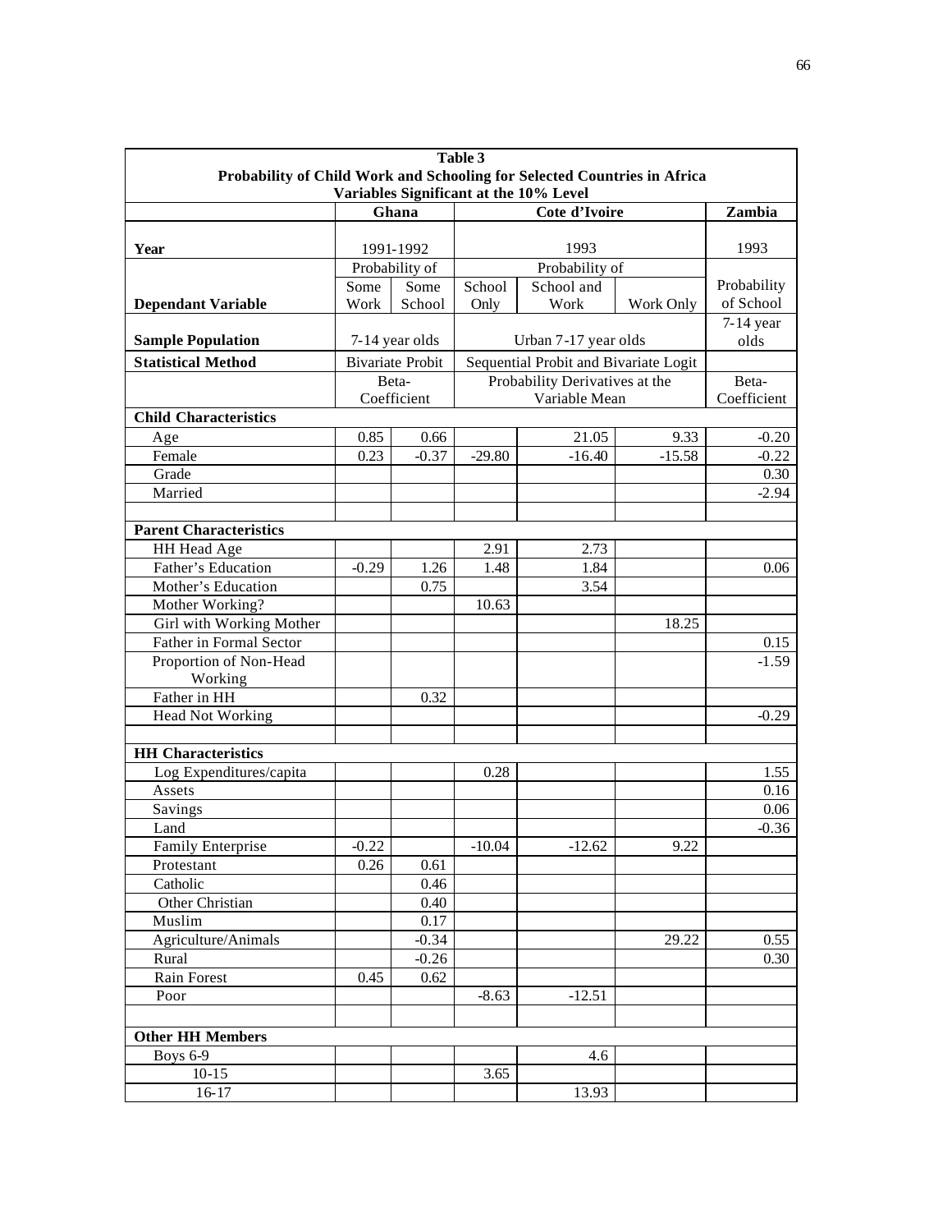**Table 3**
**Probability of Child Work and Schooling for Selected Countries in Africa**
**Variables Significant at the 10% Level**

| | **Ghana** | | **Cote d'Ivoire** | | | **Zambia** |
|---|---|---|---|---|---|---|
| **Year** | 1991-1992 | | 1993 | | | 1993 |
| | Probability of | | Probability of | | | |
| **Dependant Variable** | Some Work | Some School | School Only | School and Work | Work Only | Probability of School |
| **Sample Population** | 7-14 year olds | | Urban 7-17 year olds | | | 7-14 year olds |
| **Statistical Method** | Bivariate Probit | | Sequential Probit and Bivariate Logit | | | |
| | Beta-Coefficient | | Probability Derivatives at the Variable Mean | | | Beta-Coefficient |
| **Child Characteristics** | | | | | | |
| Age | 0.85 | 0.66 | | 21.05 | 9.33 | -0.20 |
| Female | 0.23 | -0.37 | -29.80 | -16.40 | -15.58 | -0.22 |
| Grade | | | | | | 0.30 |
| Married | | | | | | -2.94 |
| | | | | | | |
| **Parent Characteristics** | | | | | | |
| HH Head Age | | | 2.91 | 2.73 | | |
| Father's Education | -0.29 | 1.26 | 1.48 | 1.84 | | 0.06 |
| Mother's Education | | 0.75 | | 3.54 | | |
| Mother Working? | | | 10.63 | | | |
| Girl with Working Mother | | | | | 18.25 | |
| Father in Formal Sector | | | | | | 0.15 |
| Proportion of Non-Head Working | | | | | | -1.59 |
| Father in HH | | 0.32 | | | | |
| Head Not Working | | | | | | -0.29 |
| | | | | | | |
| **HH Characteristics** | | | | | | |
| Log Expenditures/capita | | | 0.28 | | | 1.55 |
| Assets | | | | | | 0.16 |
| Savings | | | | | | 0.06 |
| Land | | | | | | -0.36 |
| Family Enterprise | -0.22 | | -10.04 | -12.62 | 9.22 | |
| Protestant | 0.26 | 0.61 | | | | |
| Catholic | | 0.46 | | | | |
| Other Christian | | 0.40 | | | | |
| Muslim | | 0.17 | | | | |
| Agriculture/Animals | | -0.34 | | | 29.22 | 0.55 |
| Rural | | -0.26 | | | | 0.30 |
| Rain Forest | 0.45 | 0.62 | | | | |
| Poor | | | -8.63 | -12.51 | | |
| | | | | | | |
| **Other HH Members** | | | | | | |
| Boys 6-9 | | | | 4.6 | | |
| 10-15 | | | 3.65 | | | |
| 16-17 | | | | 13.93 | | |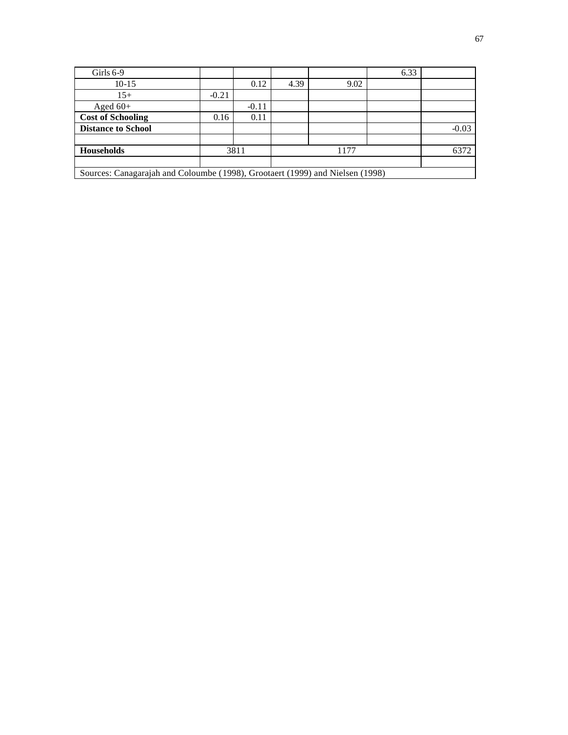| Girls 6-9 | | | | | 6.33 | |
|---|---|---|---|---|---|---|
| 10-15 | | 0.12 | 4.39 | 9.02 | | |
| 15+ | -0.21 | | | | | |
| Aged 60+ | | -0.11 | | | | |
| **Cost of Schooling** | 0.16 | 0.11 | | | | |
| **Distance to School** | | | | | | -0.03 |
| | | | | | | |
| **Households** | 3811 | | 1177 | | | 6372 |
| | | | | | | |
| Sources: Canagarajah and Coloumbe (1998), Grootaert (1999) and Nielsen (1998) | | | | | | |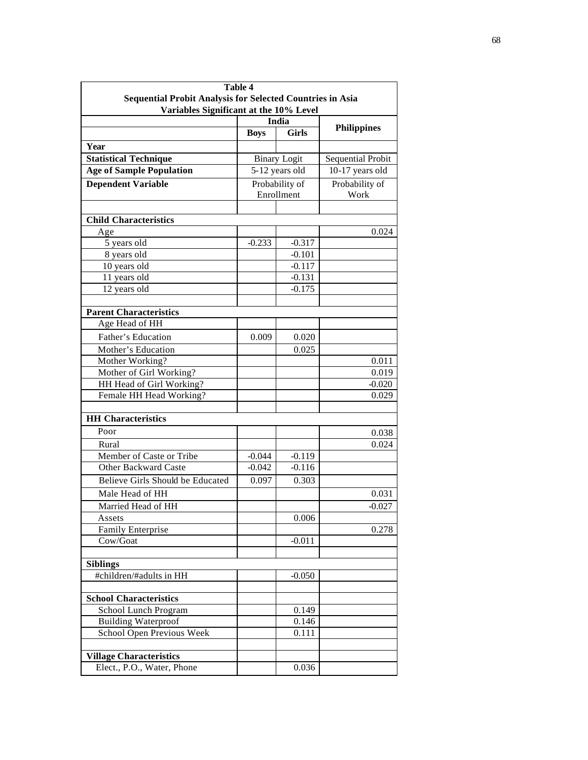| Table 4<br>Sequential Probit Analysis for Selected Countries in Asia<br>Variables Significant at the 10% Level | | | |
|---|---|---|---|
| | **India** | | **Philippines** |
| | **Boys** | **Girls** | |
| **Year** | | | |
| **Statistical Technique** | Binary Logit | | Sequential Probit |
| **Age of Sample Population** | 5-12 years old | | 10-17 years old |
| **Dependent Variable** | Probability of Enrollment | | Probability of Work |
| | | | |
| **Child Characteristics** | | | |
| Age | | | 0.024 |
| 5 years old | -0.233 | -0.317 | |
| 8 years old | | -0.101 | |
| 10 years old | | -0.117 | |
| 11 years old | | -0.131 | |
| 12 years old | | -0.175 | |
| | | | |
| **Parent Characteristics** | | | |
| Age Head of HH | | | |
| Father's Education | 0.009 | 0.020 | |
| Mother's Education | | 0.025 | |
| Mother Working? | | | 0.011 |
| Mother of Girl Working? | | | 0.019 |
| HH Head of Girl Working? | | | -0.020 |
| Female HH Head Working? | | | 0.029 |
| | | | |
| **HH Characteristics** | | | |
| Poor | | | 0.038 |
| Rural | | | 0.024 |
| Member of Caste or Tribe | -0.044 | -0.119 | |
| Other Backward Caste | -0.042 | -0.116 | |
| Believe Girls Should be Educated | 0.097 | 0.303 | |
| Male Head of HH | | | 0.031 |
| Married Head of HH | | | -0.027 |
| Assets | | 0.006 | |
| Family Enterprise | | | 0.278 |
| Cow/Goat | | -0.011 | |
| | | | |
| **Siblings** | | | |
| #children/#adults in HH | | -0.050 | |
| | | | |
| **School Characteristics** | | | |
| School Lunch Program | | 0.149 | |
| Building Waterproof | | 0.146 | |
| School Open Previous Week | | 0.111 | |
| | | | |
| **Village Characteristics** | | | |
| Elect., P.O., Water, Phone | | 0.036 | |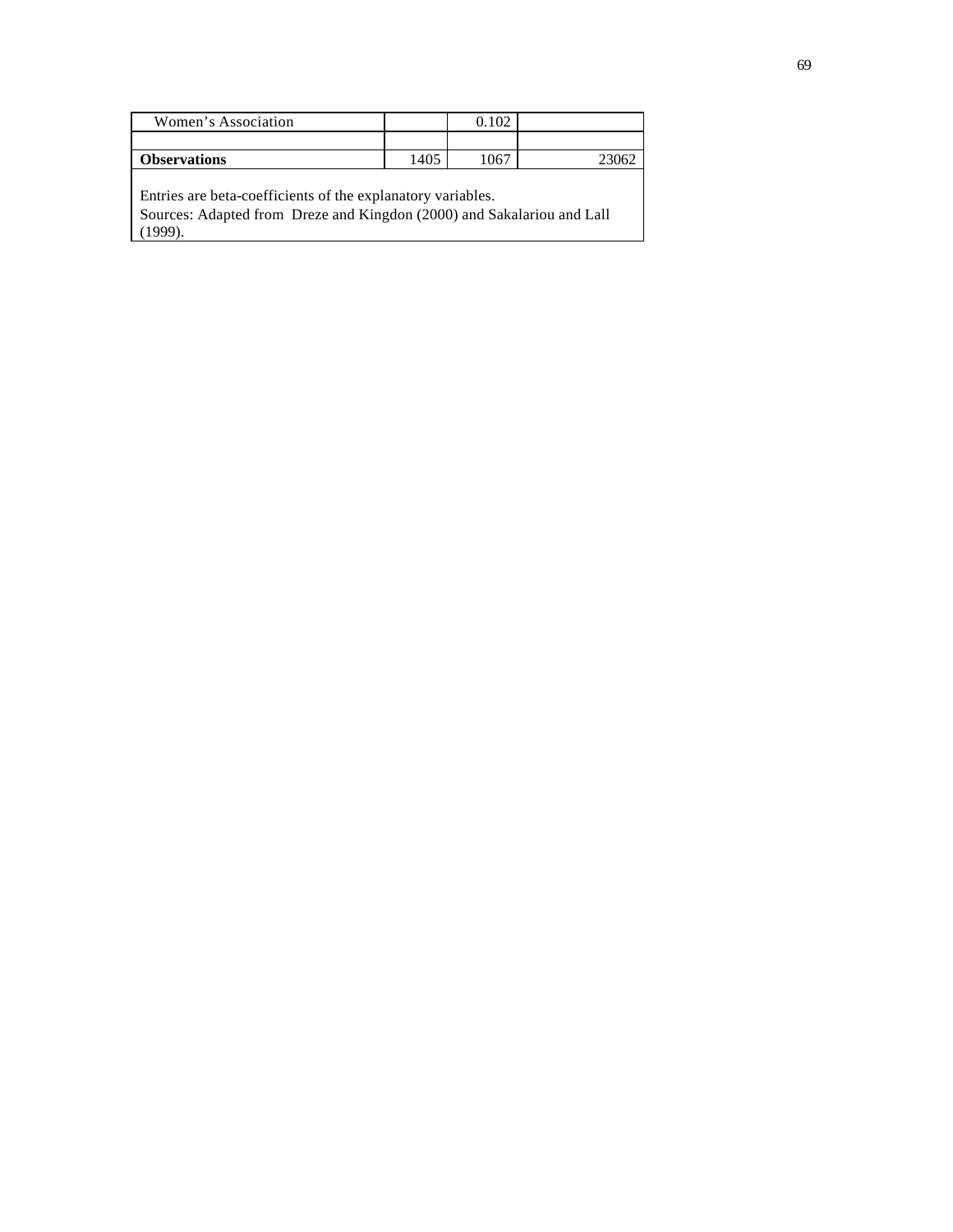| Women's Association | | 0.102 | |
|---|---|---|---|
| | | | |
| **Observations** | 1405 | 1067 | 23062 |

Entries are beta-coefficients of the explanatory variables.
Sources: Adapted from Dreze and Kingdon (2000) and Sakalariou and Lall (1999).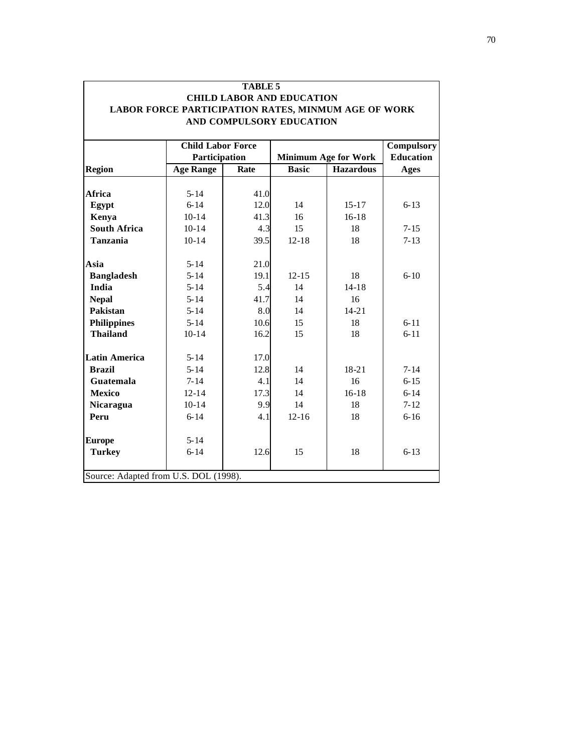**TABLE 5**
**CHILD LABOR AND EDUCATION**
**LABOR FORCE PARTICIPATION RATES, MINMUM AGE OF WORK AND COMPULSORY EDUCATION**

| | Child Labor Force Participation | | Minimum Age for Work | | Compulsory Education |
|---|---|---|---|---|---|
| **Region** | **Age Range** | **Rate** | **Basic** | **Hazardous** | **Ages** |
| **Africa** | 5-14 | 41.0 | | | |
| **Egypt** | 6-14 | 12.0 | 14 | 15-17 | 6-13 |
| **Kenya** | 10-14 | 41.3 | 16 | 16-18 | |
| **South Africa** | 10-14 | 4.3 | 15 | 18 | 7-15 |
| **Tanzania** | 10-14 | 39.5 | 12-18 | 18 | 7-13 |
| **Asia** | 5-14 | 21.0 | | | |
| **Bangladesh** | 5-14 | 19.1 | 12-15 | 18 | 6-10 |
| **India** | 5-14 | 5.4 | 14 | 14-18 | |
| **Nepal** | 5-14 | 41.7 | 14 | 16 | |
| **Pakistan** | 5-14 | 8.0 | 14 | 14-21 | |
| **Philippines** | 5-14 | 10.6 | 15 | 18 | 6-11 |
| **Thailand** | 10-14 | 16.2 | 15 | 18 | 6-11 |
| **Latin America** | 5-14 | 17.0 | | | |
| **Brazil** | 5-14 | 12.8 | 14 | 18-21 | 7-14 |
| **Guatemala** | 7-14 | 4.1 | 14 | 16 | 6-15 |
| **Mexico** | 12-14 | 17.3 | 14 | 16-18 | 6-14 |
| **Nicaragua** | 10-14 | 9.9 | 14 | 18 | 7-12 |
| **Peru** | 6-14 | 4.1 | 12-16 | 18 | 6-16 |
| **Europe** | 5-14 | | | | |
| **Turkey** | 6-14 | 12.6 | 15 | 18 | 6-13 |

Source: Adapted from U.S. DOL (1998).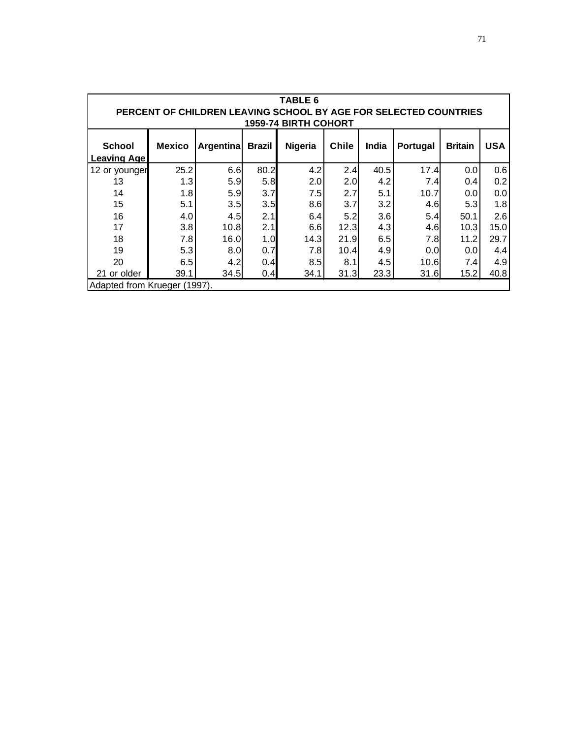**TABLE 6**
**PERCENT OF CHILDREN LEAVING SCHOOL BY AGE FOR SELECTED COUNTRIES**
**1959-74 BIRTH COHORT**

| School Leaving Age | Mexico | Argentina | Brazil | Nigeria | Chile | India | Portugal | Britain | USA |
|---|---|---|---|---|---|---|---|---|---|
| 12 or younger | 25.2 | 6.6 | 80.2 | 4.2 | 2.4 | 40.5 | 17.4 | 0.0 | 0.6 |
| 13 | 1.3 | 5.9 | 5.8 | 2.0 | 2.0 | 4.2 | 7.4 | 0.4 | 0.2 |
| 14 | 1.8 | 5.9 | 3.7 | 7.5 | 2.7 | 5.1 | 10.7 | 0.0 | 0.0 |
| 15 | 5.1 | 3.5 | 3.5 | 8.6 | 3.7 | 3.2 | 4.6 | 5.3 | 1.8 |
| 16 | 4.0 | 4.5 | 2.1 | 6.4 | 5.2 | 3.6 | 5.4 | 50.1 | 2.6 |
| 17 | 3.8 | 10.8 | 2.1 | 6.6 | 12.3 | 4.3 | 4.6 | 10.3 | 15.0 |
| 18 | 7.8 | 16.0 | 1.0 | 14.3 | 21.9 | 6.5 | 7.8 | 11.2 | 29.7 |
| 19 | 5.3 | 8.0 | 0.7 | 7.8 | 10.4 | 4.9 | 0.0 | 0.0 | 4.4 |
| 20 | 6.5 | 4.2 | 0.4 | 8.5 | 8.1 | 4.5 | 10.6 | 7.4 | 4.9 |
| 21 or older | 39.1 | 34.5 | 0.4 | 34.1 | 31.3 | 23.3 | 31.6 | 15.2 | 40.8 |

Adapted from Krueger (1997).